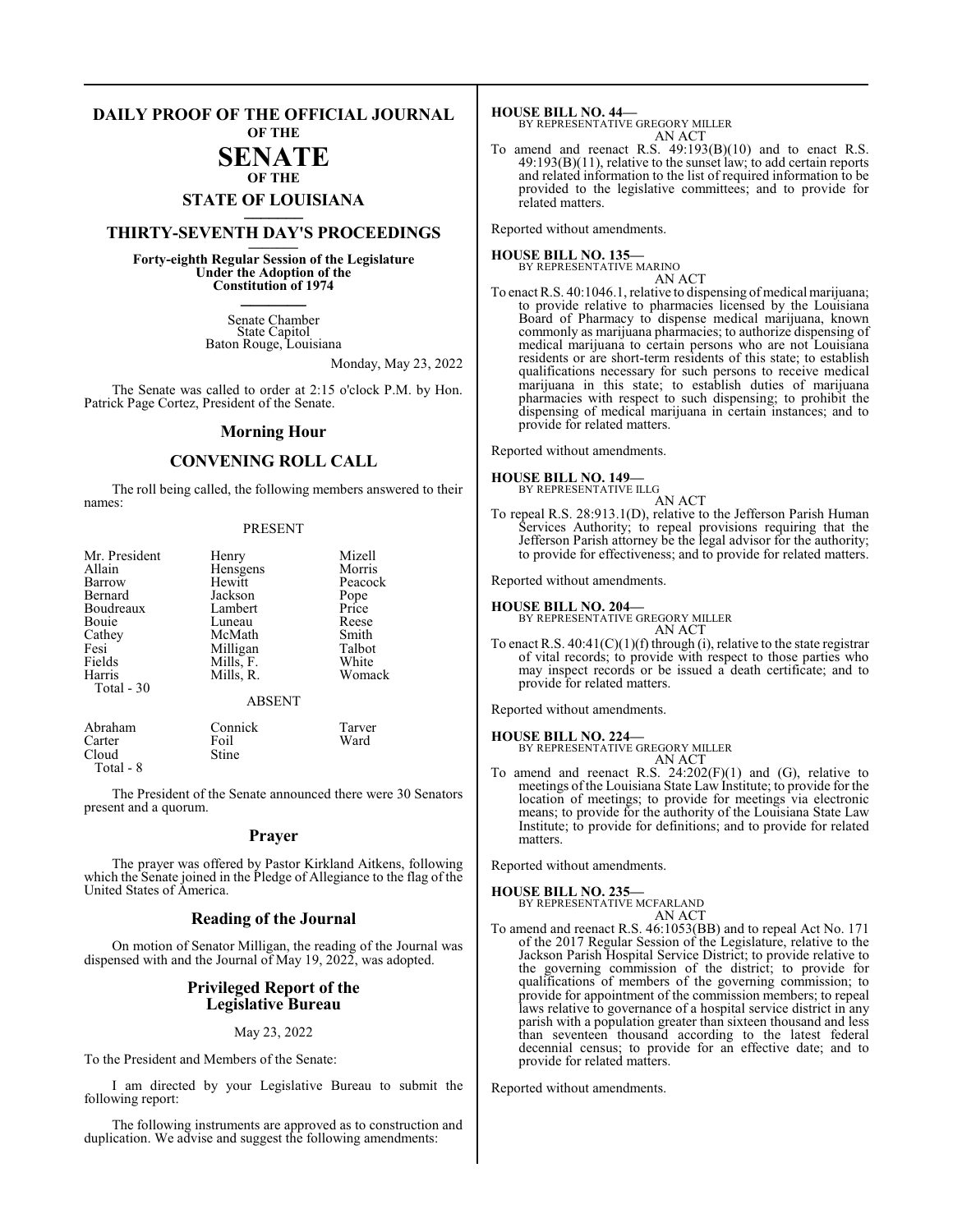# DAILY PROOF OF THE OFFICIAL JOURNAL OF THE SENATE OF THE STATE OF LOUISIANA

## THIRTY-SEVENTH DAY'S PROCEEDINGS

**Forty-eighth Regular Session of the Legislature Under the Adoption of the Constitution of 1974**

Senate Chamber
State Capitol
Baton Rouge, Louisiana

Monday, May 23, 2022

The Senate was called to order at 2:15 o'clock P.M. by Hon. Patrick Page Cortez, President of the Senate.

## Morning Hour

## CONVENING ROLL CALL

The roll being called, the following members answered to their names:

PRESENT

| | | |
|---|---|---|
| Mr. President | Henry | Mizell |
| Allain | Hensgens | Morris |
| Barrow | Hewitt | Peacock |
| Bernard | Jackson | Pope |
| Boudreaux | Lambert | Price |
| Bouie | Luneau | Reese |
| Cathey | McMath | Smith |
| Fesi | Milligan | Talbot |
| Fields | Mills, F. | White |
| Harris | Mills, R. | Womack |
| Total - 30 | | |

ABSENT

| | | |
|---|---|---|
| Abraham | Connick | Tarver |
| Carter | Foil | Ward |
| Cloud | Stine | |
| Total - 8 | | |

The President of the Senate announced there were 30 Senators present and a quorum.

## Prayer

The prayer was offered by Pastor Kirkland Aitkens, following which the Senate joined in the Pledge of Allegiance to the flag of the United States of America.

## Reading of the Journal

On motion of Senator Milligan, the reading of the Journal was dispensed with and the Journal of May 19, 2022, was adopted.

## Privileged Report of the Legislative Bureau

May 23, 2022

To the President and Members of the Senate:

I am directed by your Legislative Bureau to submit the following report:

The following instruments are approved as to construction and duplication. We advise and suggest the following amendments:

**HOUSE BILL NO. 44—**
BY REPRESENTATIVE GREGORY MILLER
AN ACT
To amend and reenact R.S. 49:193(B)(10) and to enact R.S. 49:193(B)(11), relative to the sunset law; to add certain reports and related information to the list of required information to be provided to the legislative committees; and to provide for related matters.

Reported without amendments.

**HOUSE BILL NO. 135—**
BY REPRESENTATIVE MARINO
AN ACT
To enact R.S. 40:1046.1, relative to dispensing of medical marijuana; to provide relative to pharmacies licensed by the Louisiana Board of Pharmacy to dispense medical marijuana, known commonly as marijuana pharmacies; to authorize dispensing of medical marijuana to certain persons who are not Louisiana residents or are short-term residents of this state; to establish qualifications necessary for such persons to receive medical marijuana in this state; to establish duties of marijuana pharmacies with respect to such dispensing; to prohibit the dispensing of medical marijuana in certain instances; and to provide for related matters.

Reported without amendments.

**HOUSE BILL NO. 149—**
BY REPRESENTATIVE ILLG
AN ACT
To repeal R.S. 28:913.1(D), relative to the Jefferson Parish Human Services Authority; to repeal provisions requiring that the Jefferson Parish attorney be the legal advisor for the authority; to provide for effectiveness; and to provide for related matters.

Reported without amendments.

**HOUSE BILL NO. 204—**
BY REPRESENTATIVE GREGORY MILLER
AN ACT
To enact R.S. 40:41(C)(1)(f) through (i), relative to the state registrar of vital records; to provide with respect to those parties who may inspect records or be issued a death certificate; and to provide for related matters.

Reported without amendments.

**HOUSE BILL NO. 224—**
BY REPRESENTATIVE GREGORY MILLER
AN ACT
To amend and reenact R.S. 24:202(F)(1) and (G), relative to meetings of the Louisiana State Law Institute; to provide for the location of meetings; to provide for meetings via electronic means; to provide for the authority of the Louisiana State Law Institute; to provide for definitions; and to provide for related matters.

Reported without amendments.

**HOUSE BILL NO. 235—**
BY REPRESENTATIVE MCFARLAND
AN ACT
To amend and reenact R.S. 46:1053(BB) and to repeal Act No. 171 of the 2017 Regular Session of the Legislature, relative to the Jackson Parish Hospital Service District; to provide relative to the governing commission of the district; to provide for qualifications of members of the governing commission; to provide for appointment of the commission members; to repeal laws relative to governance of a hospital service district in any parish with a population greater than sixteen thousand and less than seventeen thousand according to the latest federal decennial census; to provide for an effective date; and to provide for related matters.

Reported without amendments.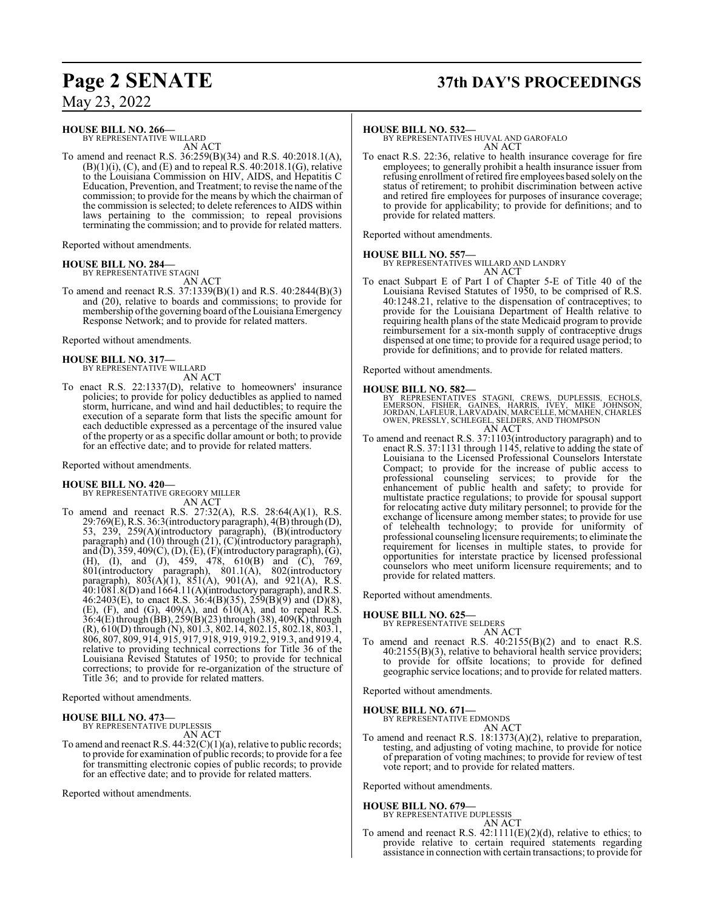**HOUSE BILL NO. 266—**
BY REPRESENTATIVE WILLARD
AN ACT

To amend and reenact R.S. 36:259(B)(34) and R.S. 40:2018.1(A), (B)(1)(i), (C), and (E) and to repeal R.S. 40:2018.1(G), relative to the Louisiana Commission on HIV, AIDS, and Hepatitis C Education, Prevention, and Treatment; to revise the name of the commission; to provide for the means by which the chairman of the commission is selected; to delete references to AIDS within laws pertaining to the commission; to repeal provisions terminating the commission; and to provide for related matters.

Reported without amendments.

**HOUSE BILL NO. 284—**
BY REPRESENTATIVE STAGNI
AN ACT

To amend and reenact R.S. 37:1339(B)(1) and R.S. 40:2844(B)(3) and (20), relative to boards and commissions; to provide for membership of the governing board of the Louisiana Emergency Response Network; and to provide for related matters.

Reported without amendments.

**HOUSE BILL NO. 317—**
BY REPRESENTATIVE WILLARD
AN ACT

To enact R.S. 22:1337(D), relative to homeowners' insurance policies; to provide for policy deductibles as applied to named storm, hurricane, and wind and hail deductibles; to require the execution of a separate form that lists the specific amount for each deductible expressed as a percentage of the insured value of the property or as a specific dollar amount or both; to provide for an effective date; and to provide for related matters.

Reported without amendments.

**HOUSE BILL NO. 420—**
BY REPRESENTATIVE GREGORY MILLER
AN ACT

To amend and reenact R.S. 27:32(A), R.S. 28:64(A)(1), R.S. 29:769(E), R.S. 36:3(introductory paragraph), 4(B) through (D), 53, 239, 259(A)(introductory paragraph), (B)(introductory paragraph) and (10) through (21), (C)(introductory paragraph), and (D), 359, 409(C), (D), (E), (F)(introductory paragraph), (G), (H), (I), and (J), 459, 478, 610(B) and (C), 769, 801(introductory paragraph), 801.1(A), 802(introductory paragraph), 803(A)(1), 851(A), 901(A), and 921(A), R.S. 40:1081.8(D) and 1664.11(A)(introductory paragraph), and R.S. 46:2403(E), to enact R.S. 36:4(B)(35), 259(B)(9) and (D)(8), (E), (F), and (G), 409(A), and 610(A), and to repeal R.S. 36:4(E) through (BB), 259(B)(23) through (38), 409(K) through (R), 610(D) through (N), 801.3, 802.14, 802.15, 802.18, 803.1, 806, 807, 809, 914, 915, 917, 918, 919, 919.2, 919.3, and 919.4, relative to providing technical corrections for Title 36 of the Louisiana Revised Statutes of 1950; to provide for technical corrections; to provide for re-organization of the structure of Title 36; and to provide for related matters.

Reported without amendments.

**HOUSE BILL NO. 473—**
BY REPRESENTATIVE DUPLESSIS
AN ACT

To amend and reenact R.S. 44:32(C)(1)(a), relative to public records; to provide for examination of public records; to provide for a fee for transmitting electronic copies of public records; to provide for an effective date; and to provide for related matters.

Reported without amendments.

**HOUSE BILL NO. 532—**
BY REPRESENTATIVES HUVAL AND GAROFALO
AN ACT

To enact R.S. 22:36, relative to health insurance coverage for fire employees; to generally prohibit a health insurance issuer from refusing enrollment of retired fire employees based solely on the status of retirement; to prohibit discrimination between active and retired fire employees for purposes of insurance coverage; to provide for applicability; to provide for definitions; and to provide for related matters.

Reported without amendments.

**HOUSE BILL NO. 557—**
BY REPRESENTATIVES WILLARD AND LANDRY
AN ACT

To enact Subpart E of Part I of Chapter 5-E of Title 40 of the Louisiana Revised Statutes of 1950, to be comprised of R.S. 40:1248.21, relative to the dispensation of contraceptives; to provide for the Louisiana Department of Health relative to requiring health plans of the state Medicaid program to provide reimbursement for a six-month supply of contraceptive drugs dispensed at one time; to provide for a required usage period; to provide for definitions; and to provide for related matters.

Reported without amendments.

**HOUSE BILL NO. 582—**
BY REPRESENTATIVES STAGNI, CREWS, DUPLESSIS, ECHOLS, EMERSON, FISHER, GAINES, HARRIS, IVEY, MIKE JOHNSON, JORDAN, LAFLEUR, LARVADAIN, MARCELLE, MCMAHEN, CHARLES OWEN, PRESSLY, SCHLEGEL, SELDERS, AND THOMPSON
AN ACT

To amend and reenact R.S. 37:1103(introductory paragraph) and to enact R.S. 37:1131 through 1145, relative to adding the state of Louisiana to the Licensed Professional Counselors Interstate Compact; to provide for the increase of public access to professional counseling services; to provide for the enhancement of public health and safety; to provide for multistate practice regulations; to provide for spousal support for relocating active duty military personnel; to provide for the exchange of licensure among member states; to provide for use of telehealth technology; to provide for uniformity of professional counseling licensure requirements; to eliminate the requirement for licenses in multiple states, to provide for opportunities for interstate practice by licensed professional counselors who meet uniform licensure requirements; and to provide for related matters.

Reported without amendments.

**HOUSE BILL NO. 625—**
BY REPRESENTATIVE SELDERS
AN ACT

To amend and reenact R.S. 40:2155(B)(2) and to enact R.S. 40:2155(B)(3), relative to behavioral health service providers; to provide for offsite locations; to provide for defined geographic service locations; and to provide for related matters.

Reported without amendments.

**HOUSE BILL NO. 671—**
BY REPRESENTATIVE EDMONDS
AN ACT

To amend and reenact R.S. 18:1373(A)(2), relative to preparation, testing, and adjusting of voting machine, to provide for notice of preparation of voting machines; to provide for review of test vote report; and to provide for related matters.

Reported without amendments.

**HOUSE BILL NO. 679—**
BY REPRESENTATIVE DUPLESSIS
AN ACT

To amend and reenact R.S. 42:1111(E)(2)(d), relative to ethics; to provide relative to certain required statements regarding assistance in connection with certain transactions; to provide for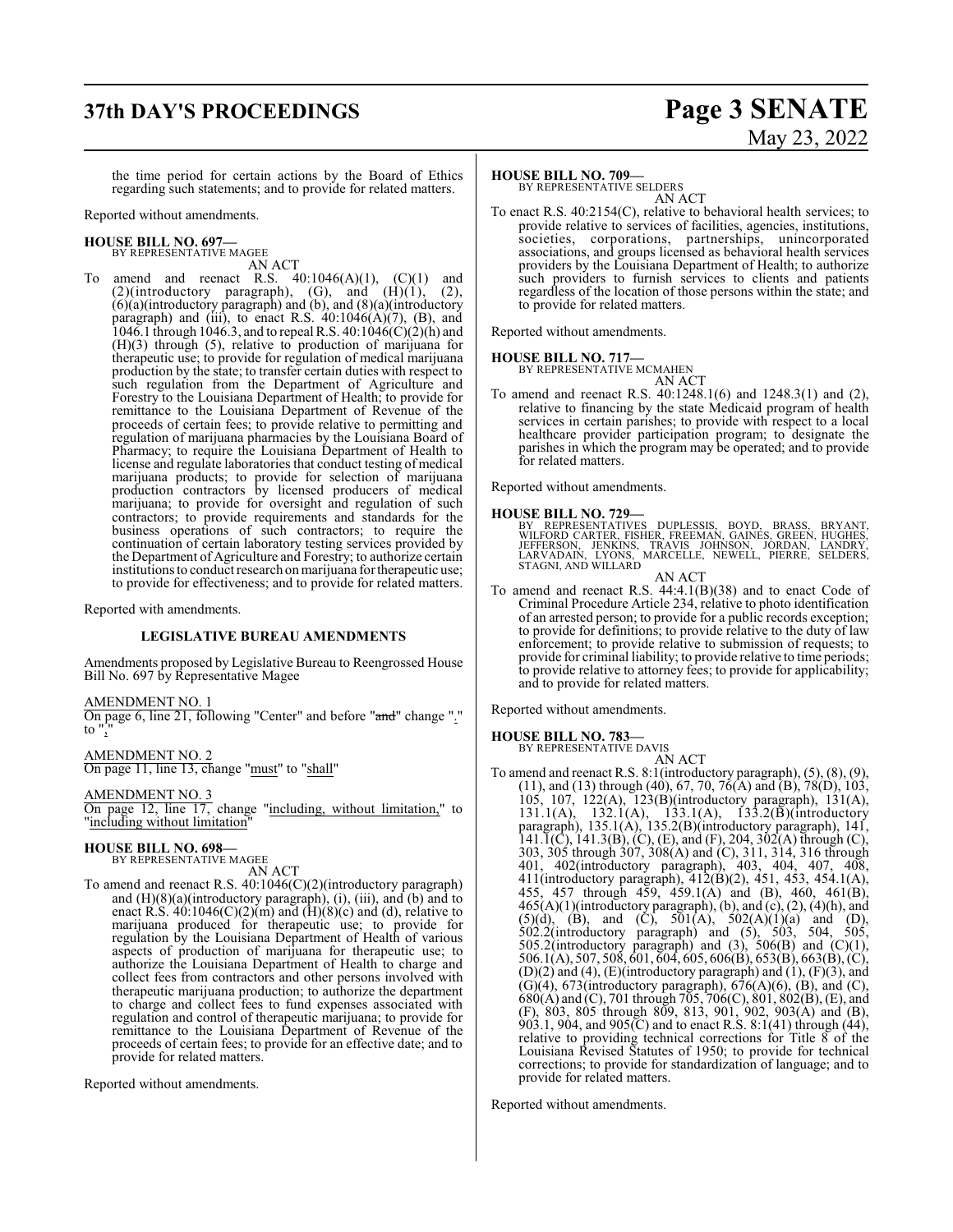the time period for certain actions by the Board of Ethics regarding such statements; and to provide for related matters.

Reported without amendments.

**HOUSE BILL NO. 697—**
BY REPRESENTATIVE MAGEE
AN ACT

To amend and reenact R.S. 40:1046(A)(1), (C)(1) and (2)(introductory paragraph), (G), and (H)(1), (2), (6)(a)(introductory paragraph) and (b), and (8)(a)(introductory paragraph) and (iii), to enact R.S. 40:1046(A)(7), (B), and 1046.1 through 1046.3, and to repeal R.S. 40:1046(C)(2)(h) and (H)(3) through (5), relative to production of marijuana for therapeutic use; to provide for regulation of medical marijuana production by the state; to transfer certain duties with respect to such regulation from the Department of Agriculture and Forestry to the Louisiana Department of Health; to provide for remittance to the Louisiana Department of Revenue of the proceeds of certain fees; to provide relative to permitting and regulation of marijuana pharmacies by the Louisiana Board of Pharmacy; to require the Louisiana Department of Health to license and regulate laboratories that conduct testing of medical marijuana products; to provide for selection of marijuana production contractors by licensed producers of medical marijuana; to provide for oversight and regulation of such contractors; to provide requirements and standards for the business operations of such contractors; to require the continuation of certain laboratory testing services provided by the Department of Agriculture and Forestry; to authorize certain institutions to conduct research on marijuana for therapeutic use; to provide for effectiveness; and to provide for related matters.

Reported with amendments.

**LEGISLATIVE BUREAU AMENDMENTS**

Amendments proposed by Legislative Bureau to Reengrossed House Bill No. 697 by Representative Magee

AMENDMENT NO. 1
On page 6, line 21, following "Center" and before "~~and~~" change "." to ","

AMENDMENT NO. 2
On page 11, line 13, change "must" to "shall"

AMENDMENT NO. 3
On page 12, line 17, change "including, without limitation," to "including without limitation"

**HOUSE BILL NO. 698—**
BY REPRESENTATIVE MAGEE
AN ACT

To amend and reenact R.S. 40:1046(C)(2)(introductory paragraph) and (H)(8)(a)(introductory paragraph), (i), (iii), and (b) and to enact R.S. 40:1046(C)(2)(m) and (H)(8)(c) and (d), relative to marijuana produced for therapeutic use; to provide for regulation by the Louisiana Department of Health of various aspects of production of marijuana for therapeutic use; to authorize the Louisiana Department of Health to charge and collect fees from contractors and other persons involved with therapeutic marijuana production; to authorize the department to charge and collect fees to fund expenses associated with regulation and control of therapeutic marijuana; to provide for remittance to the Louisiana Department of Revenue of the proceeds of certain fees; to provide for an effective date; and to provide for related matters.

Reported without amendments.

**HOUSE BILL NO. 709—**
BY REPRESENTATIVE SELDERS
AN ACT

To enact R.S. 40:2154(C), relative to behavioral health services; to provide relative to services of facilities, agencies, institutions, societies, corporations, partnerships, unincorporated associations, and groups licensed as behavioral health services providers by the Louisiana Department of Health; to authorize such providers to furnish services to clients and patients regardless of the location of those persons within the state; and to provide for related matters.

Reported without amendments.

**HOUSE BILL NO. 717—**
BY REPRESENTATIVE MCMAHEN
AN ACT

To amend and reenact R.S. 40:1248.1(6) and 1248.3(1) and (2), relative to financing by the state Medicaid program of health services in certain parishes; to provide with respect to a local healthcare provider participation program; to designate the parishes in which the program may be operated; and to provide for related matters.

Reported without amendments.

**HOUSE BILL NO. 729—**
BY REPRESENTATIVES DUPLESSIS, BOYD, BRASS, BRYANT, WILFORD CARTER, FISHER, FREEMAN, GAINES, GREEN, HUGHES, JEFFERSON, JENKINS, TRAVIS JOHNSON, JORDAN, LANDRY, LARVADAIN, LYONS, MARCELLE, NEWELL, PIERRE, SELDERS, STAGNI, AND WILLARD
AN ACT

To amend and reenact R.S. 44:4.1(B)(38) and to enact Code of Criminal Procedure Article 234, relative to photo identification of an arrested person; to provide for a public records exception; to provide for definitions; to provide relative to the duty of law enforcement; to provide relative to submission of requests; to provide for criminal liability; to provide relative to time periods; to provide relative to attorney fees; to provide for applicability; and to provide for related matters.

Reported without amendments.

**HOUSE BILL NO. 783—**
BY REPRESENTATIVE DAVIS
AN ACT

To amend and reenact R.S. 8:1(introductory paragraph), (5), (8), (9), (11), and (13) through (40), 67, 70, 76(A) and (B), 78(D), 103, 105, 107, 122(A), 123(B)(introductory paragraph), 131(A), 131.1(A), 132.1(A), 133.1(A), 133.2(B)(introductory paragraph), 135.1(A), 135.2(B)(introductory paragraph), 141, 141.1(C), 141.3(B), (C), (E), and (F), 204, 302(A) through (C), 303, 305 through 307, 308(A) and (C), 311, 314, 316 through 401, 402(introductory paragraph), 403, 404, 407, 408, 411(introductory paragraph), 412(B)(2), 451, 453, 454.1(A), 455, 457 through 459, 459.1(A) and (B), 460, 461(B), 465(A)(1)(introductory paragraph), (b), and (c), (2), (4)(h), and (5)(d), (B), and (C), 501(A), 502(A)(1)(a) and (D), 502.2(introductory paragraph) and (5), 503, 504, 505, 505.2(introductory paragraph) and (3), 506(B) and (C)(1), 506.1(A), 507, 508, 601, 604, 605, 606(B), 653(B), 663(B), (C), (D)(2) and (4), (E)(introductory paragraph) and (1), (F)(3), and (G)(4), 673(introductory paragraph), 676(A)(6), (B), and (C), 680(A) and (C), 701 through 705, 706(C), 801, 802(B), (E), and (F), 803, 805 through 809, 813, 901, 902, 903(A) and (B), 903.1, 904, and 905(C) and to enact R.S. 8:1(41) through (44), relative to providing technical corrections for Title 8 of the Louisiana Revised Statutes of 1950; to provide for technical corrections; to provide for standardization of language; and to provide for related matters.

Reported without amendments.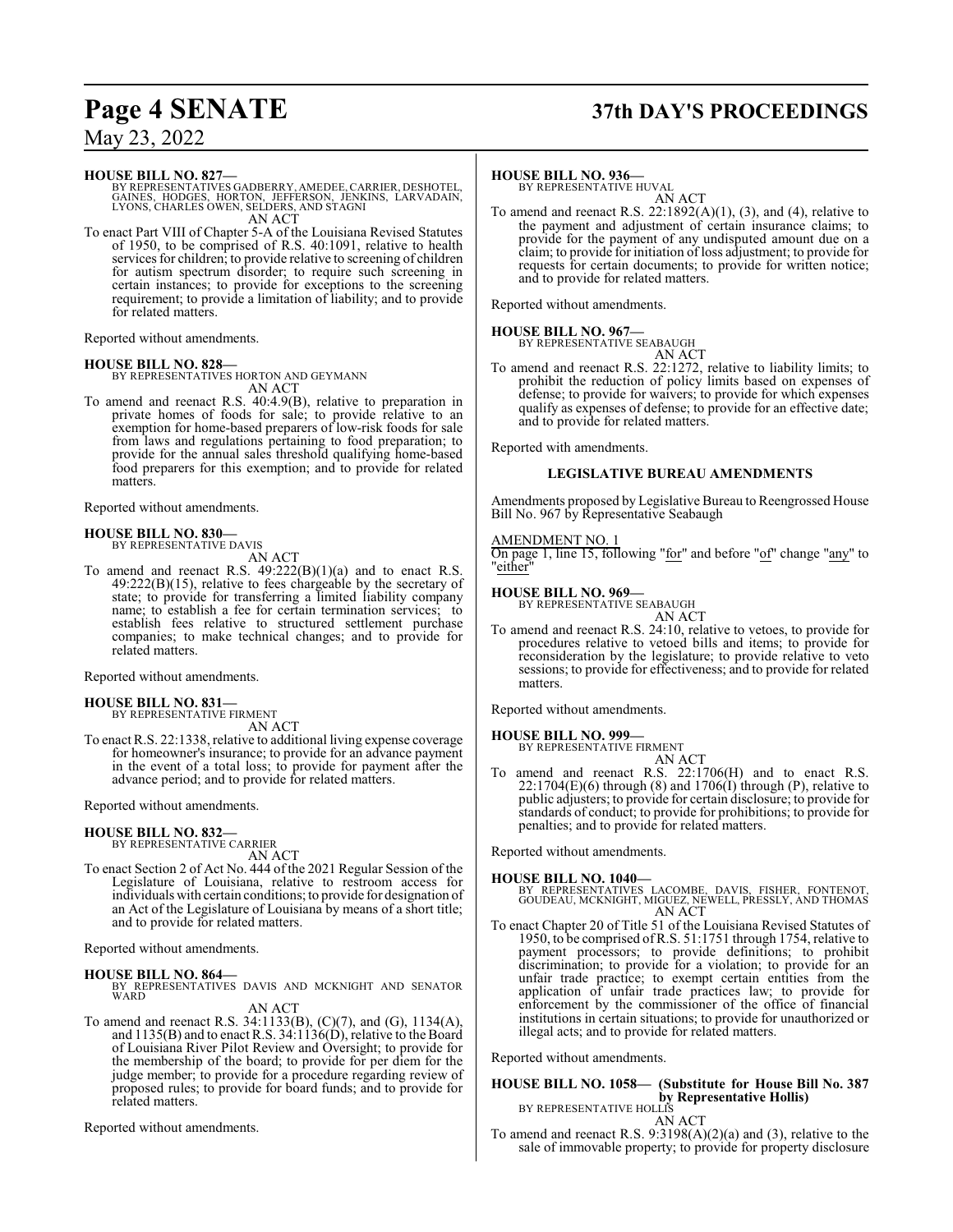**HOUSE BILL NO. 827—**
BY REPRESENTATIVES GADBERRY, AMEDEE, CARRIER, DESHOTEL, GAINES, HODGES, HORTON, JEFFERSON, JENKINS, LARVADAIN, LYONS, CHARLES OWEN, SELDERS, AND STAGNI

AN ACT

To enact Part VIII of Chapter 5-A of the Louisiana Revised Statutes of 1950, to be comprised of R.S. 40:1091, relative to health services for children; to provide relative to screening of children for autism spectrum disorder; to require such screening in certain instances; to provide for exceptions to the screening requirement; to provide a limitation of liability; and to provide for related matters.

Reported without amendments.

**HOUSE BILL NO. 828—**
BY REPRESENTATIVES HORTON AND GEYMANN

AN ACT

To amend and reenact R.S. 40:4.9(B), relative to preparation in private homes of foods for sale; to provide relative to an exemption for home-based preparers of low-risk foods for sale from laws and regulations pertaining to food preparation; to provide for the annual sales threshold qualifying home-based food preparers for this exemption; and to provide for related matters.

Reported without amendments.

**HOUSE BILL NO. 830—**
BY REPRESENTATIVE DAVIS

AN ACT

To amend and reenact R.S. 49:222(B)(1)(a) and to enact R.S. 49:222(B)(15), relative to fees chargeable by the secretary of state; to provide for transferring a limited liability company name; to establish a fee for certain termination services; to establish fees relative to structured settlement purchase companies; to make technical changes; and to provide for related matters.

Reported without amendments.

**HOUSE BILL NO. 831—**
BY REPRESENTATIVE FIRMENT

AN ACT

To enact R.S. 22:1338, relative to additional living expense coverage for homeowner's insurance; to provide for an advance payment in the event of a total loss; to provide for payment after the advance period; and to provide for related matters.

Reported without amendments.

**HOUSE BILL NO. 832—**
BY REPRESENTATIVE CARRIER

AN ACT

To enact Section 2 of Act No. 444 of the 2021 Regular Session of the Legislature of Louisiana, relative to restroom access for individuals with certain conditions; to provide for designation of an Act of the Legislature of Louisiana by means of a short title; and to provide for related matters.

Reported without amendments.

**HOUSE BILL NO. 864—**
BY REPRESENTATIVES DAVIS AND MCKNIGHT AND SENATOR WARD

AN ACT

To amend and reenact R.S. 34:1133(B), (C)(7), and (G), 1134(A), and 1135(B) and to enact R.S. 34:1136(D), relative to the Board of Louisiana River Pilot Review and Oversight; to provide for the membership of the board; to provide for per diem for the judge member; to provide for a procedure regarding review of proposed rules; to provide for board funds; and to provide for related matters.

Reported without amendments.

**HOUSE BILL NO. 936—**
BY REPRESENTATIVE HUVAL

AN ACT

To amend and reenact R.S. 22:1892(A)(1), (3), and (4), relative to the payment and adjustment of certain insurance claims; to provide for the payment of any undisputed amount due on a claim; to provide for initiation of loss adjustment; to provide for requests for certain documents; to provide for written notice; and to provide for related matters.

Reported without amendments.

**HOUSE BILL NO. 967—**
BY REPRESENTATIVE SEABAUGH

AN ACT

To amend and reenact R.S. 22:1272, relative to liability limits; to prohibit the reduction of policy limits based on expenses of defense; to provide for waivers; to provide for which expenses qualify as expenses of defense; to provide for an effective date; and to provide for related matters.

Reported with amendments.

### LEGISLATIVE BUREAU AMENDMENTS

Amendments proposed by Legislative Bureau to Reengrossed House Bill No. 967 by Representative Seabaugh

AMENDMENT NO. 1

On page 1, line 15, following "for" and before "of" change "any" to "either"

**HOUSE BILL NO. 969—**
BY REPRESENTATIVE SEABAUGH

AN ACT

To amend and reenact R.S. 24:10, relative to vetoes, to provide for procedures relative to vetoed bills and items; to provide for reconsideration by the legislature; to provide relative to veto sessions; to provide for effectiveness; and to provide for related matters.

Reported without amendments.

**HOUSE BILL NO. 999—**
BY REPRESENTATIVE FIRMENT

AN ACT

To amend and reenact R.S. 22:1706(H) and to enact R.S. 22:1704(E)(6) through (8) and 1706(I) through (P), relative to public adjusters; to provide for certain disclosure; to provide for standards of conduct; to provide for prohibitions; to provide for penalties; and to provide for related matters.

Reported without amendments.

**HOUSE BILL NO. 1040—**
BY REPRESENTATIVES LACOMBE, DAVIS, FISHER, FONTENOT, GOUDEAU, MCKNIGHT, MIGUEZ, NEWELL, PRESSLY, AND THOMAS

AN ACT

To enact Chapter 20 of Title 51 of the Louisiana Revised Statutes of 1950, to be comprised of R.S. 51:1751 through 1754, relative to payment processors; to provide definitions; to prohibit discrimination; to provide for a violation; to provide for an unfair trade practice; to exempt certain entities from the application of unfair trade practices law; to provide for enforcement by the commissioner of the office of financial institutions in certain situations; to provide for unauthorized or illegal acts; and to provide for related matters.

Reported without amendments.

**HOUSE BILL NO. 1058— (Substitute for House Bill No. 387 by Representative Hollis)**
BY REPRESENTATIVE HOLLIS

AN ACT

To amend and reenact R.S. 9:3198(A)(2)(a) and (3), relative to the sale of immovable property; to provide for property disclosure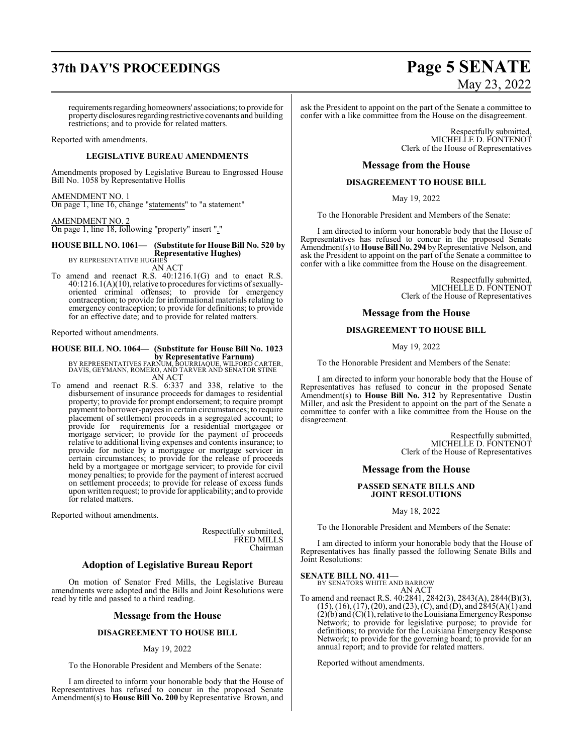requirements regarding homeowners' associations; to provide for property disclosures regarding restrictive covenants and building restrictions; and to provide for related matters.

Reported with amendments.

### LEGISLATIVE BUREAU AMENDMENTS

Amendments proposed by Legislative Bureau to Engrossed House Bill No. 1058 by Representative Hollis

AMENDMENT NO. 1
On page 1, line 16, change "statements" to "a statement"

AMENDMENT NO. 2
On page 1, line 18, following "property" insert "."

**HOUSE BILL NO. 1061— (Substitute for House Bill No. 520 by Representative Hughes)**
BY REPRESENTATIVE HUGHES
AN ACT

To amend and reenact R.S. 40:1216.1(G) and to enact R.S. 40:1216.1(A)(10), relative to procedures for victims of sexually-oriented criminal offenses; to provide for emergency contraception; to provide for informational materials relating to emergency contraception; to provide for definitions; to provide for an effective date; and to provide for related matters.

Reported without amendments.

**HOUSE BILL NO. 1064— (Substitute for House Bill No. 1023 by Representative Farnum)**
BY REPRESENTATIVES FARNUM, BOURRIAQUE, WILFORD CARTER, DAVIS, GEYMANN, ROMERO, AND TARVER AND SENATOR STINE
AN ACT

To amend and reenact R.S. 6:337 and 338, relative to the disbursement of insurance proceeds for damages to residential property; to provide for prompt endorsement; to require prompt payment to borrower-payees in certain circumstances; to require placement of settlement proceeds in a segregated account; to provide for requirements for a residential mortgagee or mortgage servicer; to provide for the payment of proceeds relative to additional living expenses and contents insurance; to provide for notice by a mortgagee or mortgage servicer in certain circumstances; to provide for the release of proceeds held by a mortgagee or mortgage servicer; to provide for civil money penalties; to provide for the payment of interest accrued on settlement proceeds; to provide for release of excess funds upon written request; to provide for applicability; and to provide for related matters.

Reported without amendments.

Respectfully submitted,
FRED MILLS
Chairman

## Adoption of Legislative Bureau Report

On motion of Senator Fred Mills, the Legislative Bureau amendments were adopted and the Bills and Joint Resolutions were read by title and passed to a third reading.

## Message from the House

### DISAGREEMENT TO HOUSE BILL

May 19, 2022

To the Honorable President and Members of the Senate:

I am directed to inform your honorable body that the House of Representatives has refused to concur in the proposed Senate Amendment(s) to **House Bill No. 200** by Representative Brown, and ask the President to appoint on the part of the Senate a committee to confer with a like committee from the House on the disagreement.

Respectfully submitted,
MICHELLE D. FONTENOT
Clerk of the House of Representatives

## Message from the House

### DISAGREEMENT TO HOUSE BILL

May 19, 2022

To the Honorable President and Members of the Senate:

I am directed to inform your honorable body that the House of Representatives has refused to concur in the proposed Senate Amendment(s) to **House Bill No. 294** by Representative Nelson, and ask the President to appoint on the part of the Senate a committee to confer with a like committee from the House on the disagreement.

Respectfully submitted,
MICHELLE D. FONTENOT
Clerk of the House of Representatives

## Message from the House

### DISAGREEMENT TO HOUSE BILL

May 19, 2022

To the Honorable President and Members of the Senate:

I am directed to inform your honorable body that the House of Representatives has refused to concur in the proposed Senate Amendment(s) to **House Bill No. 312** by Representative Dustin Miller, and ask the President to appoint on the part of the Senate a committee to confer with a like committee from the House on the disagreement.

Respectfully submitted,
MICHELLE D. FONTENOT
Clerk of the House of Representatives

## Message from the House

### PASSED SENATE BILLS AND JOINT RESOLUTIONS

May 18, 2022

To the Honorable President and Members of the Senate:

I am directed to inform your honorable body that the House of Representatives has finally passed the following Senate Bills and Joint Resolutions:

**SENATE BILL NO. 411—**
BY SENATORS WHITE AND BARROW
AN ACT

To amend and reenact R.S. 40:2841, 2842(3), 2843(A), 2844(B)(3), (15), (16), (17), (20), and (23), (C), and (D), and 2845(A)(1) and (2)(b) and (C)(1), relative to the Louisiana Emergency Response Network; to provide for legislative purpose; to provide for definitions; to provide for the Louisiana Emergency Response Network; to provide for the governing board; to provide for an annual report; and to provide for related matters.

Reported without amendments.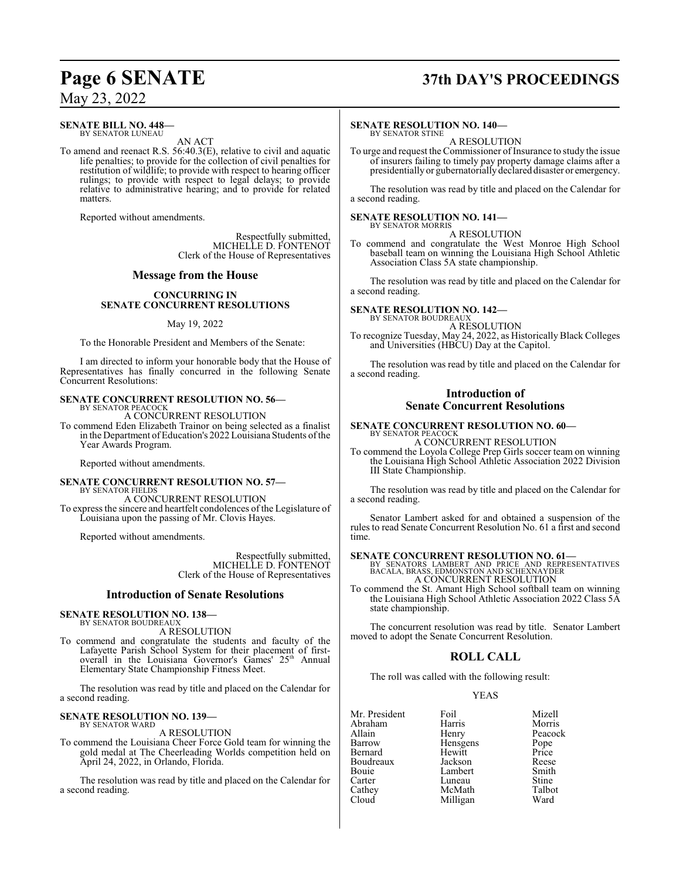**SENATE BILL NO. 448—**
BY SENATOR LUNEAU

AN ACT

To amend and reenact R.S. 56:40.3(E), relative to civil and aquatic life penalties; to provide for the collection of civil penalties for restitution of wildlife; to provide with respect to hearing officer rulings; to provide with respect to legal delays; to provide relative to administrative hearing; and to provide for related matters.

Reported without amendments.

Respectfully submitted,
MICHELLE D. FONTENOT
Clerk of the House of Representatives

## Message from the House

### CONCURRING IN SENATE CONCURRENT RESOLUTIONS

May 19, 2022

To the Honorable President and Members of the Senate:

I am directed to inform your honorable body that the House of Representatives has finally concurred in the following Senate Concurrent Resolutions:

**SENATE CONCURRENT RESOLUTION NO. 56—**
BY SENATOR PEACOCK

A CONCURRENT RESOLUTION

To commend Eden Elizabeth Trainor on being selected as a finalist in the Department of Education's 2022 Louisiana Students of the Year Awards Program.

Reported without amendments.

**SENATE CONCURRENT RESOLUTION NO. 57—**
BY SENATOR FIELDS

A CONCURRENT RESOLUTION

To express the sincere and heartfelt condolences of the Legislature of Louisiana upon the passing of Mr. Clovis Hayes.

Reported without amendments.

Respectfully submitted,
MICHELLE D. FONTENOT
Clerk of the House of Representatives

## Introduction of Senate Resolutions

**SENATE RESOLUTION NO. 138—**
BY SENATOR BOUDREAUX

A RESOLUTION

To commend and congratulate the students and faculty of the Lafayette Parish School System for their placement of first-overall in the Louisiana Governor's Games' 25th Annual Elementary State Championship Fitness Meet.

The resolution was read by title and placed on the Calendar for a second reading.

**SENATE RESOLUTION NO. 139—**
BY SENATOR WARD

A RESOLUTION

To commend the Louisiana Cheer Force Gold team for winning the gold medal at The Cheerleading Worlds competition held on April 24, 2022, in Orlando, Florida.

The resolution was read by title and placed on the Calendar for a second reading.

**SENATE RESOLUTION NO. 140—**
BY SENATOR STINE

A RESOLUTION

To urge and request the Commissioner of Insurance to study the issue of insurers failing to timely pay property damage claims after a presidentially or gubernatorially declared disaster or emergency.

The resolution was read by title and placed on the Calendar for a second reading.

**SENATE RESOLUTION NO. 141—**
BY SENATOR MORRIS

A RESOLUTION

To commend and congratulate the West Monroe High School baseball team on winning the Louisiana High School Athletic Association Class 5A state championship.

The resolution was read by title and placed on the Calendar for a second reading.

**SENATE RESOLUTION NO. 142—**
BY SENATOR BOUDREAUX

A RESOLUTION

To recognize Tuesday, May 24, 2022, as Historically Black Colleges and Universities (HBCU) Day at the Capitol.

The resolution was read by title and placed on the Calendar for a second reading.

## Introduction of Senate Concurrent Resolutions

**SENATE CONCURRENT RESOLUTION NO. 60—**
BY SENATOR PEACOCK

A CONCURRENT RESOLUTION

To commend the Loyola College Prep Girls soccer team on winning the Louisiana High School Athletic Association 2022 Division III State Championship.

The resolution was read by title and placed on the Calendar for a second reading.

Senator Lambert asked for and obtained a suspension of the rules to read Senate Concurrent Resolution No. 61 a first and second time.

**SENATE CONCURRENT RESOLUTION NO. 61—**
BY SENATORS LAMBERT AND PRICE AND REPRESENTATIVES BACALA, BRASS, EDMONSTON AND SCHEXNAYDER

A CONCURRENT RESOLUTION

To commend the St. Amant High School softball team on winning the Louisiana High School Athletic Association 2022 Class 5A state championship.

The concurrent resolution was read by title. Senator Lambert moved to adopt the Senate Concurrent Resolution.

## ROLL CALL

The roll was called with the following result:

YEAS

| | | |
|---|---|---|
| Mr. President | Foil | Mizell |
| Abraham | Harris | Morris |
| Allain | Henry | Peacock |
| Barrow | Hensgens | Pope |
| Bernard | Hewitt | Price |
| Boudreaux | Jackson | Reese |
| Bouie | Lambert | Smith |
| Carter | Luneau | Stine |
| Cathey | McMath | Talbot |
| Cloud | Milligan | Ward |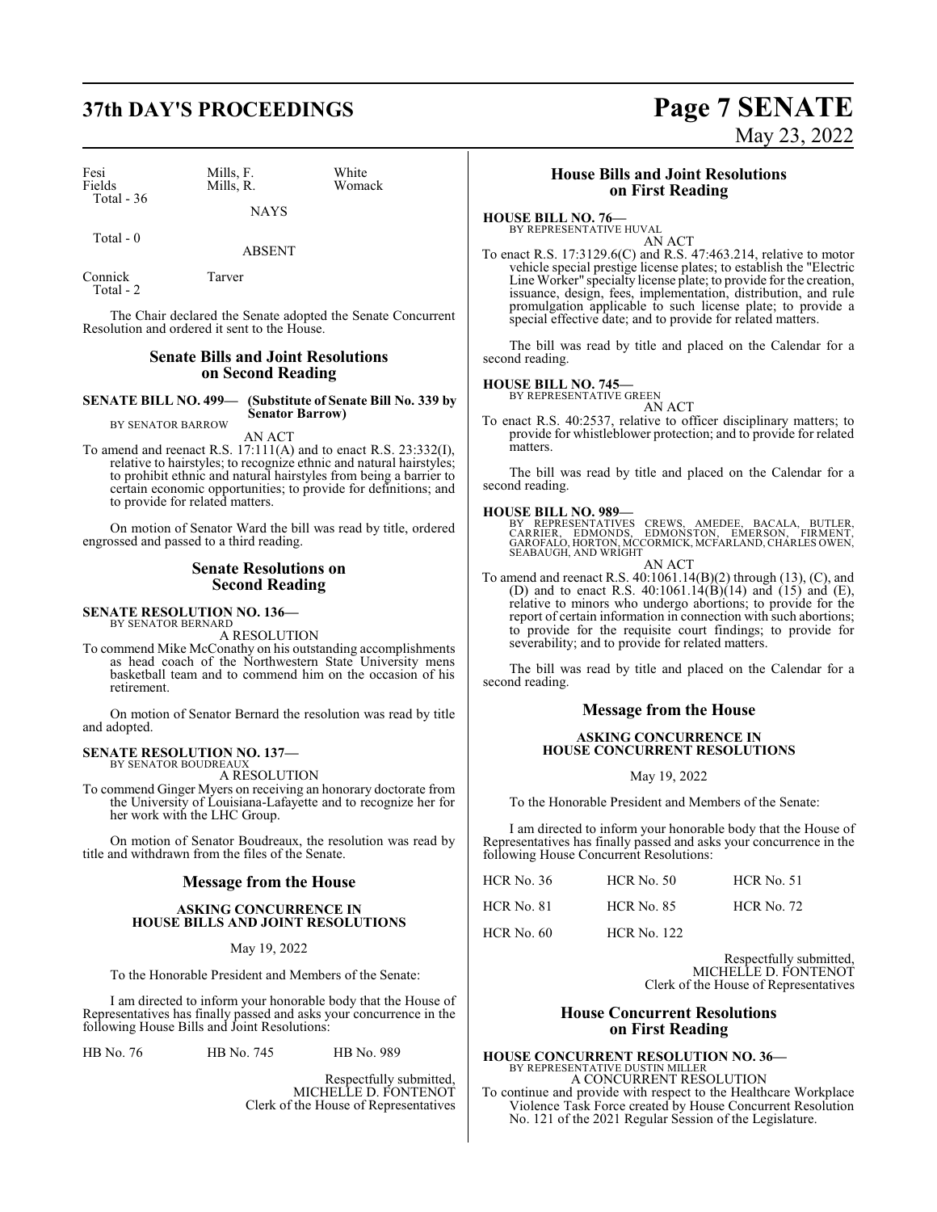| | | |
|---|---|---|
| Fesi | Mills, F. | White |
| Fields | Mills, R. | Womack |
| Total - 36 | | |

NAYS

Total - 0

ABSENT

| | |
|---|---|
| Connick | Tarver |
| Total - 2 | |

The Chair declared the Senate adopted the Senate Concurrent Resolution and ordered it sent to the House.

## Senate Bills and Joint Resolutions on Second Reading

**SENATE BILL NO. 499— (Substitute of Senate Bill No. 339 by Senator Barrow)**
BY SENATOR BARROW

AN ACT

To amend and reenact R.S. 17:111(A) and to enact R.S. 23:332(I), relative to hairstyles; to recognize ethnic and natural hairstyles; to prohibit ethnic and natural hairstyles from being a barrier to certain economic opportunities; to provide for definitions; and to provide for related matters.

On motion of Senator Ward the bill was read by title, ordered engrossed and passed to a third reading.

## Senate Resolutions on Second Reading

**SENATE RESOLUTION NO. 136—**
BY SENATOR BERNARD

A RESOLUTION

To commend Mike McConathy on his outstanding accomplishments as head coach of the Northwestern State University mens basketball team and to commend him on the occasion of his retirement.

On motion of Senator Bernard the resolution was read by title and adopted.

**SENATE RESOLUTION NO. 137—**
BY SENATOR BOUDREAUX

A RESOLUTION

To commend Ginger Myers on receiving an honorary doctorate from the University of Louisiana-Lafayette and to recognize her for her work with the LHC Group.

On motion of Senator Boudreaux, the resolution was read by title and withdrawn from the files of the Senate.

## Message from the House

**ASKING CONCURRENCE IN HOUSE BILLS AND JOINT RESOLUTIONS**

May 19, 2022

To the Honorable President and Members of the Senate:

I am directed to inform your honorable body that the House of Representatives has finally passed and asks your concurrence in the following House Bills and Joint Resolutions:

| | | |
|---|---|---|
| HB No. 76 | HB No. 745 | HB No. 989 |

Respectfully submitted,
MICHELLE D. FONTENOT
Clerk of the House of Representatives

## House Bills and Joint Resolutions on First Reading

**HOUSE BILL NO. 76—**
BY REPRESENTATIVE HUVAL

AN ACT

To enact R.S. 17:3129.6(C) and R.S. 47:463.214, relative to motor vehicle special prestige license plates; to establish the "Electric Line Worker" specialty license plate; to provide for the creation, issuance, design, fees, implementation, distribution, and rule promulgation applicable to such license plate; to provide a special effective date; and to provide for related matters.

The bill was read by title and placed on the Calendar for a second reading.

**HOUSE BILL NO. 745—**
BY REPRESENTATIVE GREEN

AN ACT

To enact R.S. 40:2537, relative to officer disciplinary matters; to provide for whistleblower protection; and to provide for related matters.

The bill was read by title and placed on the Calendar for a second reading.

**HOUSE BILL NO. 989—**
BY REPRESENTATIVES CREWS, AMEDEE, BACALA, BUTLER, CARRIER, EDMONDS, EDMONSTON, EMERSON, FIRMENT, GAROFALO, HORTON, MCCORMICK, MCFARLAND, CHARLES OWEN, SEABAUGH, AND WRIGHT

AN ACT

To amend and reenact R.S. 40:1061.14(B)(2) through (13), (C), and (D) and to enact R.S. 40:1061.14(B)(14) and (15) and (E), relative to minors who undergo abortions; to provide for the report of certain information in connection with such abortions; to provide for the requisite court findings; to provide for severability; and to provide for related matters.

The bill was read by title and placed on the Calendar for a second reading.

## Message from the House

**ASKING CONCURRENCE IN HOUSE CONCURRENT RESOLUTIONS**

May 19, 2022

To the Honorable President and Members of the Senate:

I am directed to inform your honorable body that the House of Representatives has finally passed and asks your concurrence in the following House Concurrent Resolutions:

| | | |
|---|---|---|
| HCR No. 36 | HCR No. 50 | HCR No. 51 |
| HCR No. 81 | HCR No. 85 | HCR No. 72 |
| HCR No. 60 | HCR No. 122 | |

Respectfully submitted,
MICHELLE D. FONTENOT
Clerk of the House of Representatives

## House Concurrent Resolutions on First Reading

**HOUSE CONCURRENT RESOLUTION NO. 36—**
BY REPRESENTATIVE DUSTIN MILLER

A CONCURRENT RESOLUTION

To continue and provide with respect to the Healthcare Workplace Violence Task Force created by House Concurrent Resolution No. 121 of the 2021 Regular Session of the Legislature.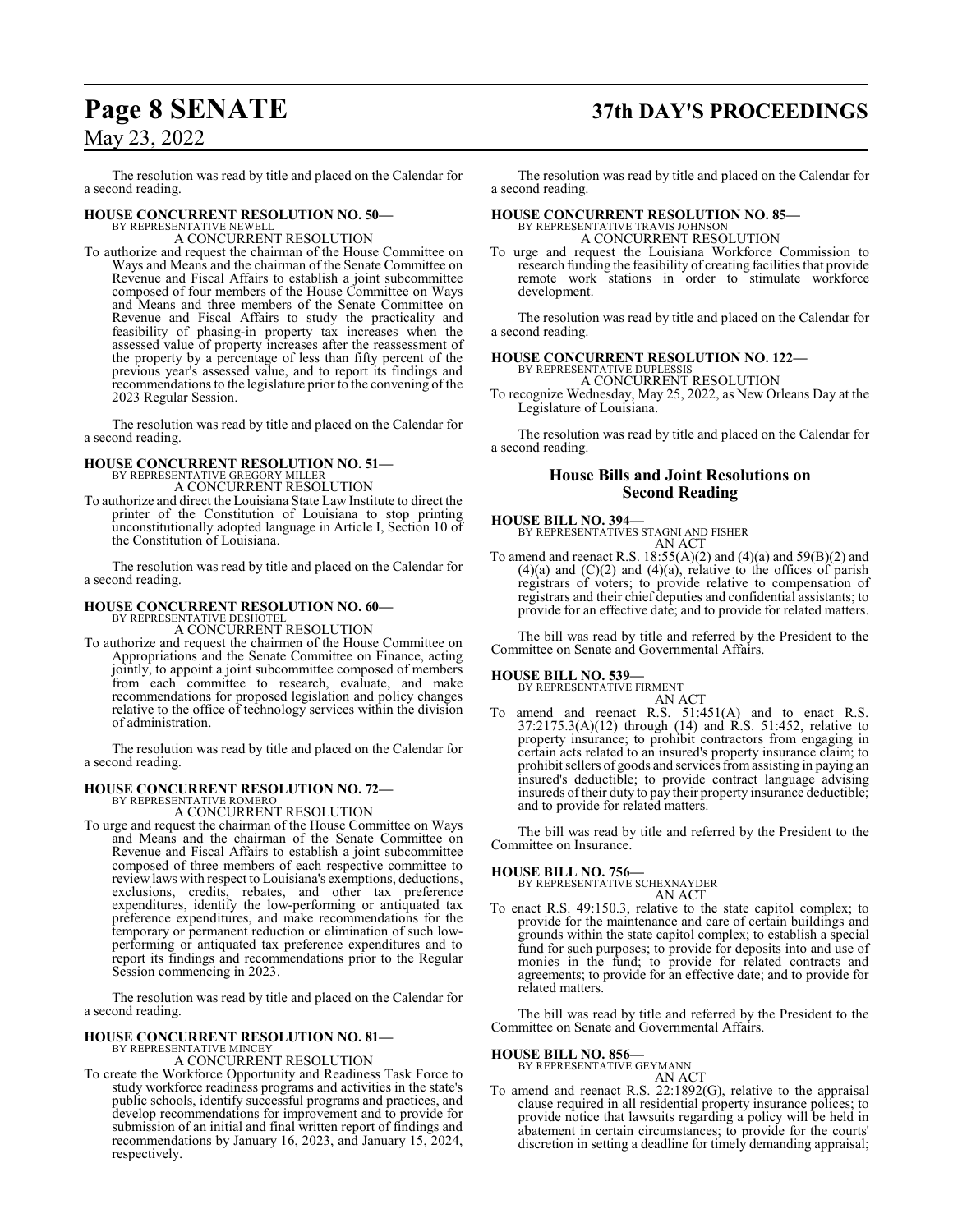The resolution was read by title and placed on the Calendar for a second reading.

**HOUSE CONCURRENT RESOLUTION NO. 50—**
BY REPRESENTATIVE NEWELL
A CONCURRENT RESOLUTION

To authorize and request the chairman of the House Committee on Ways and Means and the chairman of the Senate Committee on Revenue and Fiscal Affairs to establish a joint subcommittee composed of four members of the House Committee on Ways and Means and three members of the Senate Committee on Revenue and Fiscal Affairs to study the practicality and feasibility of phasing-in property tax increases when the assessed value of property increases after the reassessment of the property by a percentage of less than fifty percent of the previous year's assessed value, and to report its findings and recommendations to the legislature prior to the convening of the 2023 Regular Session.

The resolution was read by title and placed on the Calendar for a second reading.

**HOUSE CONCURRENT RESOLUTION NO. 51—**
BY REPRESENTATIVE GREGORY MILLER
A CONCURRENT RESOLUTION

To authorize and direct the Louisiana State Law Institute to direct the printer of the Constitution of Louisiana to stop printing unconstitutionally adopted language in Article I, Section 10 of the Constitution of Louisiana.

The resolution was read by title and placed on the Calendar for a second reading.

**HOUSE CONCURRENT RESOLUTION NO. 60—**
BY REPRESENTATIVE DESHOTEL
A CONCURRENT RESOLUTION

To authorize and request the chairmen of the House Committee on Appropriations and the Senate Committee on Finance, acting jointly, to appoint a joint subcommittee composed of members from each committee to research, evaluate, and make recommendations for proposed legislation and policy changes relative to the office of technology services within the division of administration.

The resolution was read by title and placed on the Calendar for a second reading.

**HOUSE CONCURRENT RESOLUTION NO. 72—**
BY REPRESENTATIVE ROMERO
A CONCURRENT RESOLUTION

To urge and request the chairman of the House Committee on Ways and Means and the chairman of the Senate Committee on Revenue and Fiscal Affairs to establish a joint subcommittee composed of three members of each respective committee to review laws with respect to Louisiana's exemptions, deductions, exclusions, credits, rebates, and other tax preference expenditures, identify the low-performing or antiquated tax preference expenditures, and make recommendations for the temporary or permanent reduction or elimination of such low-performing or antiquated tax preference expenditures and to report its findings and recommendations prior to the Regular Session commencing in 2023.

The resolution was read by title and placed on the Calendar for a second reading.

**HOUSE CONCURRENT RESOLUTION NO. 81—**
BY REPRESENTATIVE MINCEY
A CONCURRENT RESOLUTION

To create the Workforce Opportunity and Readiness Task Force to study workforce readiness programs and activities in the state's public schools, identify successful programs and practices, and develop recommendations for improvement and to provide for submission of an initial and final written report of findings and recommendations by January 16, 2023, and January 15, 2024, respectively.

The resolution was read by title and placed on the Calendar for a second reading.

**HOUSE CONCURRENT RESOLUTION NO. 85—**
BY REPRESENTATIVE TRAVIS JOHNSON
A CONCURRENT RESOLUTION

To urge and request the Louisiana Workforce Commission to research funding the feasibility of creating facilities that provide remote work stations in order to stimulate workforce development.

The resolution was read by title and placed on the Calendar for a second reading.

**HOUSE CONCURRENT RESOLUTION NO. 122—**
BY REPRESENTATIVE DUPLESSIS
A CONCURRENT RESOLUTION

To recognize Wednesday, May 25, 2022, as New Orleans Day at the Legislature of Louisiana.

The resolution was read by title and placed on the Calendar for a second reading.

## House Bills and Joint Resolutions on Second Reading

**HOUSE BILL NO. 394—**
BY REPRESENTATIVES STAGNI AND FISHER
AN ACT

To amend and reenact R.S. 18:55(A)(2) and (4)(a) and 59(B)(2) and (4)(a) and (C)(2) and (4)(a), relative to the offices of parish registrars of voters; to provide relative to compensation of registrars and their chief deputies and confidential assistants; to provide for an effective date; and to provide for related matters.

The bill was read by title and referred by the President to the Committee on Senate and Governmental Affairs.

**HOUSE BILL NO. 539—**
BY REPRESENTATIVE FIRMENT
AN ACT

To amend and reenact R.S. 51:451(A) and to enact R.S. 37:2175.3(A)(12) through (14) and R.S. 51:452, relative to property insurance; to prohibit contractors from engaging in certain acts related to an insured's property insurance claim; to prohibit sellers of goods and services from assisting in paying an insured's deductible; to provide contract language advising insureds of their duty to pay their property insurance deductible; and to provide for related matters.

The bill was read by title and referred by the President to the Committee on Insurance.

**HOUSE BILL NO. 756—**
BY REPRESENTATIVE SCHEXNAYDER
AN ACT

To enact R.S. 49:150.3, relative to the state capitol complex; to provide for the maintenance and care of certain buildings and grounds within the state capitol complex; to establish a special fund for such purposes; to provide for deposits into and use of monies in the fund; to provide for related contracts and agreements; to provide for an effective date; and to provide for related matters.

The bill was read by title and referred by the President to the Committee on Senate and Governmental Affairs.

**HOUSE BILL NO. 856—**
BY REPRESENTATIVE GEYMANN
AN ACT

To amend and reenact R.S. 22:1892(G), relative to the appraisal clause required in all residential property insurance polices; to provide notice that lawsuits regarding a policy will be held in abatement in certain circumstances; to provide for the courts' discretion in setting a deadline for timely demanding appraisal;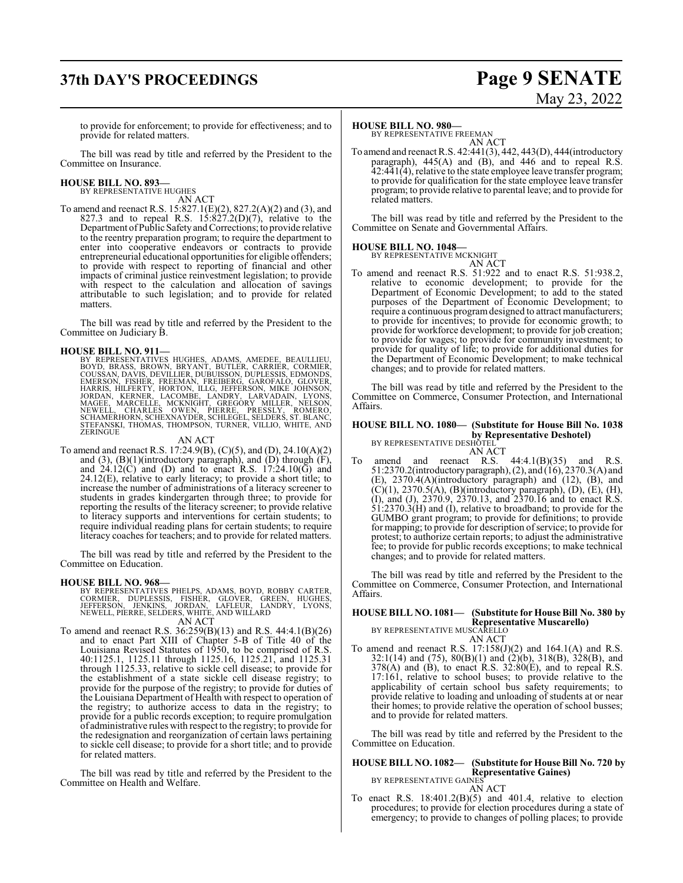to provide for enforcement; to provide for effectiveness; and to provide for related matters.

The bill was read by title and referred by the President to the Committee on Insurance.

**HOUSE BILL NO. 893—**
BY REPRESENTATIVE HUGHES
AN ACT

To amend and reenact R.S. 15:827.1(E)(2), 827.2(A)(2) and (3), and 827.3 and to repeal R.S. 15:827.2(D)(7), relative to the Department of Public Safety and Corrections; to provide relative to the reentry preparation program; to require the department to enter into cooperative endeavors or contracts to provide entrepreneurial educational opportunities for eligible offenders; to provide with respect to reporting of financial and other impacts of criminal justice reinvestment legislation; to provide with respect to the calculation and allocation of savings attributable to such legislation; and to provide for related matters.

The bill was read by title and referred by the President to the Committee on Judiciary B.

**HOUSE BILL NO. 911—**
BY REPRESENTATIVES HUGHES, ADAMS, AMEDEE, BEAULLIEU, BOYD, BRASS, BROWN, BRYANT, BUTLER, CARRIER, CORMIER, COUSSAN, DAVIS, DEVILLIER, DUBUISSON, DUPLESSIS, EDMONDS, EMERSON, FISHER, FREEMAN, FREIBERG, GAROFALO, GLOVER, HARRIS, HILFERTY, HORTON, ILLG, JEFFERSON, MIKE JOHNSON, JORDAN, KERNER, LACOMBE, LANDRY, LARVADAIN, LYONS, MAGEE, MARCELLE, MCKNIGHT, GREGORY MILLER, NELSON, NEWELL, CHARLES OWEN, PIERRE, PRESSLY, ROMERO, SCHAMERHORN, SCHEXNAYDER, SCHLEGEL, SELDERS, ST. BLANC, STEFANSKI, THOMAS, THOMPSON, TURNER, VILLIO, WHITE, AND ZERINGUE
AN ACT

To amend and reenact R.S. 17:24.9(B), (C)(5), and (D), 24.10(A)(2) and (3), (B)(1)(introductory paragraph), and (D) through (F), and 24.12(C) and (D) and to enact R.S. 17:24.10(G) and 24.12(E), relative to early literacy; to provide a short title; to increase the number of administrations of a literacy screener to students in grades kindergarten through three; to provide for reporting the results of the literacy screener; to provide relative to literacy supports and interventions for certain students; to require individual reading plans for certain students; to require literacy coaches for teachers; and to provide for related matters.

The bill was read by title and referred by the President to the Committee on Education.

**HOUSE BILL NO. 968—**
BY REPRESENTATIVES PHELPS, ADAMS, BOYD, ROBBY CARTER, CORMIER, DUPLESSIS, FISHER, GLOVER, GREEN, HUGHES, JEFFERSON, JENKINS, JORDAN, LAFLEUR, LANDRY, LYONS, NEWELL, PIERRE, SELDERS, WHITE, AND WILLARD
AN ACT

To amend and reenact R.S. 36:259(B)(13) and R.S. 44:4.1(B)(26) and to enact Part XIII of Chapter 5-B of Title 40 of the Louisiana Revised Statutes of 1950, to be comprised of R.S. 40:1125.1, 1125.11 through 1125.16, 1125.21, and 1125.31 through 1125.33, relative to sickle cell disease; to provide for the establishment of a state sickle cell disease registry; to provide for the purpose of the registry; to provide for duties of the Louisiana Department of Health with respect to operation of the registry; to authorize access to data in the registry; to provide for a public records exception; to require promulgation of administrative rules with respect to the registry; to provide for the redesignation and reorganization of certain laws pertaining to sickle cell disease; to provide for a short title; and to provide for related matters.

The bill was read by title and referred by the President to the Committee on Health and Welfare.

**HOUSE BILL NO. 980—**
BY REPRESENTATIVE FREEMAN
AN ACT

To amend and reenact R.S. 42:441(3), 442, 443(D), 444(introductory paragraph), 445(A) and (B), and 446 and to repeal R.S. 42:441(4), relative to the state employee leave transfer program; to provide for qualification for the state employee leave transfer program; to provide relative to parental leave; and to provide for related matters.

The bill was read by title and referred by the President to the Committee on Senate and Governmental Affairs.

**HOUSE BILL NO. 1048—**
BY REPRESENTATIVE MCKNIGHT
AN ACT

To amend and reenact R.S. 51:922 and to enact R.S. 51:938.2, relative to economic development; to provide for the Department of Economic Development; to add to the stated purposes of the Department of Economic Development; to require a continuous program designed to attract manufacturers; to provide for incentives; to provide for economic growth; to provide for workforce development; to provide for job creation; to provide for wages; to provide for community investment; to provide for quality of life; to provide for additional duties for the Department of Economic Development; to make technical changes; and to provide for related matters.

The bill was read by title and referred by the President to the Committee on Commerce, Consumer Protection, and International Affairs.

**HOUSE BILL NO. 1080— (Substitute for House Bill No. 1038 by Representative Deshotel)**
BY REPRESENTATIVE DESHOTEL
AN ACT

To amend and reenact R.S. 44:4.1(B)(35) and R.S. 51:2370.2(introductory paragraph), (2), and (16), 2370.3(A) and (E), 2370.4(A)(introductory paragraph) and (12), (B), and (C)(1), 2370.5(A), (B)(introductory paragraph), (D), (E), (H), (I), and (J), 2370.9, 2370.13, and 2370.16 and to enact R.S. 51:2370.3(H) and (I), relative to broadband; to provide for the GUMBO grant program; to provide for definitions; to provide for mapping; to provide for description of service; to provide for protest; to authorize certain reports; to adjust the administrative fee; to provide for public records exceptions; to make technical changes; and to provide for related matters.

The bill was read by title and referred by the President to the Committee on Commerce, Consumer Protection, and International Affairs.

**HOUSE BILL NO. 1081— (Substitute for House Bill No. 380 by Representative Muscarello)**
BY REPRESENTATIVE MUSCARELLO
AN ACT

To amend and reenact R.S. 17:158(J)(2) and 164.1(A) and R.S. 32:1(14) and (75), 80(B)(1) and (2)(b), 318(B), 328(B), and 378(A) and (B), to enact R.S. 32:80(E), and to repeal R.S. 17:161, relative to school buses; to provide relative to the applicability of certain school bus safety requirements; to provide relative to loading and unloading of students at or near their homes; to provide relative the operation of school busses; and to provide for related matters.

The bill was read by title and referred by the President to the Committee on Education.

**HOUSE BILL NO. 1082— (Substitute for House Bill No. 720 by Representative Gaines)**
BY REPRESENTATIVE GAINES
AN ACT

To enact R.S. 18:401.2(B)(5) and 401.4, relative to election procedures; to provide for election procedures during a state of emergency; to provide to changes of polling places; to provide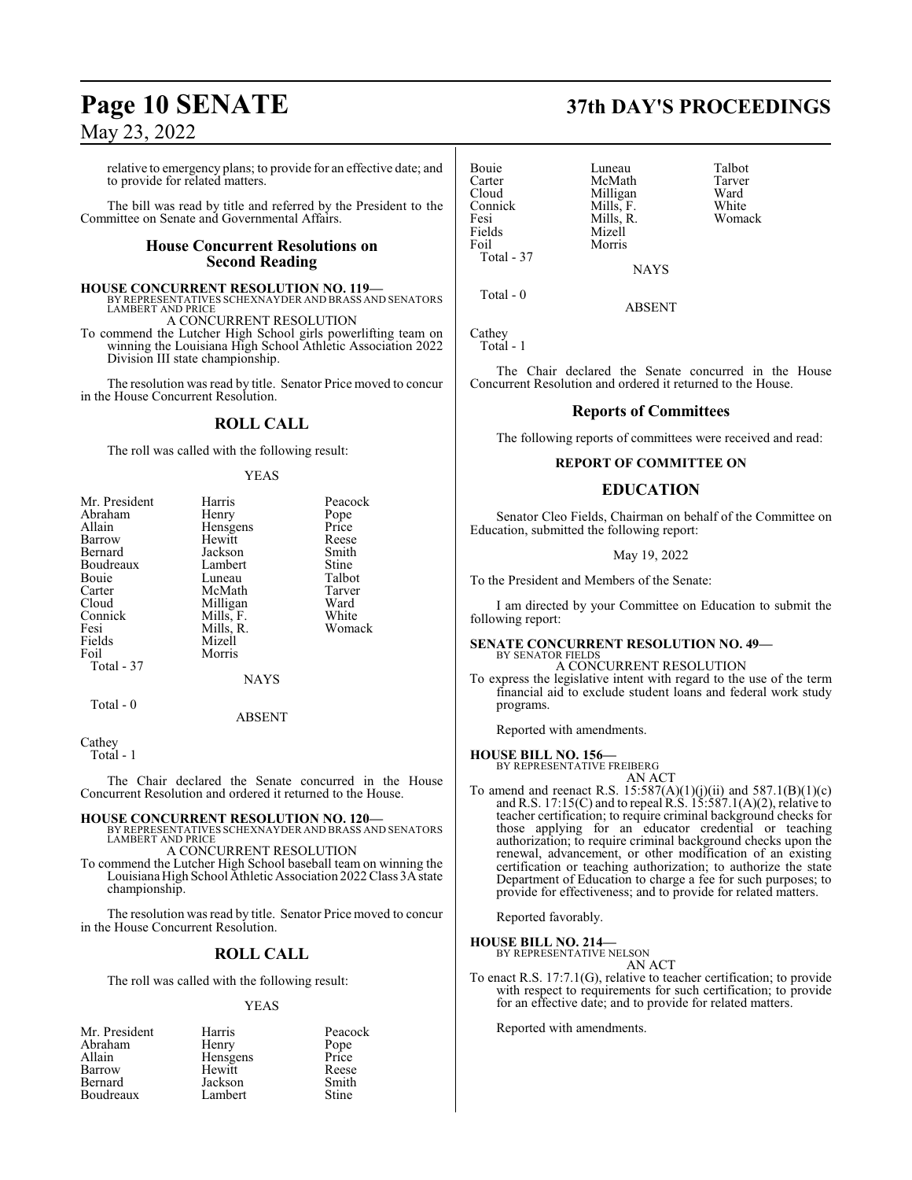relative to emergency plans; to provide for an effective date; and to provide for related matters.

The bill was read by title and referred by the President to the Committee on Senate and Governmental Affairs.

## House Concurrent Resolutions on Second Reading

**HOUSE CONCURRENT RESOLUTION NO. 119—**
BY REPRESENTATIVES SCHEXNAYDER AND BRASS AND SENATORS LAMBERT AND PRICE
A CONCURRENT RESOLUTION
To commend the Lutcher High School girls powerlifting team on winning the Louisiana High School Athletic Association 2022 Division III state championship.

The resolution was read by title. Senator Price moved to concur in the House Concurrent Resolution.

## ROLL CALL

The roll was called with the following result:

YEAS

| | | |
|---|---|---|
| Mr. President | Harris | Peacock |
| Abraham | Henry | Pope |
| Allain | Hensgens | Price |
| Barrow | Hewitt | Reese |
| Bernard | Jackson | Smith |
| Boudreaux | Lambert | Stine |
| Bouie | Luneau | Talbot |
| Carter | McMath | Tarver |
| Cloud | Milligan | Ward |
| Connick | Mills, F. | White |
| Fesi | Mills, R. | Womack |
| Fields | Mizell | |
| Foil | Morris | |

Total - 37

NAYS

Total - 0

ABSENT

Cathey

Total - 1

The Chair declared the Senate concurred in the House Concurrent Resolution and ordered it returned to the House.

**HOUSE CONCURRENT RESOLUTION NO. 120—**
BY REPRESENTATIVES SCHEXNAYDER AND BRASS AND SENATORS LAMBERT AND PRICE
A CONCURRENT RESOLUTION
To commend the Lutcher High School baseball team on winning the Louisiana High School Athletic Association 2022 Class 3A state championship.

The resolution was read by title. Senator Price moved to concur in the House Concurrent Resolution.

## ROLL CALL

The roll was called with the following result:

YEAS

| | | |
|---|---|---|
| Mr. President | Harris | Peacock |
| Abraham | Henry | Pope |
| Allain | Hensgens | Price |
| Barrow | Hewitt | Reese |
| Bernard | Jackson | Smith |
| Boudreaux | Lambert | Stine |
| Bouie | Luneau | Talbot |
| Carter | McMath | Tarver |
| Cloud | Milligan | Ward |
| Connick | Mills, F. | White |
| Fesi | Mills, R. | Womack |
| Fields | Mizell | |
| Foil | Morris | |

Total - 37

NAYS

Total - 0

ABSENT

Cathey

Total - 1

The Chair declared the Senate concurred in the House Concurrent Resolution and ordered it returned to the House.

## Reports of Committees

The following reports of committees were received and read:

### REPORT OF COMMITTEE ON

## EDUCATION

Senator Cleo Fields, Chairman on behalf of the Committee on Education, submitted the following report:

May 19, 2022

To the President and Members of the Senate:

I am directed by your Committee on Education to submit the following report:

**SENATE CONCURRENT RESOLUTION NO. 49—**
BY SENATOR FIELDS
A CONCURRENT RESOLUTION
To express the legislative intent with regard to the use of the term financial aid to exclude student loans and federal work study programs.

Reported with amendments.

**HOUSE BILL NO. 156—**
BY REPRESENTATIVE FREIBERG
AN ACT
To amend and reenact R.S. 15:587(A)(1)(j)(ii) and 587.1(B)(1)(c) and R.S. 17:15(C) and to repeal R.S. 15:587.1(A)(2), relative to teacher certification; to require criminal background checks for those applying for an educator credential or teaching authorization; to require criminal background checks upon the renewal, advancement, or other modification of an existing certification or teaching authorization; to authorize the state Department of Education to charge a fee for such purposes; to provide for effectiveness; and to provide for related matters.

Reported favorably.

**HOUSE BILL NO. 214—**
BY REPRESENTATIVE NELSON
AN ACT
To enact R.S. 17:7.1(G), relative to teacher certification; to provide with respect to requirements for such certification; to provide for an effective date; and to provide for related matters.

Reported with amendments.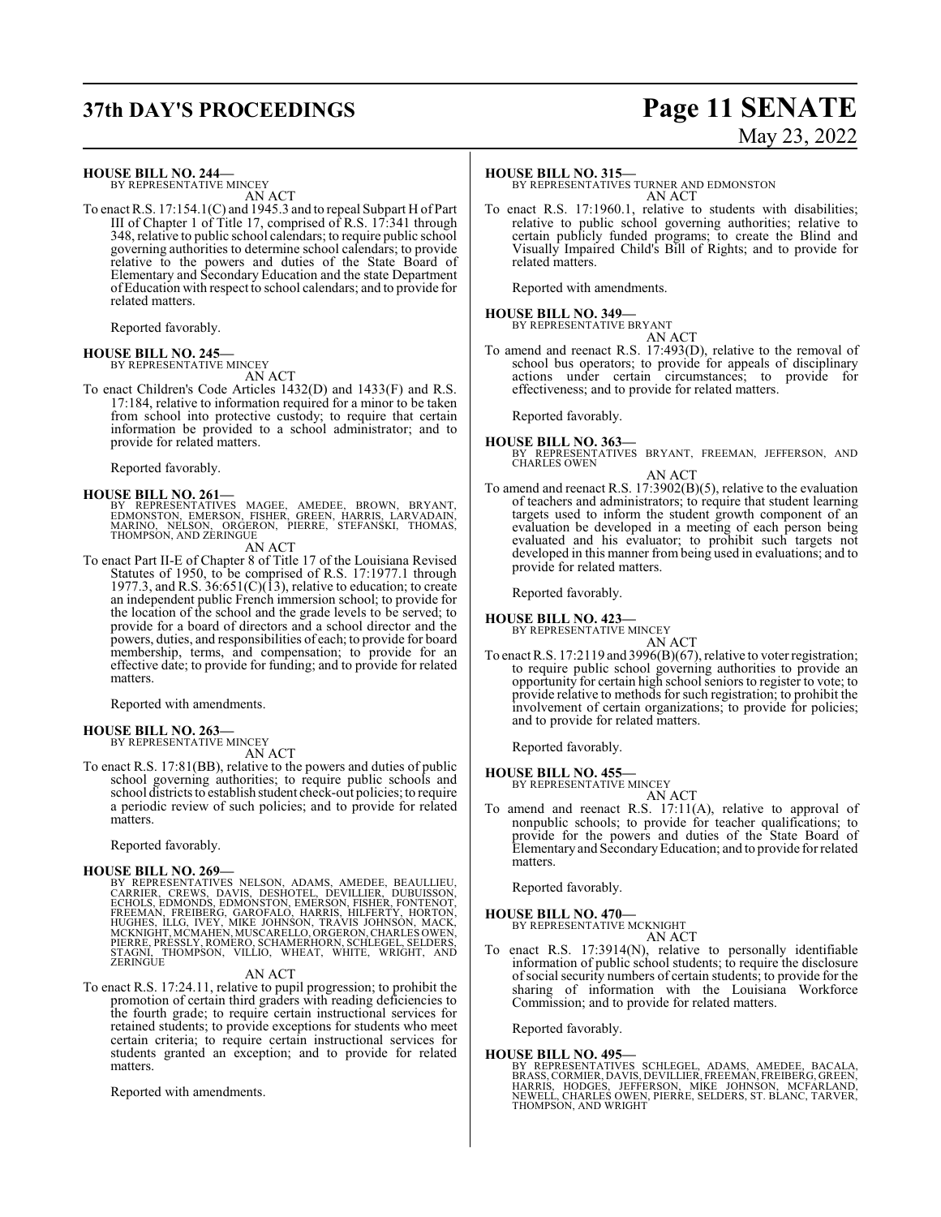**HOUSE BILL NO. 244—**
BY REPRESENTATIVE MINCEY

AN ACT

To enact R.S. 17:154.1(C) and 1945.3 and to repeal Subpart H of Part III of Chapter 1 of Title 17, comprised of R.S. 17:341 through 348, relative to public school calendars; to require public school governing authorities to determine school calendars; to provide relative to the powers and duties of the State Board of Elementary and Secondary Education and the state Department of Education with respect to school calendars; and to provide for related matters.

Reported favorably.

**HOUSE BILL NO. 245—**
BY REPRESENTATIVE MINCEY

AN ACT

To enact Children's Code Articles 1432(D) and 1433(F) and R.S. 17:184, relative to information required for a minor to be taken from school into protective custody; to require that certain information be provided to a school administrator; and to provide for related matters.

Reported favorably.

**HOUSE BILL NO. 261—**
BY REPRESENTATIVES MAGEE, AMEDEE, BROWN, BRYANT, EDMONSTON, EMERSON, FISHER, GREEN, HARRIS, LARVADAIN, MARINO, NELSON, ORGERON, PIERRE, STEFANSKI, THOMAS, THOMPSON, AND ZERINGUE

AN ACT

To enact Part II-E of Chapter 8 of Title 17 of the Louisiana Revised Statutes of 1950, to be comprised of R.S. 17:1977.1 through 1977.3, and R.S. 36:651(C)(13), relative to education; to create an independent public French immersion school; to provide for the location of the school and the grade levels to be served; to provide for a board of directors and a school director and the powers, duties, and responsibilities of each; to provide for board membership, terms, and compensation; to provide for an effective date; to provide for funding; and to provide for related matters.

Reported with amendments.

**HOUSE BILL NO. 263—**
BY REPRESENTATIVE MINCEY

AN ACT

To enact R.S. 17:81(BB), relative to the powers and duties of public school governing authorities; to require public schools and school districts to establish student check-out policies; to require a periodic review of such policies; and to provide for related matters.

Reported favorably.

**HOUSE BILL NO. 269—**
BY REPRESENTATIVES NELSON, ADAMS, AMEDEE, BEAULLIEU, CARRIER, CREWS, DAVIS, DESHOTEL, DEVILLIER, DUBUISSON, ECHOLS, EDMONDS, EDMONSTON, EMERSON, FISHER, FONTENOT, FREEMAN, FREIBERG, GAROFALO, HARRIS, HILFERTY, HORTON, HUGHES, ILLG, IVEY, MIKE JOHNSON, TRAVIS JOHNSON, MACK, MCKNIGHT, MCMAHEN, MUSCARELLO, ORGERON, CHARLES OWEN, PIERRE, PRESSLY, ROMERO, SCHAMERHORN, SCHLEGEL, SELDERS, STAGNI, THOMPSON, VILLIO, WHEAT, WHITE, WRIGHT, AND ZERINGUE

AN ACT

To enact R.S. 17:24.11, relative to pupil progression; to prohibit the promotion of certain third graders with reading deficiencies to the fourth grade; to require certain instructional services for retained students; to provide exceptions for students who meet certain criteria; to require certain instructional services for students granted an exception; and to provide for related matters.

Reported with amendments.

**HOUSE BILL NO. 315—**
BY REPRESENTATIVES TURNER AND EDMONSTON

AN ACT

To enact R.S. 17:1960.1, relative to students with disabilities; relative to public school governing authorities; relative to certain publicly funded programs; to create the Blind and Visually Impaired Child's Bill of Rights; and to provide for related matters.

Reported with amendments.

**HOUSE BILL NO. 349—**
BY REPRESENTATIVE BRYANT

AN ACT

To amend and reenact R.S. 17:493(D), relative to the removal of school bus operators; to provide for appeals of disciplinary actions under certain circumstances; to provide for effectiveness; and to provide for related matters.

Reported favorably.

**HOUSE BILL NO. 363—**
BY REPRESENTATIVES BRYANT, FREEMAN, JEFFERSON, AND CHARLES OWEN

AN ACT

To amend and reenact R.S. 17:3902(B)(5), relative to the evaluation of teachers and administrators; to require that student learning targets used to inform the student growth component of an evaluation be developed in a meeting of each person being evaluated and his evaluator; to prohibit such targets not developed in this manner from being used in evaluations; and to provide for related matters.

Reported favorably.

**HOUSE BILL NO. 423—**
BY REPRESENTATIVE MINCEY

AN ACT

To enact R.S. 17:2119 and 3996(B)(67), relative to voter registration; to require public school governing authorities to provide an opportunity for certain high school seniors to register to vote; to provide relative to methods for such registration; to prohibit the involvement of certain organizations; to provide for policies; and to provide for related matters.

Reported favorably.

**HOUSE BILL NO. 455—**
BY REPRESENTATIVE MINCEY

AN ACT

To amend and reenact R.S. 17:11(A), relative to approval of nonpublic schools; to provide for teacher qualifications; to provide for the powers and duties of the State Board of Elementary and Secondary Education; and to provide for related matters.

Reported favorably.

**HOUSE BILL NO. 470—**
BY REPRESENTATIVE MCKNIGHT

AN ACT

To enact R.S. 17:3914(N), relative to personally identifiable information of public school students; to require the disclosure of social security numbers of certain students; to provide for the sharing of information with the Louisiana Workforce Commission; and to provide for related matters.

Reported favorably.

**HOUSE BILL NO. 495—**
BY REPRESENTATIVES SCHLEGEL, ADAMS, AMEDEE, BACALA, BRASS, CORMIER, DAVIS, DEVILLIER, FREEMAN, FREIBERG, GREEN, HARRIS, HODGES, JEFFERSON, MIKE JOHNSON, MCFARLAND, NEWELL, CHARLES OWEN, PIERRE, SELDERS, ST. BLANC, TARVER, THOMPSON, AND WRIGHT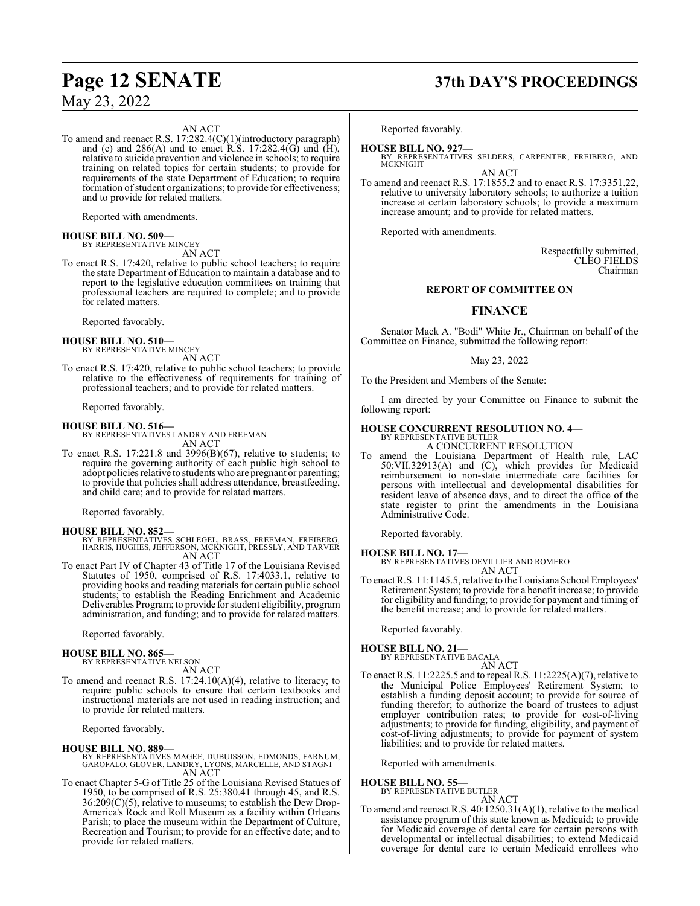AN ACT

To amend and reenact R.S. 17:282.4(C)(1)(introductory paragraph) and (c) and 286(A) and to enact R.S. 17:282.4(G) and (H), relative to suicide prevention and violence in schools; to require training on related topics for certain students; to provide for requirements of the state Department of Education; to require formation of student organizations; to provide for effectiveness; and to provide for related matters.

Reported with amendments.

**HOUSE BILL NO. 509—**
BY REPRESENTATIVE MINCEY

AN ACT

To enact R.S. 17:420, relative to public school teachers; to require the state Department of Education to maintain a database and to report to the legislative education committees on training that professional teachers are required to complete; and to provide for related matters.

Reported favorably.

**HOUSE BILL NO. 510—**
BY REPRESENTATIVE MINCEY

AN ACT

To enact R.S. 17:420, relative to public school teachers; to provide relative to the effectiveness of requirements for training of professional teachers; and to provide for related matters.

Reported favorably.

**HOUSE BILL NO. 516—**
BY REPRESENTATIVES LANDRY AND FREEMAN

AN ACT

To enact R.S. 17:221.8 and 3996(B)(67), relative to students; to require the governing authority of each public high school to adopt policies relative to students who are pregnant or parenting; to provide that policies shall address attendance, breastfeeding, and child care; and to provide for related matters.

Reported favorably.

**HOUSE BILL NO. 852—**
BY REPRESENTATIVES SCHLEGEL, BRASS, FREEMAN, FREIBERG, HARRIS, HUGHES, JEFFERSON, MCKNIGHT, PRESSLY, AND TARVER

AN ACT

To enact Part IV of Chapter 43 of Title 17 of the Louisiana Revised Statutes of 1950, comprised of R.S. 17:4033.1, relative to providing books and reading materials for certain public school students; to establish the Reading Enrichment and Academic Deliverables Program; to provide for student eligibility, program administration, and funding; and to provide for related matters.

Reported favorably.

**HOUSE BILL NO. 865—**
BY REPRESENTATIVE NELSON

AN ACT

To amend and reenact R.S. 17:24.10(A)(4), relative to literacy; to require public schools to ensure that certain textbooks and instructional materials are not used in reading instruction; and to provide for related matters.

Reported favorably.

**HOUSE BILL NO. 889—**
BY REPRESENTATIVES MAGEE, DUBUISSON, EDMONDS, FARNUM, GAROFALO, GLOVER, LANDRY, LYONS, MARCELLE, AND STAGNI

AN ACT

To enact Chapter 5-G of Title 25 of the Louisiana Revised Statues of 1950, to be comprised of R.S. 25:380.41 through 45, and R.S. 36:209(C)(5), relative to museums; to establish the Dew Drop-America's Rock and Roll Museum as a facility within Orleans Parish; to place the museum within the Department of Culture, Recreation and Tourism; to provide for an effective date; and to provide for related matters.

Reported favorably.

**HOUSE BILL NO. 927—**
BY REPRESENTATIVES SELDERS, CARPENTER, FREIBERG, AND MCKNIGHT

AN ACT

To amend and reenact R.S. 17:1855.2 and to enact R.S. 17:3351.22, relative to university laboratory schools; to authorize a tuition increase at certain laboratory schools; to provide a maximum increase amount; and to provide for related matters.

Reported with amendments.

Respectfully submitted,
CLEO FIELDS
Chairman

## REPORT OF COMMITTEE ON

## FINANCE

Senator Mack A. "Bodi" White Jr., Chairman on behalf of the Committee on Finance, submitted the following report:

May 23, 2022

To the President and Members of the Senate:

I am directed by your Committee on Finance to submit the following report:

**HOUSE CONCURRENT RESOLUTION NO. 4—**
BY REPRESENTATIVE BUTLER

A CONCURRENT RESOLUTION

To amend the Louisiana Department of Health rule, LAC 50:VII.32913(A) and (C), which provides for Medicaid reimbursement to non-state intermediate care facilities for persons with intellectual and developmental disabilities for resident leave of absence days, and to direct the office of the state register to print the amendments in the Louisiana Administrative Code.

Reported favorably.

**HOUSE BILL NO. 17—**
BY REPRESENTATIVES DEVILLIER AND ROMERO

AN ACT

To enact R.S. 11:1145.5, relative to the Louisiana School Employees' Retirement System; to provide for a benefit increase; to provide for eligibility and funding; to provide for payment and timing of the benefit increase; and to provide for related matters.

Reported favorably.

**HOUSE BILL NO. 21—**
BY REPRESENTATIVE BACALA

AN ACT

To enact R.S. 11:2225.5 and to repeal R.S. 11:2225(A)(7), relative to the Municipal Police Employees' Retirement System; to establish a funding deposit account; to provide for source of funding therefor; to authorize the board of trustees to adjust employer contribution rates; to provide for cost-of-living adjustments; to provide for funding, eligibility, and payment of cost-of-living adjustments; to provide for payment of system liabilities; and to provide for related matters.

Reported with amendments.

**HOUSE BILL NO. 55—**
BY REPRESENTATIVE BUTLER

AN ACT

To amend and reenact R.S. 40:1250.31(A)(1), relative to the medical assistance program of this state known as Medicaid; to provide for Medicaid coverage of dental care for certain persons with developmental or intellectual disabilities; to extend Medicaid coverage for dental care to certain Medicaid enrollees who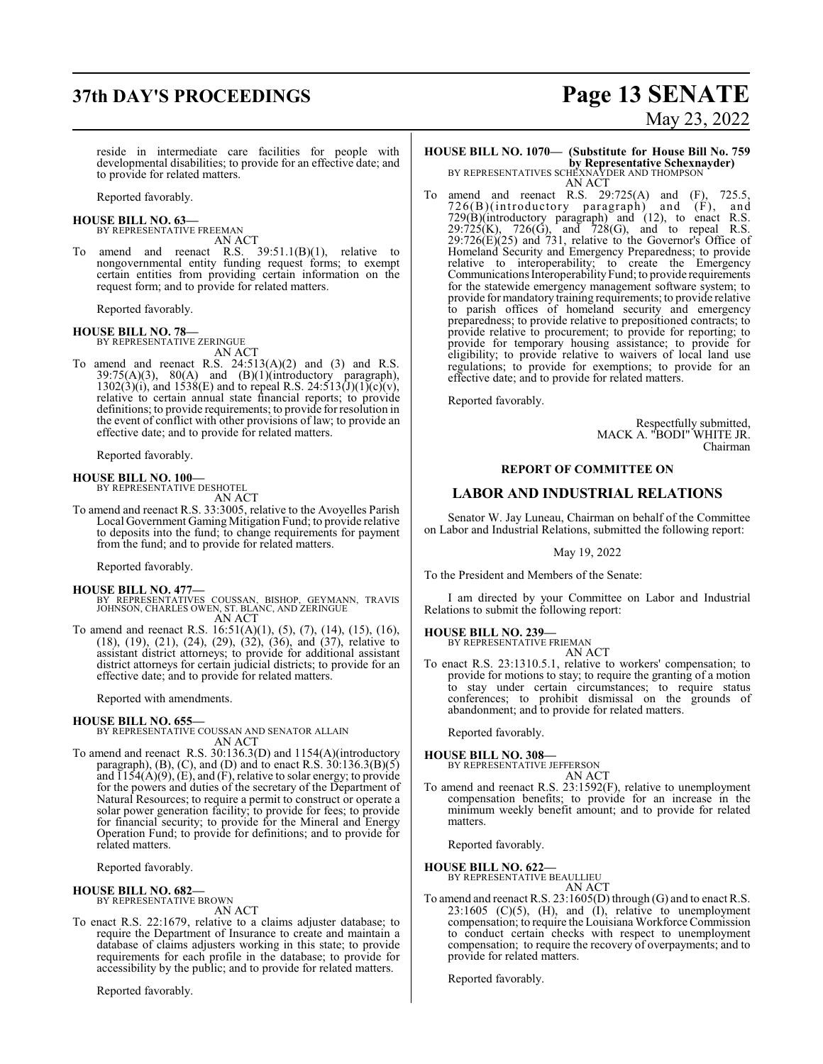reside in intermediate care facilities for people with developmental disabilities; to provide for an effective date; and to provide for related matters.

Reported favorably.

**HOUSE BILL NO. 63—**
BY REPRESENTATIVE FREEMAN
AN ACT

To amend and reenact R.S. 39:51.1(B)(1), relative to nongovernmental entity funding request forms; to exempt certain entities from providing certain information on the request form; and to provide for related matters.

Reported favorably.

**HOUSE BILL NO. 78—**
BY REPRESENTATIVE ZERINGUE
AN ACT

To amend and reenact R.S. 24:513(A)(2) and (3) and R.S. 39:75(A)(3), 80(A) and (B)(1)(introductory paragraph), 1302(3)(i), and 1538(E) and to repeal R.S. 24:513(J)(1)(c)(v), relative to certain annual state financial reports; to provide definitions; to provide requirements; to provide for resolution in the event of conflict with other provisions of law; to provide an effective date; and to provide for related matters.

Reported favorably.

**HOUSE BILL NO. 100—**
BY REPRESENTATIVE DESHOTEL
AN ACT

To amend and reenact R.S. 33:3005, relative to the Avoyelles Parish Local Government Gaming Mitigation Fund; to provide relative to deposits into the fund; to change requirements for payment from the fund; and to provide for related matters.

Reported favorably.

**HOUSE BILL NO. 477—**
BY REPRESENTATIVES COUSSAN, BISHOP, GEYMANN, TRAVIS JOHNSON, CHARLES OWEN, ST. BLANC, AND ZERINGUE
AN ACT

To amend and reenact R.S. 16:51(A)(1), (5), (7), (14), (15), (16), (18), (19), (21), (24), (29), (32), (36), and (37), relative to assistant district attorneys; to provide for additional assistant district attorneys for certain judicial districts; to provide for an effective date; and to provide for related matters.

Reported with amendments.

**HOUSE BILL NO. 655—**
BY REPRESENTATIVE COUSSAN AND SENATOR ALLAIN
AN ACT

To amend and reenact R.S. 30:136.3(D) and 1154(A)(introductory paragraph), (B), (C), and (D) and to enact R.S. 30:136.3(B)(5) and 1154(A)(9), (E), and (F), relative to solar energy; to provide for the powers and duties of the secretary of the Department of Natural Resources; to require a permit to construct or operate a solar power generation facility; to provide for fees; to provide for financial security; to provide for the Mineral and Energy Operation Fund; to provide for definitions; and to provide for related matters.

Reported favorably.

**HOUSE BILL NO. 682—**
BY REPRESENTATIVE BROWN
AN ACT

To enact R.S. 22:1679, relative to a claims adjuster database; to require the Department of Insurance to create and maintain a database of claims adjusters working in this state; to provide requirements for each profile in the database; to provide for accessibility by the public; and to provide for related matters.

Reported favorably.

**HOUSE BILL NO. 1070— (Substitute for House Bill No. 759 by Representative Schexnayder)**
BY REPRESENTATIVES SCHEXNAYDER AND THOMPSON
AN ACT

To amend and reenact R.S. 29:725(A) and (F), 725.5, 726(B)(introductory paragraph) and (F), and 729(B)(introductory paragraph) and (12), to enact R.S. 29:725(K), 726(G), and 728(G), and to repeal R.S. 29:726(E)(25) and 731, relative to the Governor's Office of Homeland Security and Emergency Preparedness; to provide relative to interoperability; to create the Emergency Communications Interoperability Fund; to provide requirements for the statewide emergency management software system; to provide for mandatory training requirements; to provide relative to parish offices of homeland security and emergency preparedness; to provide relative to prepositioned contracts; to provide relative to procurement; to provide for reporting; to provide for temporary housing assistance; to provide for eligibility; to provide relative to waivers of local land use regulations; to provide for exemptions; to provide for an effective date; and to provide for related matters.

Reported favorably.

Respectfully submitted,
MACK A. "BODI" WHITE JR.
Chairman

**REPORT OF COMMITTEE ON**

## LABOR AND INDUSTRIAL RELATIONS

Senator W. Jay Luneau, Chairman on behalf of the Committee on Labor and Industrial Relations, submitted the following report:

May 19, 2022

To the President and Members of the Senate:

I am directed by your Committee on Labor and Industrial Relations to submit the following report:

**HOUSE BILL NO. 239—**
BY REPRESENTATIVE FRIEMAN
AN ACT

To enact R.S. 23:1310.5.1, relative to workers' compensation; to provide for motions to stay; to require the granting of a motion to stay under certain circumstances; to require status conferences; to prohibit dismissal on the grounds of abandonment; and to provide for related matters.

Reported favorably.

**HOUSE BILL NO. 308—**
BY REPRESENTATIVE JEFFERSON
AN ACT

To amend and reenact R.S. 23:1592(F), relative to unemployment compensation benefits; to provide for an increase in the minimum weekly benefit amount; and to provide for related matters.

Reported favorably.

**HOUSE BILL NO. 622—**
BY REPRESENTATIVE BEAULLIEU
AN ACT

To amend and reenact R.S. 23:1605(D) through (G) and to enact R.S. 23:1605 (C)(5), (H), and (I), relative to unemployment compensation; to require the Louisiana Workforce Commission to conduct certain checks with respect to unemployment compensation; to require the recovery of overpayments; and to provide for related matters.

Reported favorably.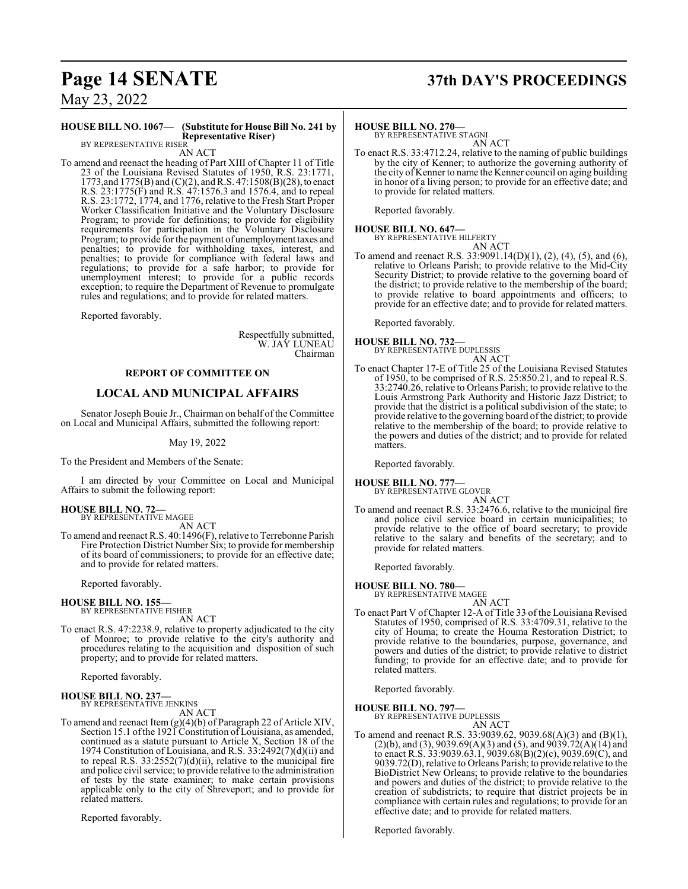**HOUSE BILL NO. 1067— (Substitute for House Bill No. 241 by Representative Riser)**
BY REPRESENTATIVE RISER

AN ACT

To amend and reenact the heading of Part XIII of Chapter 11 of Title 23 of the Louisiana Revised Statutes of 1950, R.S. 23:1771, 1773,and 1775(B) and (C)(2), and R.S. 47:1508(B)(28), to enact R.S. 23:1775(F) and R.S. 47:1576.3 and 1576.4, and to repeal R.S. 23:1772, 1774, and 1776, relative to the Fresh Start Proper Worker Classification Initiative and the Voluntary Disclosure Program; to provide for definitions; to provide for eligibility requirements for participation in the Voluntary Disclosure Program; to provide for the payment of unemployment taxes and penalties; to provide for withholding taxes, interest, and penalties; to provide for compliance with federal laws and regulations; to provide for a safe harbor; to provide for unemployment interest; to provide for a public records exception; to require the Department of Revenue to promulgate rules and regulations; and to provide for related matters.

Reported favorably.

Respectfully submitted,
W. JAY LUNEAU
Chairman

## REPORT OF COMMITTEE ON

## LOCAL AND MUNICIPAL AFFAIRS

Senator Joseph Bouie Jr., Chairman on behalf of the Committee on Local and Municipal Affairs, submitted the following report:

May 19, 2022

To the President and Members of the Senate:

I am directed by your Committee on Local and Municipal Affairs to submit the following report:

**HOUSE BILL NO. 72—**
BY REPRESENTATIVE MAGEE

AN ACT

To amend and reenact R.S. 40:1496(F), relative to Terrebonne Parish Fire Protection District Number Six; to provide for membership of its board of commissioners; to provide for an effective date; and to provide for related matters.

Reported favorably.

**HOUSE BILL NO. 155—**
BY REPRESENTATIVE FISHER

AN ACT

To enact R.S. 47:2238.9, relative to property adjudicated to the city of Monroe; to provide relative to the city's authority and procedures relating to the acquisition and disposition of such property; and to provide for related matters.

Reported favorably.

**HOUSE BILL NO. 237—**
BY REPRESENTATIVE JENKINS

AN ACT

To amend and reenact Item (g)(4)(b) of Paragraph 22 of Article XIV, Section 15.1 of the 1921 Constitution of Louisiana, as amended, continued as a statute pursuant to Article X, Section 18 of the 1974 Constitution of Louisiana, and R.S. 33:2492(7)(d)(ii) and to repeal R.S. 33:2552(7)(d)(ii), relative to the municipal fire and police civil service; to provide relative to the administration of tests by the state examiner; to make certain provisions applicable only to the city of Shreveport; and to provide for related matters.

Reported favorably.

**HOUSE BILL NO. 270—**
BY REPRESENTATIVE STAGNI

AN ACT

To enact R.S. 33:4712.24, relative to the naming of public buildings by the city of Kenner; to authorize the governing authority of the city of Kenner to name the Kenner council on aging building in honor of a living person; to provide for an effective date; and to provide for related matters.

Reported favorably.

**HOUSE BILL NO. 647—**
BY REPRESENTATIVE HILFERTY

AN ACT

To amend and reenact R.S. 33:9091.14(D)(1), (2), (4), (5), and (6), relative to Orleans Parish; to provide relative to the Mid-City Security District; to provide relative to the governing board of the district; to provide relative to the membership of the board; to provide relative to board appointments and officers; to provide for an effective date; and to provide for related matters.

Reported favorably.

**HOUSE BILL NO. 732—**
BY REPRESENTATIVE DUPLESSIS

AN ACT

To enact Chapter 17-E of Title 25 of the Louisiana Revised Statutes of 1950, to be comprised of R.S. 25:850.21, and to repeal R.S. 33:2740.26, relative to Orleans Parish; to provide relative to the Louis Armstrong Park Authority and Historic Jazz District; to provide that the district is a political subdivision of the state; to provide relative to the governing board of the district; to provide relative to the membership of the board; to provide relative to the powers and duties of the district; and to provide for related matters.

Reported favorably.

**HOUSE BILL NO. 777—**
BY REPRESENTATIVE GLOVER

AN ACT

To amend and reenact R.S. 33:2476.6, relative to the municipal fire and police civil service board in certain municipalities; to provide relative to the office of board secretary; to provide relative to the salary and benefits of the secretary; and to provide for related matters.

Reported favorably.

**HOUSE BILL NO. 780—**
BY REPRESENTATIVE MAGEE

AN ACT

To enact Part V of Chapter 12-A of Title 33 of the Louisiana Revised Statutes of 1950, comprised of R.S. 33:4709.31, relative to the city of Houma; to create the Houma Restoration District; to provide relative to the boundaries, purpose, governance, and powers and duties of the district; to provide relative to district funding; to provide for an effective date; and to provide for related matters.

Reported favorably.

**HOUSE BILL NO. 797—**
BY REPRESENTATIVE DUPLESSIS

AN ACT

To amend and reenact R.S. 33:9039.62, 9039.68(A)(3) and (B)(1), (2)(b), and (3), 9039.69(A)(3) and (5), and 9039.72(A)(14) and to enact R.S. 33:9039.63.1, 9039.68(B)(2)(c), 9039.69(C), and 9039.72(D), relative to Orleans Parish; to provide relative to the BioDistrict New Orleans; to provide relative to the boundaries and powers and duties of the district; to provide relative to the creation of subdistricts; to require that district projects be in compliance with certain rules and regulations; to provide for an effective date; and to provide for related matters.

Reported favorably.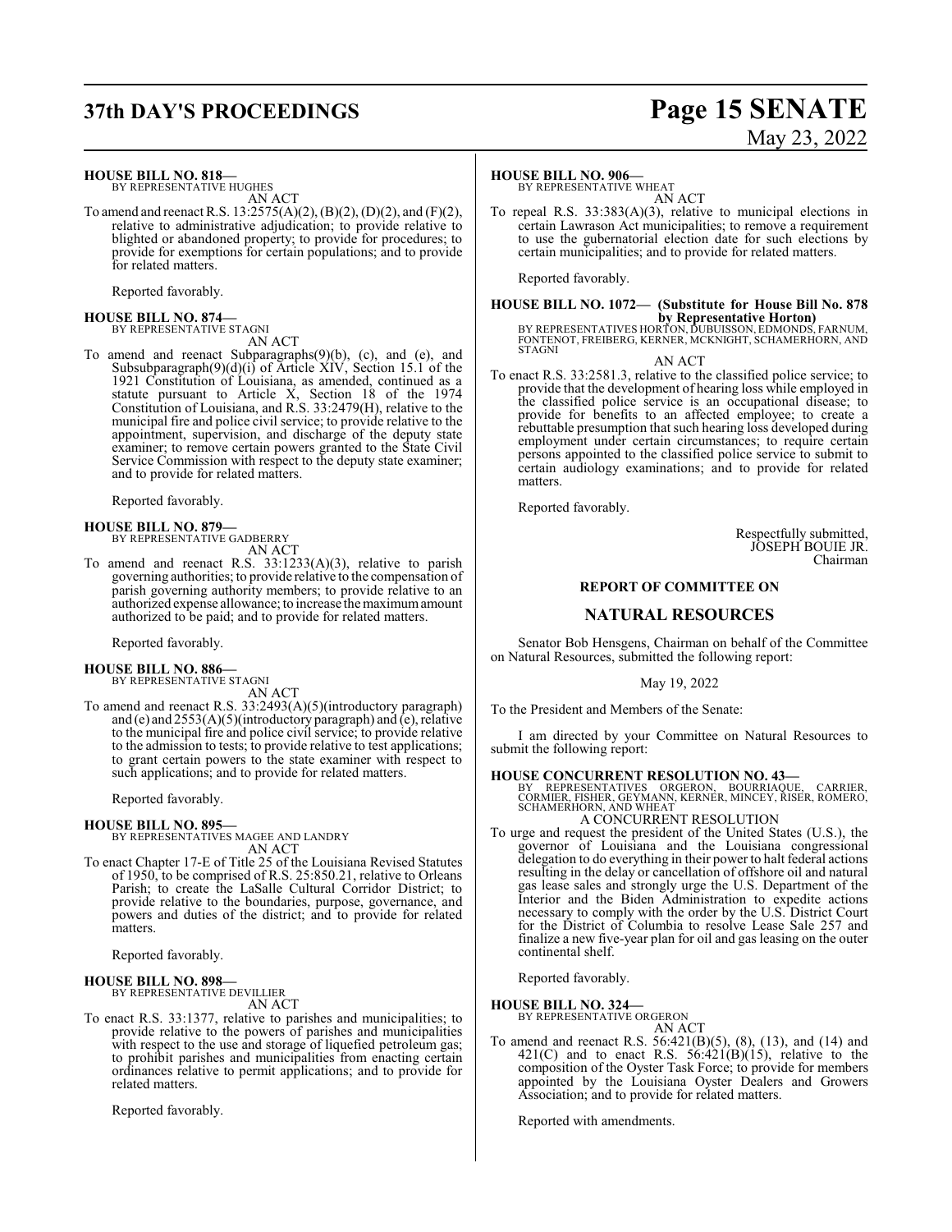**HOUSE BILL NO. 818—**
BY REPRESENTATIVE HUGHES

AN ACT

To amend and reenact R.S. 13:2575(A)(2), (B)(2), (D)(2), and (F)(2), relative to administrative adjudication; to provide relative to blighted or abandoned property; to provide for procedures; to provide for exemptions for certain populations; and to provide for related matters.

Reported favorably.

**HOUSE BILL NO. 874—**
BY REPRESENTATIVE STAGNI

AN ACT

To amend and reenact Subparagraphs(9)(b), (c), and (e), and Subsubparagraph(9)(d)(i) of Article XIV, Section 15.1 of the 1921 Constitution of Louisiana, as amended, continued as a statute pursuant to Article X, Section 18 of the 1974 Constitution of Louisiana, and R.S. 33:2479(H), relative to the municipal fire and police civil service; to provide relative to the appointment, supervision, and discharge of the deputy state examiner; to remove certain powers granted to the State Civil Service Commission with respect to the deputy state examiner; and to provide for related matters.

Reported favorably.

**HOUSE BILL NO. 879—**
BY REPRESENTATIVE GADBERRY

AN ACT

To amend and reenact R.S. 33:1233(A)(3), relative to parish governing authorities; to provide relative to the compensation of parish governing authority members; to provide relative to an authorized expense allowance; to increase the maximum amount authorized to be paid; and to provide for related matters.

Reported favorably.

**HOUSE BILL NO. 886—**
BY REPRESENTATIVE STAGNI

AN ACT

To amend and reenact R.S. 33:2493(A)(5)(introductory paragraph) and (e) and 2553(A)(5)(introductory paragraph) and (e), relative to the municipal fire and police civil service; to provide relative to the admission to tests; to provide relative to test applications; to grant certain powers to the state examiner with respect to such applications; and to provide for related matters.

Reported favorably.

**HOUSE BILL NO. 895—**
BY REPRESENTATIVES MAGEE AND LANDRY

AN ACT

To enact Chapter 17-E of Title 25 of the Louisiana Revised Statutes of 1950, to be comprised of R.S. 25:850.21, relative to Orleans Parish; to create the LaSalle Cultural Corridor District; to provide relative to the boundaries, purpose, governance, and powers and duties of the district; and to provide for related matters.

Reported favorably.

**HOUSE BILL NO. 898—**
BY REPRESENTATIVE DEVILLIER

AN ACT

To enact R.S. 33:1377, relative to parishes and municipalities; to provide relative to the powers of parishes and municipalities with respect to the use and storage of liquefied petroleum gas; to prohibit parishes and municipalities from enacting certain ordinances relative to permit applications; and to provide for related matters.

Reported favorably.

**HOUSE BILL NO. 906—**
BY REPRESENTATIVE WHEAT

AN ACT

To repeal R.S. 33:383(A)(3), relative to municipal elections in certain Lawrason Act municipalities; to remove a requirement to use the gubernatorial election date for such elections by certain municipalities; and to provide for related matters.

Reported favorably.

**HOUSE BILL NO. 1072— (Substitute for House Bill No. 878 by Representative Horton)**
BY REPRESENTATIVES HORTON, DUBUISSON, EDMONDS, FARNUM, FONTENOT, FREIBERG, KERNER, MCKNIGHT, SCHAMERHORN, AND STAGNI

AN ACT

To enact R.S. 33:2581.3, relative to the classified police service; to provide that the development of hearing loss while employed in the classified police service is an occupational disease; to provide for benefits to an affected employee; to create a rebuttable presumption that such hearing loss developed during employment under certain circumstances; to require certain persons appointed to the classified police service to submit to certain audiology examinations; and to provide for related matters.

Reported favorably.

Respectfully submitted,
JOSEPH BOUIE JR.
Chairman

## REPORT OF COMMITTEE ON

## NATURAL RESOURCES

Senator Bob Hensgens, Chairman on behalf of the Committee on Natural Resources, submitted the following report:

May 19, 2022

To the President and Members of the Senate:

I am directed by your Committee on Natural Resources to submit the following report:

**HOUSE CONCURRENT RESOLUTION NO. 43—**
BY REPRESENTATIVES ORGERON, BOURRIAQUE, CARRIER, CORMIER, FISHER, GEYMANN, KERNER, MINCEY, RISER, ROMERO, SCHAMERHORN, AND WHEAT

A CONCURRENT RESOLUTION

To urge and request the president of the United States (U.S.), the governor of Louisiana and the Louisiana congressional delegation to do everything in their power to halt federal actions resulting in the delay or cancellation of offshore oil and natural gas lease sales and strongly urge the U.S. Department of the Interior and the Biden Administration to expedite actions necessary to comply with the order by the U.S. District Court for the District of Columbia to resolve Lease Sale 257 and finalize a new five-year plan for oil and gas leasing on the outer continental shelf.

Reported favorably.

**HOUSE BILL NO. 324—**
BY REPRESENTATIVE ORGERON

AN ACT

To amend and reenact R.S. 56:421(B)(5), (8), (13), and (14) and 421(C) and to enact R.S. 56:421(B)(15), relative to the composition of the Oyster Task Force; to provide for members appointed by the Louisiana Oyster Dealers and Growers Association; and to provide for related matters.

Reported with amendments.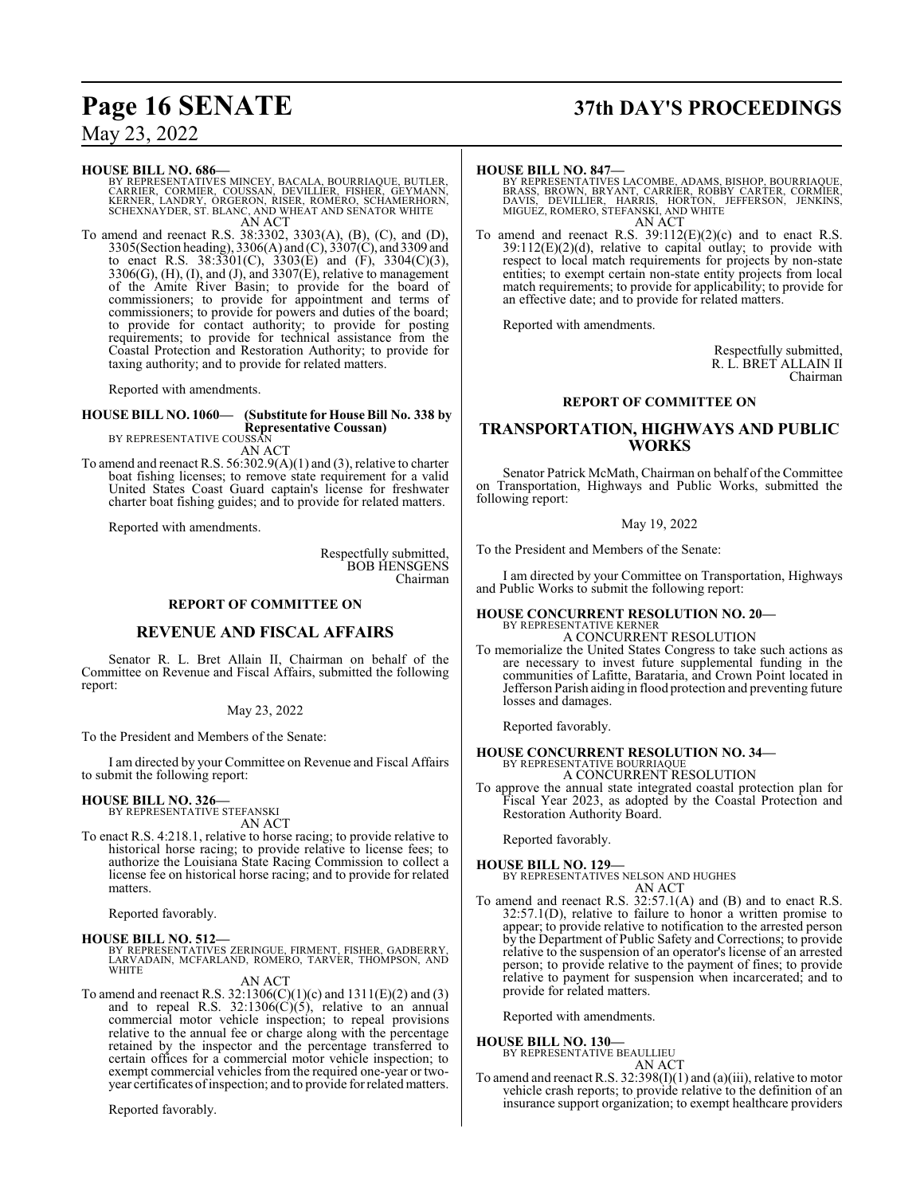**HOUSE BILL NO. 686—**
BY REPRESENTATIVES MINCEY, BACALA, BOURRIAQUE, BUTLER, CARRIER, CORMIER, COUSSAN, DEVILLIER, FISHER, GEYMANN, KERNER, LANDRY, ORGERON, RISER, ROMERO, SCHAMERHORN, SCHEXNAYDER, ST. BLANC, AND WHEAT AND SENATOR WHITE
AN ACT

To amend and reenact R.S. 38:3302, 3303(A), (B), (C), and (D), 3305(Section heading), 3306(A) and (C), 3307(C), and 3309 and to enact R.S. 38:3301(C), 3303(E) and (F), 3304(C)(3), 3306(G), (H), (I), and (J), and 3307(E), relative to management of the Amite River Basin; to provide for the board of commissioners; to provide for appointment and terms of commissioners; to provide for powers and duties of the board; to provide for contact authority; to provide for posting requirements; to provide for technical assistance from the Coastal Protection and Restoration Authority; to provide for taxing authority; and to provide for related matters.

Reported with amendments.

**HOUSE BILL NO. 1060— (Substitute for House Bill No. 338 by Representative Coussan)**
BY REPRESENTATIVE COUSSAN
AN ACT

To amend and reenact R.S. 56:302.9(A)(1) and (3), relative to charter boat fishing licenses; to remove state requirement for a valid United States Coast Guard captain's license for freshwater charter boat fishing guides; and to provide for related matters.

Reported with amendments.

Respectfully submitted,
BOB HENSGENS
Chairman

**REPORT OF COMMITTEE ON**

## REVENUE AND FISCAL AFFAIRS

Senator R. L. Bret Allain II, Chairman on behalf of the Committee on Revenue and Fiscal Affairs, submitted the following report:

May 23, 2022

To the President and Members of the Senate:

I am directed by your Committee on Revenue and Fiscal Affairs to submit the following report:

**HOUSE BILL NO. 326—**
BY REPRESENTATIVE STEFANSKI
AN ACT

To enact R.S. 4:218.1, relative to horse racing; to provide relative to historical horse racing; to provide relative to license fees; to authorize the Louisiana State Racing Commission to collect a license fee on historical horse racing; and to provide for related matters.

Reported favorably.

**HOUSE BILL NO. 512—**
BY REPRESENTATIVES ZERINGUE, FIRMENT, FISHER, GADBERRY, LARVADAIN, MCFARLAND, ROMERO, TARVER, THOMPSON, AND WHITE
AN ACT

To amend and reenact R.S. 32:1306(C)(1)(c) and 1311(E)(2) and (3) and to repeal R.S. 32:1306(C)(5), relative to an annual commercial motor vehicle inspection; to repeal provisions relative to the annual fee or charge along with the percentage retained by the inspector and the percentage transferred to certain offices for a commercial motor vehicle inspection; to exempt commercial vehicles from the required one-year or two-year certificates of inspection; and to provide for related matters.

Reported favorably.

**HOUSE BILL NO. 847—**
BY REPRESENTATIVES LACOMBE, ADAMS, BISHOP, BOURRIAQUE, BRASS, BROWN, BRYANT, CARRIER, ROBBY CARTER, CORMIER, DAVIS, DEVILLIER, HARRIS, HORTON, JEFFERSON, JENKINS, MIGUEZ, ROMERO, STEFANSKI, AND WHITE
AN ACT

To amend and reenact R.S. 39:112(E)(2)(c) and to enact R.S. 39:112(E)(2)(d), relative to capital outlay; to provide with respect to local match requirements for projects by non-state entities; to exempt certain non-state entity projects from local match requirements; to provide for applicability; to provide for an effective date; and to provide for related matters.

Reported with amendments.

Respectfully submitted,
R. L. BRET ALLAIN II
Chairman

**REPORT OF COMMITTEE ON**

## TRANSPORTATION, HIGHWAYS AND PUBLIC WORKS

Senator Patrick McMath, Chairman on behalf of the Committee on Transportation, Highways and Public Works, submitted the following report:

May 19, 2022

To the President and Members of the Senate:

I am directed by your Committee on Transportation, Highways and Public Works to submit the following report:

**HOUSE CONCURRENT RESOLUTION NO. 20—**
BY REPRESENTATIVE KERNER
A CONCURRENT RESOLUTION

To memorialize the United States Congress to take such actions as are necessary to invest future supplemental funding in the communities of Lafitte, Barataria, and Crown Point located in Jefferson Parish aiding in flood protection and preventing future losses and damages.

Reported favorably.

**HOUSE CONCURRENT RESOLUTION NO. 34—**
BY REPRESENTATIVE BOURRIAQUE
A CONCURRENT RESOLUTION

To approve the annual state integrated coastal protection plan for Fiscal Year 2023, as adopted by the Coastal Protection and Restoration Authority Board.

Reported favorably.

**HOUSE BILL NO. 129—**
BY REPRESENTATIVES NELSON AND HUGHES
AN ACT

To amend and reenact R.S. 32:57.1(A) and (B) and to enact R.S. 32:57.1(D), relative to failure to honor a written promise to appear; to provide relative to notification to the arrested person by the Department of Public Safety and Corrections; to provide relative to the suspension of an operator's license of an arrested person; to provide relative to the payment of fines; to provide relative to payment for suspension when incarcerated; and to provide for related matters.

Reported with amendments.

**HOUSE BILL NO. 130—**
BY REPRESENTATIVE BEAULLIEU
AN ACT

To amend and reenact R.S. 32:398(I)(1) and (a)(iii), relative to motor vehicle crash reports; to provide relative to the definition of an insurance support organization; to exempt healthcare providers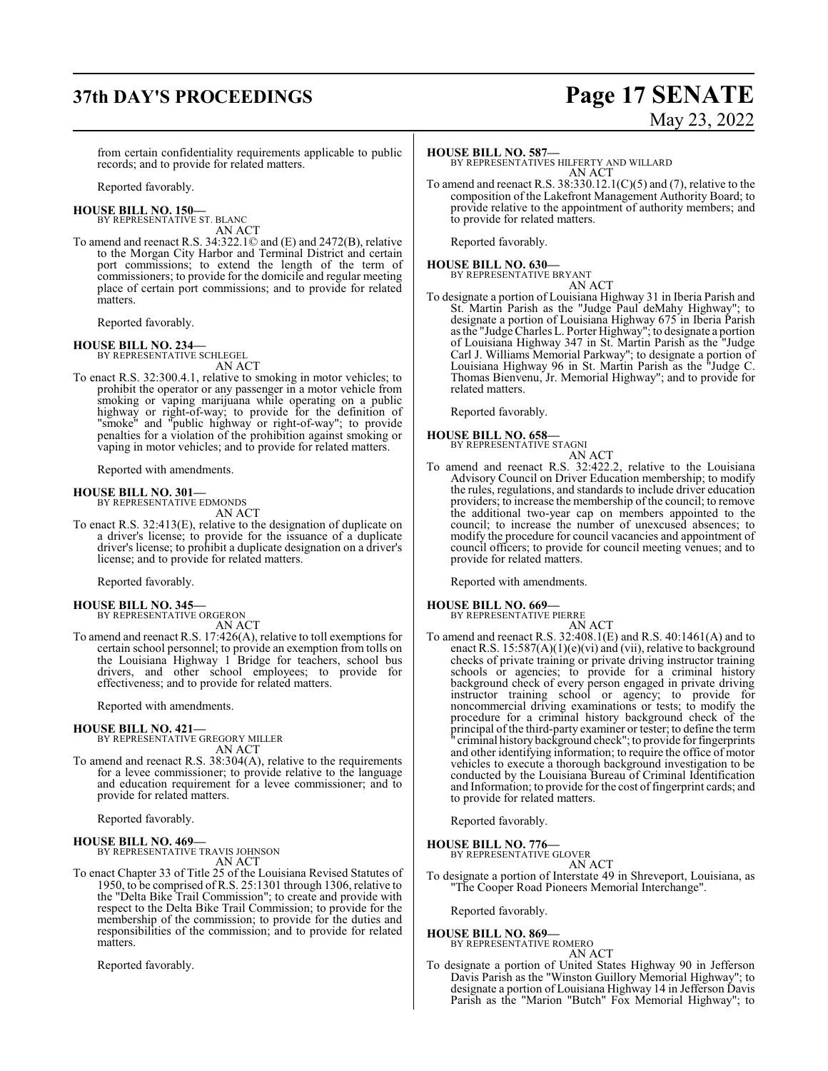from certain confidentiality requirements applicable to public records; and to provide for related matters.

Reported favorably.

**HOUSE BILL NO. 150—**
BY REPRESENTATIVE ST. BLANC
AN ACT

To amend and reenact R.S. 34:322.1© and (E) and 2472(B), relative to the Morgan City Harbor and Terminal District and certain port commissions; to extend the length of the term of commissioners; to provide for the domicile and regular meeting place of certain port commissions; and to provide for related matters.

Reported favorably.

**HOUSE BILL NO. 234—**
BY REPRESENTATIVE SCHLEGEL
AN ACT

To enact R.S. 32:300.4.1, relative to smoking in motor vehicles; to prohibit the operator or any passenger in a motor vehicle from smoking or vaping marijuana while operating on a public highway or right-of-way; to provide for the definition of "smoke" and "public highway or right-of-way"; to provide penalties for a violation of the prohibition against smoking or vaping in motor vehicles; and to provide for related matters.

Reported with amendments.

**HOUSE BILL NO. 301—**
BY REPRESENTATIVE EDMONDS
AN ACT

To enact R.S. 32:413(E), relative to the designation of duplicate on a driver's license; to provide for the issuance of a duplicate driver's license; to prohibit a duplicate designation on a driver's license; and to provide for related matters.

Reported favorably.

**HOUSE BILL NO. 345—**
BY REPRESENTATIVE ORGERON
AN ACT

To amend and reenact R.S. 17:426(A), relative to toll exemptions for certain school personnel; to provide an exemption from tolls on the Louisiana Highway 1 Bridge for teachers, school bus drivers, and other school employees; to provide for effectiveness; and to provide for related matters.

Reported with amendments.

**HOUSE BILL NO. 421—**
BY REPRESENTATIVE GREGORY MILLER
AN ACT

To amend and reenact R.S. 38:304(A), relative to the requirements for a levee commissioner; to provide relative to the language and education requirement for a levee commissioner; and to provide for related matters.

Reported favorably.

**HOUSE BILL NO. 469—**
BY REPRESENTATIVE TRAVIS JOHNSON
AN ACT

To enact Chapter 33 of Title 25 of the Louisiana Revised Statutes of 1950, to be comprised of R.S. 25:1301 through 1306, relative to the "Delta Bike Trail Commission"; to create and provide with respect to the Delta Bike Trail Commission; to provide for the membership of the commission; to provide for the duties and responsibilities of the commission; and to provide for related matters.

Reported favorably.

**HOUSE BILL NO. 587—**
BY REPRESENTATIVES HILFERTY AND WILLARD
AN ACT

To amend and reenact R.S. 38:330.12.1(C)(5) and (7), relative to the composition of the Lakefront Management Authority Board; to provide relative to the appointment of authority members; and to provide for related matters.

Reported favorably.

**HOUSE BILL NO. 630—**
BY REPRESENTATIVE BRYANT
AN ACT

To designate a portion of Louisiana Highway 31 in Iberia Parish and St. Martin Parish as the "Judge Paul deMahy Highway"; to designate a portion of Louisiana Highway 675 in Iberia Parish as the "Judge Charles L. Porter Highway"; to designate a portion of Louisiana Highway 347 in St. Martin Parish as the "Judge Carl J. Williams Memorial Parkway"; to designate a portion of Louisiana Highway 96 in St. Martin Parish as the "Judge C. Thomas Bienvenu, Jr. Memorial Highway"; and to provide for related matters.

Reported favorably.

**HOUSE BILL NO. 658—**
BY REPRESENTATIVE STAGNI
AN ACT

To amend and reenact R.S. 32:422.2, relative to the Louisiana Advisory Council on Driver Education membership; to modify the rules, regulations, and standards to include driver education providers; to increase the membership of the council; to remove the additional two-year cap on members appointed to the council; to increase the number of unexcused absences; to modify the procedure for council vacancies and appointment of council officers; to provide for council meeting venues; and to provide for related matters.

Reported with amendments.

**HOUSE BILL NO. 669—**
BY REPRESENTATIVE PIERRE
AN ACT

To amend and reenact R.S. 32:408.1(E) and R.S. 40:1461(A) and to enact R.S. 15:587(A)(1)(e)(vi) and (vii), relative to background checks of private training or private driving instructor training schools or agencies; to provide for a criminal history background check of every person engaged in private driving instructor training school or agency; to provide for noncommercial driving examinations or tests; to modify the procedure for a criminal history background check of the principal of the third-party examiner or tester; to define the term " criminal history background check"; to provide for fingerprints and other identifying information; to require the office of motor vehicles to execute a thorough background investigation to be conducted by the Louisiana Bureau of Criminal Identification and Information; to provide for the cost of fingerprint cards; and to provide for related matters.

Reported favorably.

**HOUSE BILL NO. 776—**
BY REPRESENTATIVE GLOVER
AN ACT

To designate a portion of Interstate 49 in Shreveport, Louisiana, as "The Cooper Road Pioneers Memorial Interchange".

Reported favorably.

**HOUSE BILL NO. 869—**
BY REPRESENTATIVE ROMERO
AN ACT

To designate a portion of United States Highway 90 in Jefferson Davis Parish as the "Winston Guillory Memorial Highway"; to designate a portion of Louisiana Highway 14 in Jefferson Davis Parish as the "Marion "Butch" Fox Memorial Highway"; to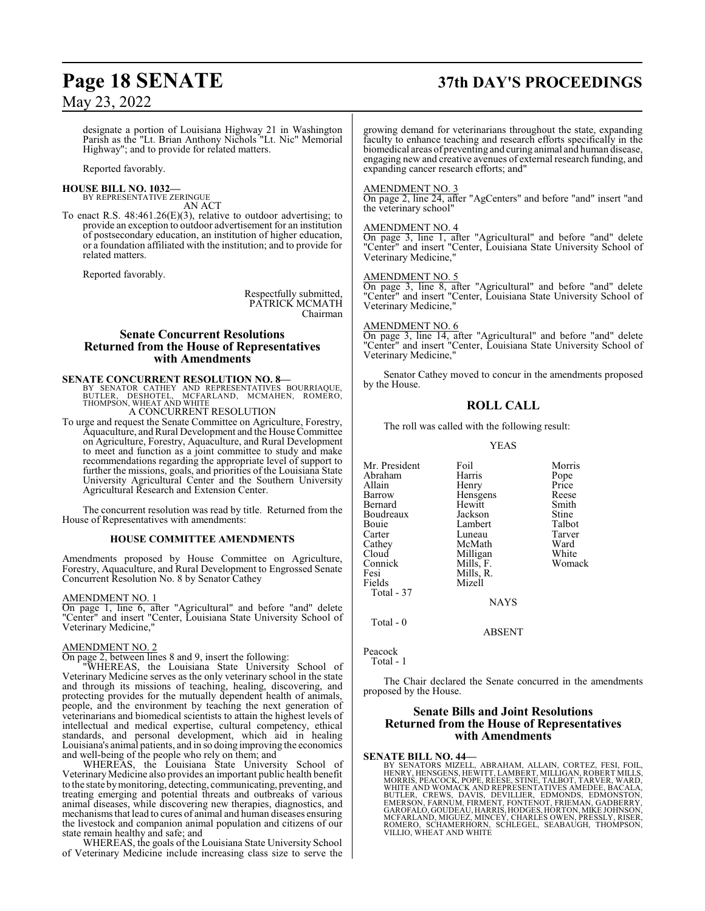designate a portion of Louisiana Highway 21 in Washington Parish as the "Lt. Brian Anthony Nichols "Lt. Nic" Memorial Highway"; and to provide for related matters.

Reported favorably.

**HOUSE BILL NO. 1032—**
BY REPRESENTATIVE ZERINGUE
AN ACT

To enact R.S. 48:461.26(E)(3), relative to outdoor advertising; to provide an exception to outdoor advertisement for an institution of postsecondary education, an institution of higher education, or a foundation affiliated with the institution; and to provide for related matters.

Reported favorably.

Respectfully submitted,
PATRICK MCMATH
Chairman

## Senate Concurrent Resolutions Returned from the House of Representatives with Amendments

**SENATE CONCURRENT RESOLUTION NO. 8—**
BY SENATOR CATHEY AND REPRESENTATIVES BOURRIAQUE, BUTLER, DESHOTEL, MCFARLAND, MCMAHEN, ROMERO, THOMPSON, WHEAT AND WHITE
A CONCURRENT RESOLUTION

To urge and request the Senate Committee on Agriculture, Forestry, Aquaculture, and Rural Development and the House Committee on Agriculture, Forestry, Aquaculture, and Rural Development to meet and function as a joint committee to study and make recommendations regarding the appropriate level of support to further the missions, goals, and priorities of the Louisiana State University Agricultural Center and the Southern University Agricultural Research and Extension Center.

The concurrent resolution was read by title. Returned from the House of Representatives with amendments:

### HOUSE COMMITTEE AMENDMENTS

Amendments proposed by House Committee on Agriculture, Forestry, Aquaculture, and Rural Development to Engrossed Senate Concurrent Resolution No. 8 by Senator Cathey

AMENDMENT NO. 1
On page 1, line 6, after "Agricultural" and before "and" delete "Center" and insert "Center, Louisiana State University School of Veterinary Medicine,"

AMENDMENT NO. 2
On page 2, between lines 8 and 9, insert the following:

"WHEREAS, the Louisiana State University School of Veterinary Medicine serves as the only veterinary school in the state and through its missions of teaching, healing, discovering, and protecting provides for the mutually dependent health of animals, people, and the environment by teaching the next generation of veterinarians and biomedical scientists to attain the highest levels of intellectual and medical expertise, cultural competency, ethical standards, and personal development, which aid in healing Louisiana's animal patients, and in so doing improving the economics and well-being of the people who rely on them; and

WHEREAS, the Louisiana State University School of Veterinary Medicine also provides an important public health benefit to the state by monitoring, detecting, communicating, preventing, and treating emerging and potential threats and outbreaks of various animal diseases, while discovering new therapies, diagnostics, and mechanisms that lead to cures of animal and human diseases ensuring the livestock and companion animal population and citizens of our state remain healthy and safe; and

WHEREAS, the goals of the Louisiana State University School of Veterinary Medicine include increasing class size to serve the growing demand for veterinarians throughout the state, expanding faculty to enhance teaching and research efforts specifically in the biomedical areas of preventing and curing animal and human disease, engaging new and creative avenues of external research funding, and expanding cancer research efforts; and"

AMENDMENT NO. 3
On page 2, line 24, after "AgCenters" and before "and" insert "and the veterinary school"

AMENDMENT NO. 4
On page 3, line 1, after "Agricultural" and before "and" delete "Center" and insert "Center, Louisiana State University School of Veterinary Medicine,"

AMENDMENT NO. 5
On page 3, line 8, after "Agricultural" and before "and" delete "Center" and insert "Center, Louisiana State University School of Veterinary Medicine,"

AMENDMENT NO. 6
On page 3, line 14, after "Agricultural" and before "and" delete "Center" and insert "Center, Louisiana State University School of Veterinary Medicine,"

Senator Cathey moved to concur in the amendments proposed by the House.

## ROLL CALL

The roll was called with the following result:

YEAS

| | | |
|---|---|---|
| Mr. President | Foil | Morris |
| Abraham | Harris | Pope |
| Allain | Henry | Price |
| Barrow | Hensgens | Reese |
| Bernard | Hewitt | Smith |
| Boudreaux | Jackson | Stine |
| Bouie | Lambert | Talbot |
| Carter | Luneau | Tarver |
| Cathey | McMath | Ward |
| Cloud | Milligan | White |
| Connick | Mills, F. | Womack |
| Fesi | Mills, R. | |
| Fields | Mizell | |

Total - 37

NAYS

Total - 0

ABSENT

Peacock

Total - 1

The Chair declared the Senate concurred in the amendments proposed by the House.

## Senate Bills and Joint Resolutions Returned from the House of Representatives with Amendments

**SENATE BILL NO. 44—**
BY SENATORS MIZELL, ABRAHAM, ALLAIN, CORTEZ, FESI, FOIL, HENRY, HENSGENS, HEWITT, LAMBERT, MILLIGAN, ROBERT MILLS, MORRIS, PEACOCK, POPE, REESE, STINE, TALBOT, TARVER, WARD, WHITE AND WOMACK AND REPRESENTATIVES AMEDEE, BACALA, BUTLER, CREWS, DAVIS, DEVILLIER, EDMONDS, EDMONSTON, EMERSON, FARNUM, FIRMENT, FONTENOT, FRIEMAN, GADBERRY, GAROFALO, GOUDEAU, HARRIS, HODGES, HORTON, MIKE JOHNSON, MCFARLAND, MIGUEZ, MINCEY, CHARLES OWEN, PRESSLY, RISER, ROMERO, SCHAMERHORN, SCHLEGEL, SEABAUGH, THOMPSON, VILLIO, WHEAT AND WHITE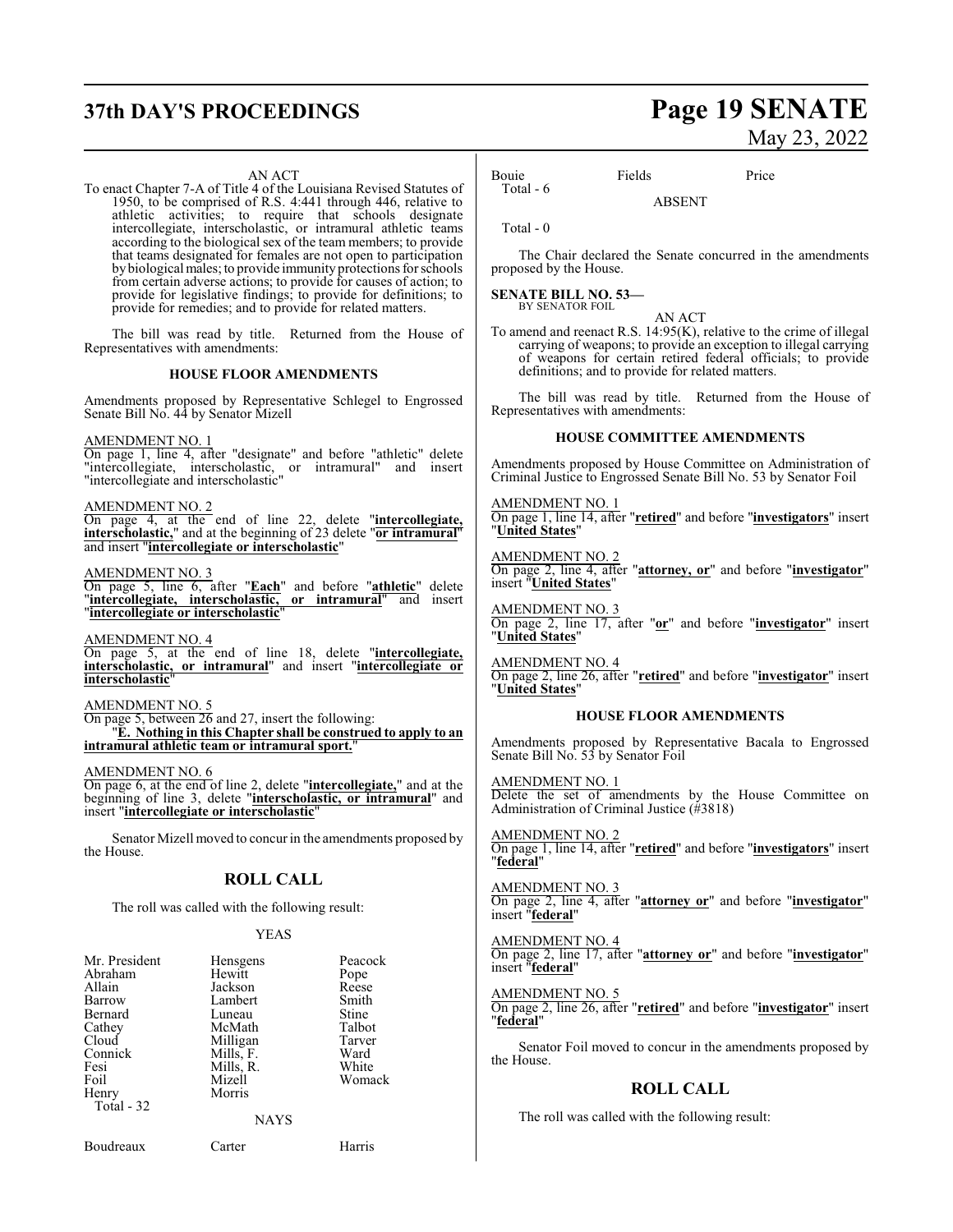AN ACT

To enact Chapter 7-A of Title 4 of the Louisiana Revised Statutes of 1950, to be comprised of R.S. 4:441 through 446, relative to athletic activities; to require that schools designate intercollegiate, interscholastic, or intramural athletic teams according to the biological sex of the team members; to provide that teams designated for females are not open to participation by biological males; to provide immunity protections for schools from certain adverse actions; to provide for causes of action; to provide for legislative findings; to provide for definitions; to provide for remedies; and to provide for related matters.

The bill was read by title. Returned from the House of Representatives with amendments:

### HOUSE FLOOR AMENDMENTS

Amendments proposed by Representative Schlegel to Engrossed Senate Bill No. 44 by Senator Mizell

AMENDMENT NO. 1

On page 1, line 4, after "designate" and before "athletic" delete "intercollegiate, interscholastic, or intramural" and insert "intercollegiate and interscholastic"

AMENDMENT NO. 2

On page 4, at the end of line 22, delete "**intercollegiate, interscholastic,**" and at the beginning of 23 delete "**or intramural**" and insert "**intercollegiate or interscholastic**"

AMENDMENT NO. 3

On page 5, line 6, after "**Each**" and before "**athletic**" delete "**intercollegiate, interscholastic, or intramural**" and insert "**intercollegiate or interscholastic**"

AMENDMENT NO. 4

On page 5, at the end of line 18, delete "**intercollegiate, interscholastic, or intramural**" and insert "**intercollegiate or interscholastic**"

AMENDMENT NO. 5

On page 5, between 26 and 27, insert the following:

"**E. Nothing in this Chapter shall be construed to apply to an intramural athletic team or intramural sport.**"

AMENDMENT NO. 6

On page 6, at the end of line 2, delete "**intercollegiate,**" and at the beginning of line 3, delete "**interscholastic, or intramural**" and insert "**intercollegiate or interscholastic**"

Senator Mizell moved to concur in the amendments proposed by the House.

## ROLL CALL

The roll was called with the following result:

YEAS

| | | |
|---|---|---|
| Mr. President | Hensgens | Peacock |
| Abraham | Hewitt | Pope |
| Allain | Jackson | Reese |
| Barrow | Lambert | Smith |
| Bernard | Luneau | Stine |
| Cathey | McMath | Talbot |
| Cloud | Milligan | Tarver |
| Connick | Mills, F. | Ward |
| Fesi | Mills, R. | White |
| Foil | Mizell | Womack |
| Henry | Morris | |

Total - 32

NAYS

| | | |
|---|---|---|
| Boudreaux | Carter | Harris |
| Bouie | Fields | Price |

Total - 6

ABSENT

Total - 0

The Chair declared the Senate concurred in the amendments proposed by the House.

**SENATE BILL NO. 53—**
BY SENATOR FOIL

AN ACT

To amend and reenact R.S. 14:95(K), relative to the crime of illegal carrying of weapons; to provide an exception to illegal carrying of weapons for certain retired federal officials; to provide definitions; and to provide for related matters.

The bill was read by title. Returned from the House of Representatives with amendments:

### HOUSE COMMITTEE AMENDMENTS

Amendments proposed by House Committee on Administration of Criminal Justice to Engrossed Senate Bill No. 53 by Senator Foil

AMENDMENT NO. 1

On page 1, line 14, after "**retired**" and before "**investigators**" insert "**United States**"

AMENDMENT NO. 2

On page 2, line 4, after "**attorney, or**" and before "**investigator**" insert "**United States**"

AMENDMENT NO. 3

On page 2, line 17, after "**or**" and before "**investigator**" insert "**United States**"

AMENDMENT NO. 4

On page 2, line 26, after "**retired**" and before "**investigator**" insert "**United States**"

### HOUSE FLOOR AMENDMENTS

Amendments proposed by Representative Bacala to Engrossed Senate Bill No. 53 by Senator Foil

AMENDMENT NO. 1

Delete the set of amendments by the House Committee on Administration of Criminal Justice (#3818)

AMENDMENT NO. 2

On page 1, line 14, after "**retired**" and before "**investigators**" insert "**federal**"

AMENDMENT NO. 3

On page 2, line 4, after "**attorney or**" and before "**investigator**" insert "**federal**"

AMENDMENT NO. 4

On page 2, line 17, after "**attorney or**" and before "**investigator**" insert "**federal**"

AMENDMENT NO. 5

On page 2, line 26, after "**retired**" and before "**investigator**" insert "**federal**"

Senator Foil moved to concur in the amendments proposed by the House.

## ROLL CALL

The roll was called with the following result: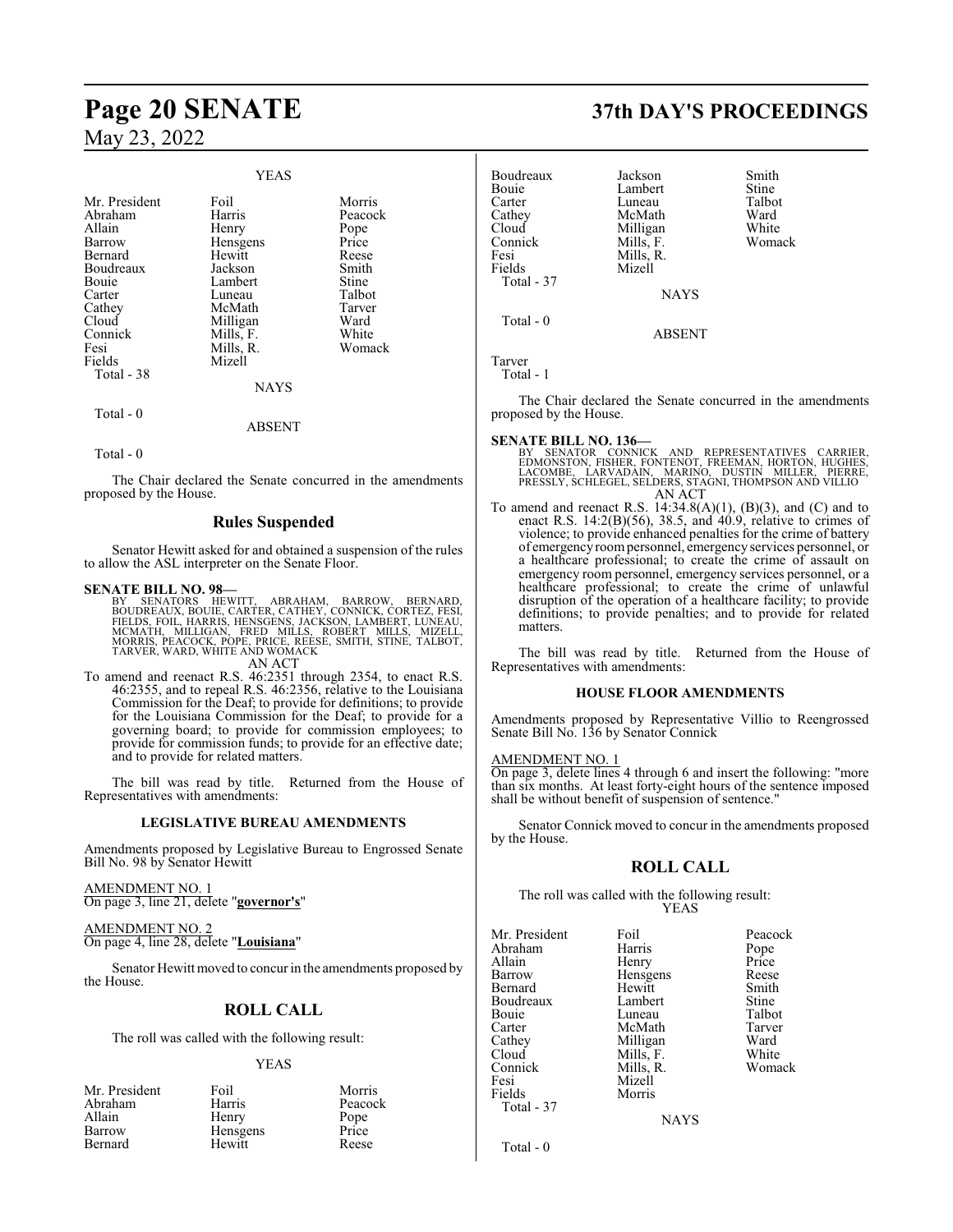### YEAS

| | | |
|---|---|---|
| Mr. President | Foil | Morris |
| Abraham | Harris | Peacock |
| Allain | Henry | Pope |
| Barrow | Hensgens | Price |
| Bernard | Hewitt | Reese |
| Boudreaux | Jackson | Smith |
| Bouie | Lambert | Stine |
| Carter | Luneau | Talbot |
| Cathey | McMath | Tarver |
| Cloud | Milligan | Ward |
| Connick | Mills, F. | White |
| Fesi | Mills, R. | Womack |
| Fields | Mizell | |
| Total - 38 | | |

NAYS

Total - 0

ABSENT

Total - 0

The Chair declared the Senate concurred in the amendments proposed by the House.

## Rules Suspended

Senator Hewitt asked for and obtained a suspension of the rules to allow the ASL interpreter on the Senate Floor.

**SENATE BILL NO. 98—**
BY SENATORS HEWITT, ABRAHAM, BARROW, BERNARD, BOUDREAUX, BOUIE, CARTER, CATHEY, CONNICK, CORTEZ, FESI, FIELDS, FOIL, HARRIS, HENSGENS, JACKSON, LAMBERT, LUNEAU, MCMATH, MILLIGAN, FRED MILLS, ROBERT MILLS, MIZELL, MORRIS, PEACOCK, POPE, PRICE, REESE, SMITH, STINE, TALBOT, TARVER, WARD, WHITE AND WOMACK

AN ACT

To amend and reenact R.S. 46:2351 through 2354, to enact R.S. 46:2355, and to repeal R.S. 46:2356, relative to the Louisiana Commission for the Deaf; to provide for definitions; to provide for the Louisiana Commission for the Deaf; to provide for a governing board; to provide for commission employees; to provide for commission funds; to provide for an effective date; and to provide for related matters.

The bill was read by title. Returned from the House of Representatives with amendments:

### LEGISLATIVE BUREAU AMENDMENTS

Amendments proposed by Legislative Bureau to Engrossed Senate Bill No. 98 by Senator Hewitt

AMENDMENT NO. 1
On page 3, line 21, delete "**governor's**"

AMENDMENT NO. 2
On page 4, line 28, delete "**Louisiana**"

Senator Hewitt moved to concur in the amendments proposed by the House.

## ROLL CALL

The roll was called with the following result:

### YEAS

| | | |
|---|---|---|
| Mr. President | Foil | Morris |
| Abraham | Harris | Peacock |
| Allain | Henry | Pope |
| Barrow | Hensgens | Price |
| Bernard | Hewitt | Reese |
| Boudreaux | Jackson | Smith |
| Bouie | Lambert | Stine |
| Carter | Luneau | Talbot |
| Cathey | McMath | Ward |
| Cloud | Milligan | White |
| Connick | Mills, F. | Womack |
| Fesi | Mills, R. | |
| Fields | Mizell | |
| Total - 37 | | |

NAYS

Total - 0

ABSENT

Tarver
Total - 1

The Chair declared the Senate concurred in the amendments proposed by the House.

**SENATE BILL NO. 136—**
BY SENATOR CONNICK AND REPRESENTATIVES CARRIER, EDMONSTON, FISHER, FONTENOT, FREEMAN, HORTON, HUGHES, LACOMBE, LARVADAIN, MARINO, DUSTIN MILLER, PIERRE, PRESSLY, SCHLEGEL, SELDERS, STAGNI, THOMPSON AND VILLIO

AN ACT

To amend and reenact R.S. 14:34.8(A)(1), (B)(3), and (C) and to enact R.S. 14:2(B)(56), 38.5, and 40.9, relative to crimes of violence; to provide enhanced penalties for the crime of battery of emergency room personnel, emergency services personnel, or a healthcare professional; to create the crime of assault on emergency room personnel, emergency services personnel, or a healthcare professional; to create the crime of unlawful disruption of the operation of a healthcare facility; to provide definitions; to provide penalties; and to provide for related matters.

The bill was read by title. Returned from the House of Representatives with amendments:

### HOUSE FLOOR AMENDMENTS

Amendments proposed by Representative Villio to Reengrossed Senate Bill No. 136 by Senator Connick

AMENDMENT NO. 1
On page 3, delete lines 4 through 6 and insert the following: "more than six months. At least forty-eight hours of the sentence imposed shall be without benefit of suspension of sentence."

Senator Connick moved to concur in the amendments proposed by the House.

## ROLL CALL

The roll was called with the following result:

### YEAS

| | | |
|---|---|---|
| Mr. President | Foil | Peacock |
| Abraham | Harris | Pope |
| Allain | Henry | Price |
| Barrow | Hensgens | Reese |
| Bernard | Hewitt | Smith |
| Boudreaux | Lambert | Stine |
| Bouie | Luneau | Talbot |
| Carter | McMath | Tarver |
| Cathey | Milligan | Ward |
| Cloud | Mills, F. | White |
| Connick | Mills, R. | Womack |
| Fesi | Mizell | |
| Fields | Morris | |
| Total - 37 | | |

NAYS

Total - 0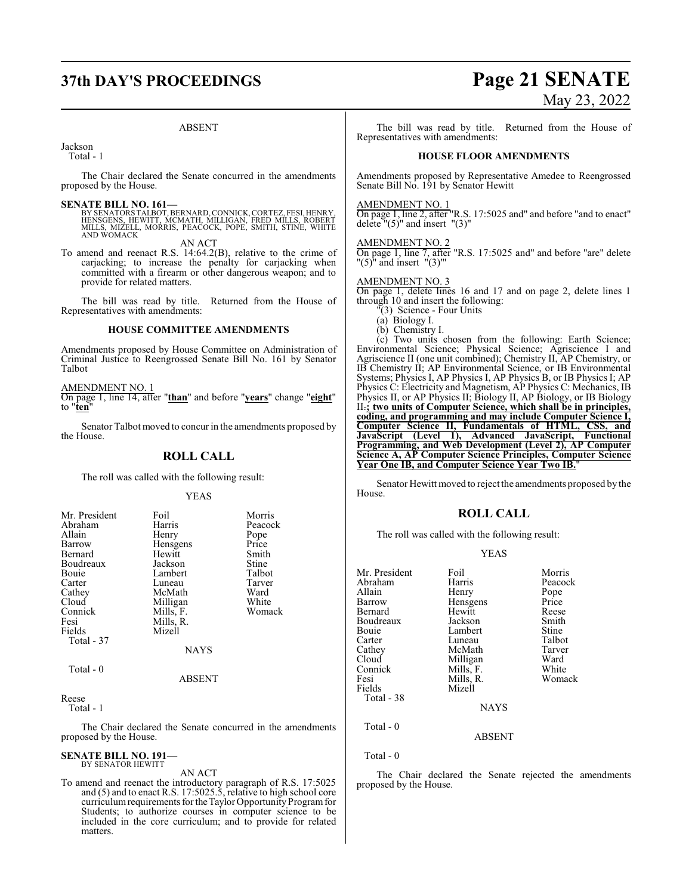ABSENT

Jackson
Total - 1

The Chair declared the Senate concurred in the amendments proposed by the House.

**SENATE BILL NO. 161—**
BY SENATORS TALBOT, BERNARD, CONNICK, CORTEZ, FESI, HENRY, HENSGENS, HEWITT, MCMATH, MILLIGAN, FRED MILLS, ROBERT MILLS, MIZELL, MORRIS, PEACOCK, POPE, SMITH, STINE, WHITE AND WOMACK

AN ACT

To amend and reenact R.S. 14:64.2(B), relative to the crime of carjacking; to increase the penalty for carjacking when committed with a firearm or other dangerous weapon; and to provide for related matters.

The bill was read by title. Returned from the House of Representatives with amendments:

**HOUSE COMMITTEE AMENDMENTS**

Amendments proposed by House Committee on Administration of Criminal Justice to Reengrossed Senate Bill No. 161 by Senator Talbot

AMENDMENT NO. 1
On page 1, line 14, after "**than**" and before "**years**" change "**eight**" to "**ten**"

Senator Talbot moved to concur in the amendments proposed by the House.

## ROLL CALL

The roll was called with the following result:

YEAS

| | | |
|---|---|---|
| Mr. President | Foil | Morris |
| Abraham | Harris | Peacock |
| Allain | Henry | Pope |
| Barrow | Hensgens | Price |
| Bernard | Hewitt | Smith |
| Boudreaux | Jackson | Stine |
| Bouie | Lambert | Talbot |
| Carter | Luneau | Tarver |
| Cathey | McMath | Ward |
| Cloud | Milligan | White |
| Connick | Mills, F. | Womack |
| Fesi | Mills, R. | |
| Fields | Mizell | |

Total - 37

NAYS

Total - 0

ABSENT

Reese
Total - 1

The Chair declared the Senate concurred in the amendments proposed by the House.

**SENATE BILL NO. 191—**
BY SENATOR HEWITT

AN ACT

To amend and reenact the introductory paragraph of R.S. 17:5025 and (5) and to enact R.S. 17:5025.5, relative to high school core curriculum requirements for the Taylor Opportunity Program for Students; to authorize courses in computer science to be included in the core curriculum; and to provide for related matters.

The bill was read by title. Returned from the House of Representatives with amendments:

**HOUSE FLOOR AMENDMENTS**

Amendments proposed by Representative Amedee to Reengrossed Senate Bill No. 191 by Senator Hewitt

AMENDMENT NO. 1
On page 1, line 2, after "R.S. 17:5025 and" and before "and to enact" delete "(5)" and insert "(3)"

AMENDMENT NO. 2
On page 1, line 7, after "R.S. 17:5025 and" and before "are" delete "(5)" and insert "(3)"

AMENDMENT NO. 3
On page 1, delete lines 16 and 17 and on page 2, delete lines 1 through 10 and insert the following:

"(3) Science - Four Units

(a) Biology I.

(b) Chemistry I.

(c) Two units chosen from the following: Earth Science; Environmental Science; Physical Science; Agriscience I and Agriscience II (one unit combined); Chemistry II, AP Chemistry, or IB Chemistry II; AP Environmental Science, or IB Environmental Systems; Physics I, AP Physics I, AP Physics B, or IB Physics I; AP Physics C: Electricity and Magnetism, AP Physics C: Mechanics, IB Physics II, or AP Physics II; Biology II, AP Biology, or IB Biology II.**; two units of Computer Science, which shall be in principles, coding, and programming and may include Computer Science I, Computer Science II, Fundamentals of HTML, CSS, and JavaScript (Level 1), Advanced JavaScript, Functional Programming, and Web Development (Level 2), AP Computer Science A, AP Computer Science Principles, Computer Science Year One IB, and Computer Science Year Two IB.**"

Senator Hewitt moved to reject the amendments proposed by the House.

## ROLL CALL

The roll was called with the following result:

YEAS

| | | |
|---|---|---|
| Mr. President | Foil | Morris |
| Abraham | Harris | Peacock |
| Allain | Henry | Pope |
| Barrow | Hensgens | Price |
| Bernard | Hewitt | Reese |
| Boudreaux | Jackson | Smith |
| Bouie | Lambert | Stine |
| Carter | Luneau | Talbot |
| Cathey | McMath | Tarver |
| Cloud | Milligan | Ward |
| Connick | Mills, F. | White |
| Fesi | Mills, R. | Womack |
| Fields | Mizell | |

Total - 38

NAYS

Total - 0

ABSENT

Total - 0

The Chair declared the Senate rejected the amendments proposed by the House.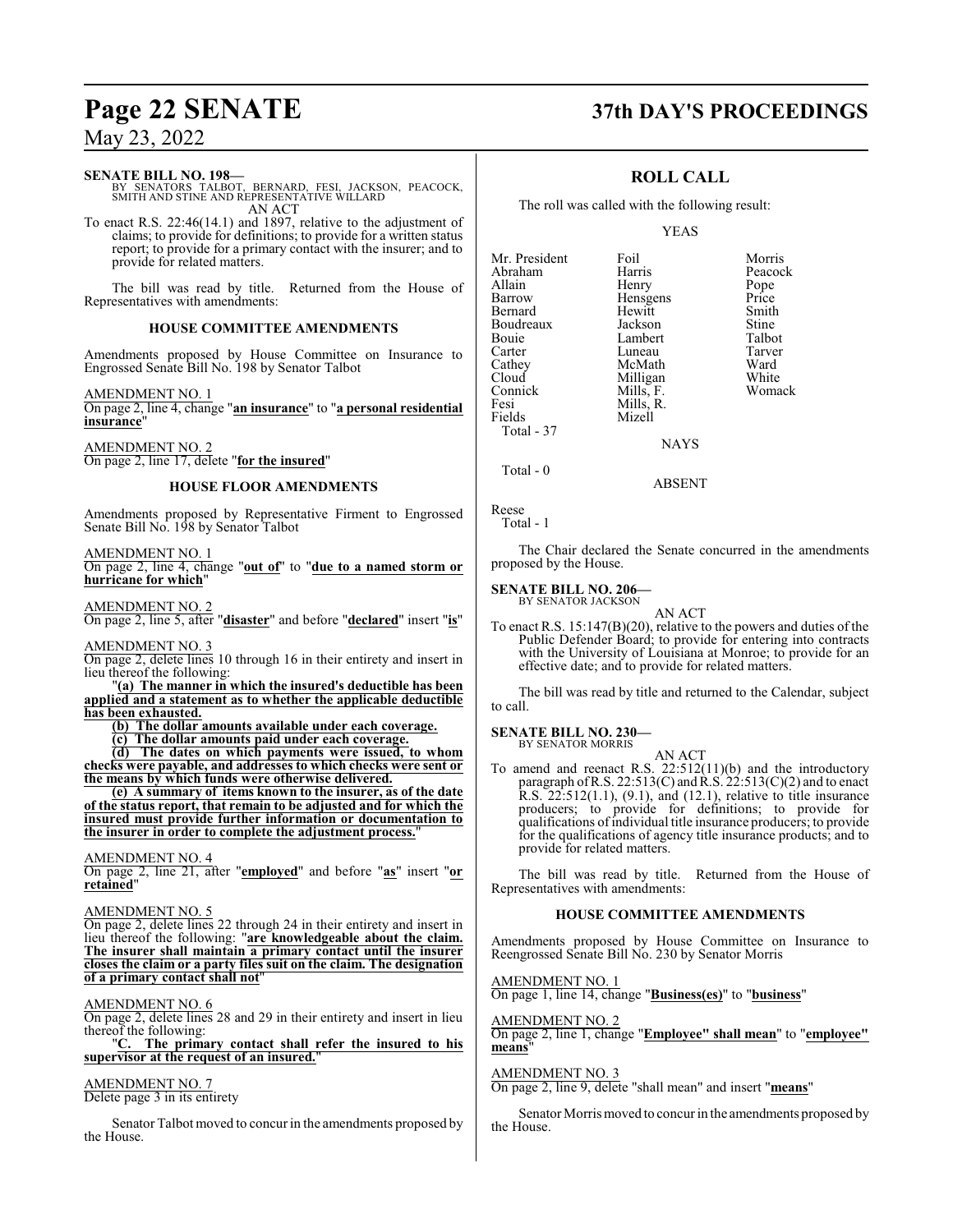**SENATE BILL NO. 198—**
BY SENATORS TALBOT, BERNARD, FESI, JACKSON, PEACOCK, SMITH AND STINE AND REPRESENTATIVE WILLARD

AN ACT

To enact R.S. 22:46(14.1) and 1897, relative to the adjustment of claims; to provide for definitions; to provide for a written status report; to provide for a primary contact with the insurer; and to provide for related matters.

The bill was read by title. Returned from the House of Representatives with amendments:

### HOUSE COMMITTEE AMENDMENTS

Amendments proposed by House Committee on Insurance to Engrossed Senate Bill No. 198 by Senator Talbot

AMENDMENT NO. 1
On page 2, line 4, change "**an insurance**" to "**a personal residential insurance**"

AMENDMENT NO. 2
On page 2, line 17, delete "**for the insured**"

### HOUSE FLOOR AMENDMENTS

Amendments proposed by Representative Firment to Engrossed Senate Bill No. 198 by Senator Talbot

AMENDMENT NO. 1
On page 2, line 4, change "**out of**" to "**due to a named storm or hurricane for which**"

AMENDMENT NO. 2
On page 2, line 5, after "**disaster**" and before "**declared**" insert "**is**"

AMENDMENT NO. 3
On page 2, delete lines 10 through 16 in their entirety and insert in lieu thereof the following:

"**(a) The manner in which the insured's deductible has been applied and a statement as to whether the applicable deductible has been exhausted.**

**(b) The dollar amounts available under each coverage.**

**(c) The dollar amounts paid under each coverage.**

**(d) The dates on which payments were issued, to whom checks were payable, and addresses to which checks were sent or the means by which funds were otherwise delivered.**

**(e) A summary of items known to the insurer, as of the date of the status report, that remain to be adjusted and for which the insured must provide further information or documentation to the insurer in order to complete the adjustment process.**"

AMENDMENT NO. 4
On page 2, line 21, after "**employed**" and before "**as**" insert "**or retained**"

AMENDMENT NO. 5
On page 2, delete lines 22 through 24 in their entirety and insert in lieu thereof the following: "**are knowledgeable about the claim. The insurer shall maintain a primary contact until the insurer closes the claim or a party files suit on the claim. The designation of a primary contact shall not**"

AMENDMENT NO. 6
On page 2, delete lines 28 and 29 in their entirety and insert in lieu thereof the following:

"**C. The primary contact shall refer the insured to his supervisor at the request of an insured.**"

AMENDMENT NO. 7
Delete page 3 in its entirety

Senator Talbot moved to concur in the amendments proposed by the House.

## ROLL CALL

The roll was called with the following result:

YEAS

| | | |
|---|---|---|
| Mr. President | Foil | Morris |
| Abraham | Harris | Peacock |
| Allain | Henry | Pope |
| Barrow | Hensgens | Price |
| Bernard | Hewitt | Smith |
| Boudreaux | Jackson | Stine |
| Bouie | Lambert | Talbot |
| Carter | Luneau | Tarver |
| Cathey | McMath | Ward |
| Cloud | Milligan | White |
| Connick | Mills, F. | Womack |
| Fesi | Mills, R. | |
| Fields | Mizell | |

Total - 37

NAYS

Total - 0

ABSENT

Reese

Total - 1

The Chair declared the Senate concurred in the amendments proposed by the House.

**SENATE BILL NO. 206—**
BY SENATOR JACKSON

AN ACT

To enact R.S. 15:147(B)(20), relative to the powers and duties of the Public Defender Board; to provide for entering into contracts with the University of Louisiana at Monroe; to provide for an effective date; and to provide for related matters.

The bill was read by title and returned to the Calendar, subject to call.

**SENATE BILL NO. 230—**
BY SENATOR MORRIS

AN ACT

To amend and reenact R.S. 22:512(11)(b) and the introductory paragraph of R.S. 22:513(C) and R.S. 22:513(C)(2) and to enact R.S. 22:512(1.1), (9.1), and (12.1), relative to title insurance producers; to provide for definitions; to provide for qualifications of individual title insurance producers; to provide for the qualifications of agency title insurance products; and to provide for related matters.

The bill was read by title. Returned from the House of Representatives with amendments:

### HOUSE COMMITTEE AMENDMENTS

Amendments proposed by House Committee on Insurance to Reengrossed Senate Bill No. 230 by Senator Morris

AMENDMENT NO. 1
On page 1, line 14, change "**Business(es)**" to "**business**"

AMENDMENT NO. 2
On page 2, line 1, change "**Employee" shall mean**" to "**employee" means**"

AMENDMENT NO. 3
On page 2, line 9, delete "shall mean" and insert "**means**"

Senator Morris moved to concur in the amendments proposed by the House.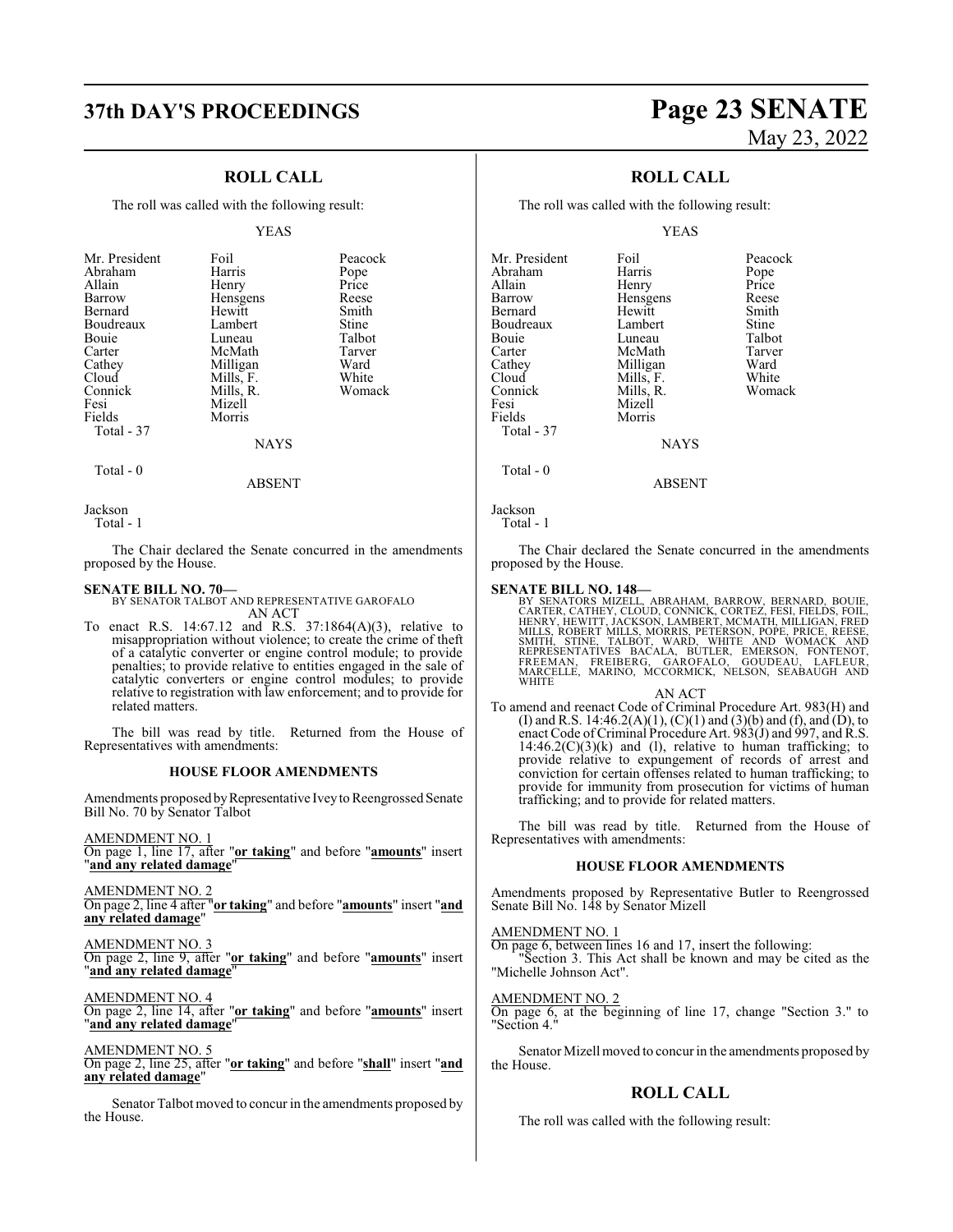## ROLL CALL

The roll was called with the following result:

YEAS

| | | |
|---|---|---|
| Mr. President | Foil | Peacock |
| Abraham | Harris | Pope |
| Allain | Henry | Price |
| Barrow | Hensgens | Reese |
| Bernard | Hewitt | Smith |
| Boudreaux | Lambert | Stine |
| Bouie | Luneau | Talbot |
| Carter | McMath | Tarver |
| Cathey | Milligan | Ward |
| Cloud | Mills, F. | White |
| Connick | Mills, R. | Womack |
| Fesi | Mizell | |
| Fields | Morris | |
| Total - 37 | | |

NAYS

Total - 0

ABSENT

Jackson
Total - 1

The Chair declared the Senate concurred in the amendments proposed by the House.

**SENATE BILL NO. 70—**
BY SENATOR TALBOT AND REPRESENTATIVE GAROFALO
AN ACT

To enact R.S. 14:67.12 and R.S. 37:1864(A)(3), relative to misappropriation without violence; to create the crime of theft of a catalytic converter or engine control module; to provide penalties; to provide relative to entities engaged in the sale of catalytic converters or engine control modules; to provide relative to registration with law enforcement; and to provide for related matters.

The bill was read by title. Returned from the House of Representatives with amendments:

### HOUSE FLOOR AMENDMENTS

Amendments proposed by Representative Ivey to Reengrossed Senate Bill No. 70 by Senator Talbot

AMENDMENT NO. 1
On page 1, line 17, after "**or taking**" and before "**amounts**" insert "**and any related damage**"

AMENDMENT NO. 2
On page 2, line 4 after "**or taking**" and before "**amounts**" insert "**and any related damage**"

AMENDMENT NO. 3
On page 2, line 9, after "**or taking**" and before "**amounts**" insert "**and any related damage**"

AMENDMENT NO. 4
On page 2, line 14, after "**or taking**" and before "**amounts**" insert "**and any related damage**"

AMENDMENT NO. 5
On page 2, line 25, after "**or taking**" and before "**shall**" insert "**and any related damage**"

Senator Talbot moved to concur in the amendments proposed by the House.

## ROLL CALL

The roll was called with the following result:

YEAS

| | | |
|---|---|---|
| Mr. President | Foil | Peacock |
| Abraham | Harris | Pope |
| Allain | Henry | Price |
| Barrow | Hensgens | Reese |
| Bernard | Hewitt | Smith |
| Boudreaux | Lambert | Stine |
| Bouie | Luneau | Talbot |
| Carter | McMath | Tarver |
| Cathey | Milligan | Ward |
| Cloud | Mills, F. | White |
| Connick | Mills, R. | Womack |
| Fesi | Mizell | |
| Fields | Morris | |
| Total - 37 | | |

NAYS

Total - 0

ABSENT

Jackson
Total - 1

The Chair declared the Senate concurred in the amendments proposed by the House.

**SENATE BILL NO. 148—**
BY SENATORS MIZELL, ABRAHAM, BARROW, BERNARD, BOUIE, CARTER, CATHEY, CLOUD, CONNICK, CORTEZ, FESI, FIELDS, FOIL, HENRY, HEWITT, JACKSON, LAMBERT, MCMATH, MILLIGAN, FRED MILLS, ROBERT MILLS, MORRIS, PETERSON, POPE, PRICE, REESE, SMITH, STINE, TALBOT, WARD, WHITE AND WOMACK AND REPRESENTATIVES BACALA, BUTLER, EMERSON, FONTENOT, FREEMAN, FREIBERG, GAROFALO, GOUDEAU, LAFLEUR, MARCELLE, MARINO, MCCORMICK, NELSON, SEABAUGH AND WHITE
AN ACT

To amend and reenact Code of Criminal Procedure Art. 983(H) and (I) and R.S. 14:46.2(A)(1), (C)(1) and (3)(b) and (f), and (D), to enact Code of Criminal Procedure Art. 983(J) and 997, and R.S. 14:46.2(C)(3)(k) and (l), relative to human trafficking; to provide relative to expungement of records of arrest and conviction for certain offenses related to human trafficking; to provide for immunity from prosecution for victims of human trafficking; and to provide for related matters.

The bill was read by title. Returned from the House of Representatives with amendments:

### HOUSE FLOOR AMENDMENTS

Amendments proposed by Representative Butler to Reengrossed Senate Bill No. 148 by Senator Mizell

AMENDMENT NO. 1
On page 6, between lines 16 and 17, insert the following:
"Section 3. This Act shall be known and may be cited as the "Michelle Johnson Act".

AMENDMENT NO. 2
On page 6, at the beginning of line 17, change "Section 3." to "Section 4."

Senator Mizell moved to concur in the amendments proposed by the House.

## ROLL CALL

The roll was called with the following result: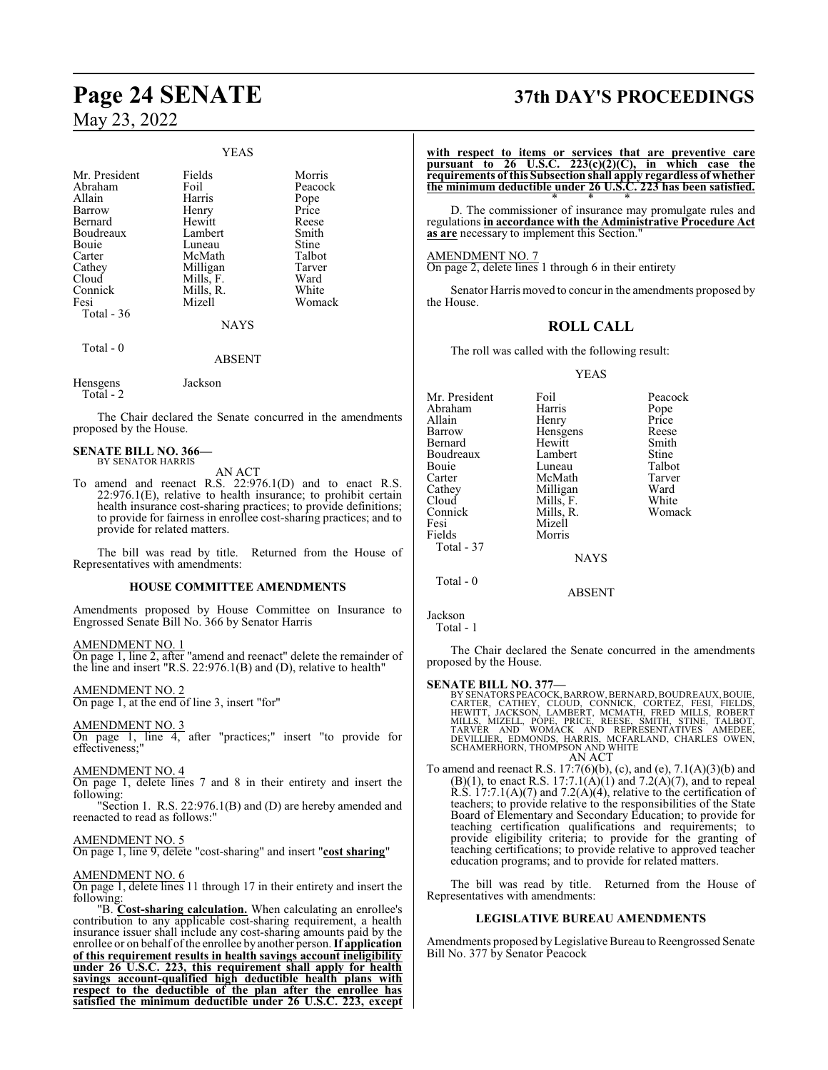YEAS

| Mr. President | Fields | Morris |
|---|---|---|
| Abraham | Foil | Peacock |
| Allain | Harris | Pope |
| Barrow | Henry | Price |
| Bernard | Hewitt | Reese |
| Boudreaux | Lambert | Smith |
| Bouie | Luneau | Stine |
| Carter | McMath | Talbot |
| Cathey | Milligan | Tarver |
| Cloud | Mills, F. | Ward |
| Connick | Mills, R. | White |
| Fesi | Mizell | Womack |

Total - 36

NAYS

Total - 0

ABSENT

| Hensgens | Jackson |
|---|---|

Total - 2

The Chair declared the Senate concurred in the amendments proposed by the House.

**SENATE BILL NO. 366—**
BY SENATOR HARRIS

AN ACT

To amend and reenact R.S. 22:976.1(D) and to enact R.S. 22:976.1(E), relative to health insurance; to prohibit certain health insurance cost-sharing practices; to provide definitions; to provide for fairness in enrollee cost-sharing practices; and to provide for related matters.

The bill was read by title. Returned from the House of Representatives with amendments:

**HOUSE COMMITTEE AMENDMENTS**

Amendments proposed by House Committee on Insurance to Engrossed Senate Bill No. 366 by Senator Harris

AMENDMENT NO. 1

On page 1, line 2, after "amend and reenact" delete the remainder of the line and insert "R.S. 22:976.1(B) and (D), relative to health"

AMENDMENT NO. 2

On page 1, at the end of line 3, insert "for"

AMENDMENT NO. 3

On page 1, line 4, after "practices;" insert "to provide for effectiveness;"

AMENDMENT NO. 4

On page 1, delete lines 7 and 8 in their entirety and insert the following:

"Section 1. R.S. 22:976.1(B) and (D) are hereby amended and reenacted to read as follows:"

AMENDMENT NO. 5

On page 1, line 9, delete "cost-sharing" and insert "**cost sharing**"

AMENDMENT NO. 6

On page 1, delete lines 11 through 17 in their entirety and insert the following:

"B. **Cost-sharing calculation.** When calculating an enrollee's contribution to any applicable cost-sharing requirement, a health insurance issuer shall include any cost-sharing amounts paid by the enrollee or on behalf of the enrollee by another person. **If application of this requirement results in health savings account ineligibility under 26 U.S.C. 223, this requirement shall apply for health savings account-qualified high deductible health plans with respect to the deductible of the plan after the enrollee has satisfied the minimum deductible under 26 U.S.C. 223, except with respect to items or services that are preventive care pursuant to 26 U.S.C. 223(c)(2)(C), in which case the requirements of this Subsection shall apply regardless of whether the minimum deductible under 26 U.S.C. 223 has been satisfied.**

\* \* \*

D. The commissioner of insurance may promulgate rules and regulations **in accordance with the Administrative Procedure Act as are** necessary to implement this Section."

AMENDMENT NO. 7

On page 2, delete lines 1 through 6 in their entirety

Senator Harris moved to concur in the amendments proposed by the House.

## ROLL CALL

The roll was called with the following result:

YEAS

| Mr. President | Foil | Peacock |
|---|---|---|
| Abraham | Harris | Pope |
| Allain | Henry | Price |
| Barrow | Hensgens | Reese |
| Bernard | Hewitt | Smith |
| Boudreaux | Lambert | Stine |
| Bouie | Luneau | Talbot |
| Carter | McMath | Tarver |
| Cathey | Milligan | Ward |
| Cloud | Mills, F. | White |
| Connick | Mills, R. | Womack |
| Fesi | Mizell | |
| Fields | Morris | |

Total - 37

NAYS

Total - 0

ABSENT

Jackson

Total - 1

The Chair declared the Senate concurred in the amendments proposed by the House.

**SENATE BILL NO. 377—**
BY SENATORS PEACOCK, BARROW, BERNARD, BOUDREAUX, BOUIE, CARTER, CATHEY, CLOUD, CONNICK, CORTEZ, FESI, FIELDS, HEWITT, JACKSON, LAMBERT, MCMATH, FRED MILLS, ROBERT MILLS, MIZELL, POPE, PRICE, REESE, SMITH, STINE, TALBOT, TARVER AND WOMACK AND REPRESENTATIVES AMEDEE, DEVILLIER, EDMONDS, HARRIS, MCFARLAND, CHARLES OWEN, SCHAMERHORN, THOMPSON AND WHITE

AN ACT

To amend and reenact R.S. 17:7(6)(b), (c), and (e), 7.1(A)(3)(b) and (B)(1), to enact R.S. 17:7.1(A)(1) and 7.2(A)(7), and to repeal R.S. 17:7.1(A)(7) and 7.2(A)(4), relative to the certification of teachers; to provide relative to the responsibilities of the State Board of Elementary and Secondary Education; to provide for teaching certification qualifications and requirements; to provide eligibility criteria; to provide for the granting of teaching certifications; to provide relative to approved teacher education programs; and to provide for related matters.

The bill was read by title. Returned from the House of Representatives with amendments:

**LEGISLATIVE BUREAU AMENDMENTS**

Amendments proposed by Legislative Bureau to Reengrossed Senate Bill No. 377 by Senator Peacock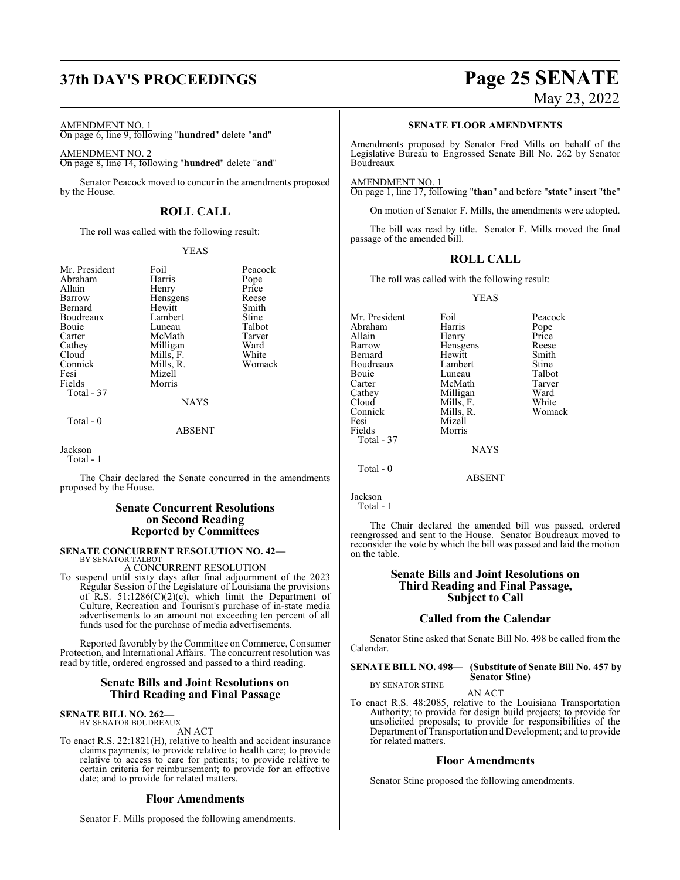AMENDMENT NO. 1
On page 6, line 9, following "**hundred**" delete "**and**"

AMENDMENT NO. 2
On page 8, line 14, following "**hundred**" delete "**and**"

Senator Peacock moved to concur in the amendments proposed by the House.

## ROLL CALL

The roll was called with the following result:

YEAS

| | | |
|---|---|---|
| Mr. President | Foil | Peacock |
| Abraham | Harris | Pope |
| Allain | Henry | Price |
| Barrow | Hensgens | Reese |
| Bernard | Hewitt | Smith |
| Boudreaux | Lambert | Stine |
| Bouie | Luneau | Talbot |
| Carter | McMath | Tarver |
| Cathey | Milligan | Ward |
| Cloud | Mills, F. | White |
| Connick | Mills, R. | Womack |
| Fesi | Mizell | |
| Fields | Morris | |

Total - 37

NAYS

Total - 0

ABSENT

Jackson
Total - 1

The Chair declared the Senate concurred in the amendments proposed by the House.

## Senate Concurrent Resolutions on Second Reading Reported by Committees

**SENATE CONCURRENT RESOLUTION NO. 42—**
BY SENATOR TALBOT

A CONCURRENT RESOLUTION

To suspend until sixty days after final adjournment of the 2023 Regular Session of the Legislature of Louisiana the provisions of R.S. 51:1286(C)(2)(c), which limit the Department of Culture, Recreation and Tourism's purchase of in-state media advertisements to an amount not exceeding ten percent of all funds used for the purchase of media advertisements.

Reported favorably by the Committee on Commerce, Consumer Protection, and International Affairs. The concurrent resolution was read by title, ordered engrossed and passed to a third reading.

## Senate Bills and Joint Resolutions on Third Reading and Final Passage

**SENATE BILL NO. 262—**
BY SENATOR BOUDREAUX

AN ACT

To enact R.S. 22:1821(H), relative to health and accident insurance claims payments; to provide relative to health care; to provide relative to access to care for patients; to provide relative to certain criteria for reimbursement; to provide for an effective date; and to provide for related matters.

### Floor Amendments

Senator F. Mills proposed the following amendments.

**SENATE FLOOR AMENDMENTS**

Amendments proposed by Senator Fred Mills on behalf of the Legislative Bureau to Engrossed Senate Bill No. 262 by Senator Boudreaux

AMENDMENT NO. 1
On page 1, line 17, following "**than**" and before "**state**" insert "**the**"

On motion of Senator F. Mills, the amendments were adopted.

The bill was read by title. Senator F. Mills moved the final passage of the amended bill.

## ROLL CALL

The roll was called with the following result:

YEAS

| | | |
|---|---|---|
| Mr. President | Foil | Peacock |
| Abraham | Harris | Pope |
| Allain | Henry | Price |
| Barrow | Hensgens | Reese |
| Bernard | Hewitt | Smith |
| Boudreaux | Lambert | Stine |
| Bouie | Luneau | Talbot |
| Carter | McMath | Tarver |
| Cathey | Milligan | Ward |
| Cloud | Mills, F. | White |
| Connick | Mills, R. | Womack |
| Fesi | Mizell | |
| Fields | Morris | |

Total - 37

NAYS

Total - 0

ABSENT

Jackson
Total - 1

The Chair declared the amended bill was passed, ordered reengrossed and sent to the House. Senator Boudreaux moved to reconsider the vote by which the bill was passed and laid the motion on the table.

## Senate Bills and Joint Resolutions on Third Reading and Final Passage, Subject to Call

### Called from the Calendar

Senator Stine asked that Senate Bill No. 498 be called from the Calendar.

**SENATE BILL NO. 498— (Substitute of Senate Bill No. 457 by Senator Stine)**
BY SENATOR STINE

AN ACT

To enact R.S. 48:2085, relative to the Louisiana Transportation Authority; to provide for design build projects; to provide for unsolicited proposals; to provide for responsibilities of the Department of Transportation and Development; and to provide for related matters.

### Floor Amendments

Senator Stine proposed the following amendments.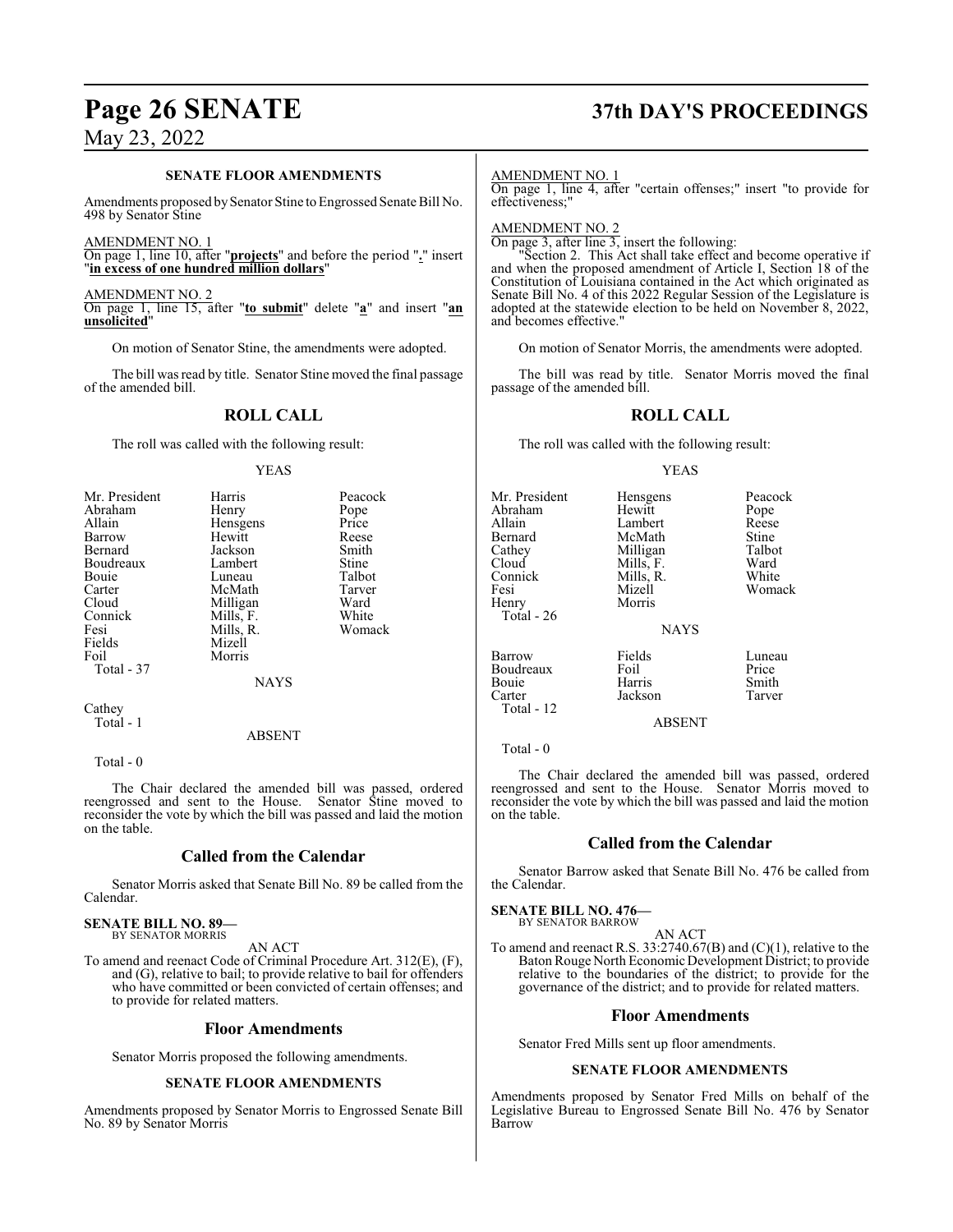### SENATE FLOOR AMENDMENTS

Amendments proposed by Senator Stine to Engrossed Senate Bill No. 498 by Senator Stine

AMENDMENT NO. 1
On page 1, line 10, after "**projects**" and before the period "**.**" insert "**in excess of one hundred million dollars**"

AMENDMENT NO. 2
On page 1, line 15, after "**to submit**" delete "**a**" and insert "**an unsolicited**"

On motion of Senator Stine, the amendments were adopted.

The bill was read by title. Senator Stine moved the final passage of the amended bill.

## ROLL CALL

The roll was called with the following result:

YEAS

| | | |
|---|---|---|
| Mr. President | Harris | Peacock |
| Abraham | Henry | Pope |
| Allain | Hensgens | Price |
| Barrow | Hewitt | Reese |
| Bernard | Jackson | Smith |
| Boudreaux | Lambert | Stine |
| Bouie | Luneau | Talbot |
| Carter | McMath | Tarver |
| Cloud | Milligan | Ward |
| Connick | Mills, F. | White |
| Fesi | Mills, R. | Womack |
| Fields | Mizell | |
| Foil | Morris | |
| Total - 37 | | |

NAYS

Cathey
Total - 1

ABSENT

Total - 0

The Chair declared the amended bill was passed, ordered reengrossed and sent to the House. Senator Stine moved to reconsider the vote by which the bill was passed and laid the motion on the table.

## Called from the Calendar

Senator Morris asked that Senate Bill No. 89 be called from the Calendar.

**SENATE BILL NO. 89—**
BY SENATOR MORRIS

AN ACT

To amend and reenact Code of Criminal Procedure Art. 312(E), (F), and (G), relative to bail; to provide relative to bail for offenders who have committed or been convicted of certain offenses; and to provide for related matters.

## Floor Amendments

Senator Morris proposed the following amendments.

### SENATE FLOOR AMENDMENTS

Amendments proposed by Senator Morris to Engrossed Senate Bill No. 89 by Senator Morris

AMENDMENT NO. 1
On page 1, line 4, after "certain offenses;" insert "to provide for effectiveness;"

AMENDMENT NO. 2
On page 3, after line 3, insert the following:

"Section 2. This Act shall take effect and become operative if and when the proposed amendment of Article I, Section 18 of the Constitution of Louisiana contained in the Act which originated as Senate Bill No. 4 of this 2022 Regular Session of the Legislature is adopted at the statewide election to be held on November 8, 2022, and becomes effective."

On motion of Senator Morris, the amendments were adopted.

The bill was read by title. Senator Morris moved the final passage of the amended bill.

## ROLL CALL

The roll was called with the following result:

YEAS

| | | |
|---|---|---|
| Mr. President | Hensgens | Peacock |
| Abraham | Hewitt | Pope |
| Allain | Lambert | Reese |
| Bernard | McMath | Stine |
| Cathey | Milligan | Talbot |
| Cloud | Mills, F. | Ward |
| Connick | Mills, R. | White |
| Fesi | Mizell | Womack |
| Henry | Morris | |
| Total - 26 | | |

NAYS

| | | |
|---|---|---|
| Barrow | Fields | Luneau |
| Boudreaux | Foil | Price |
| Bouie | Harris | Smith |
| Carter | Jackson | Tarver |
| Total - 12 | | |

ABSENT

Total - 0

The Chair declared the amended bill was passed, ordered reengrossed and sent to the House. Senator Morris moved to reconsider the vote by which the bill was passed and laid the motion on the table.

## Called from the Calendar

Senator Barrow asked that Senate Bill No. 476 be called from the Calendar.

**SENATE BILL NO. 476—**
BY SENATOR BARROW

AN ACT

To amend and reenact R.S. 33:2740.67(B) and (C)(1), relative to the Baton Rouge North Economic Development District; to provide relative to the boundaries of the district; to provide for the governance of the district; and to provide for related matters.

## Floor Amendments

Senator Fred Mills sent up floor amendments.

### SENATE FLOOR AMENDMENTS

Amendments proposed by Senator Fred Mills on behalf of the Legislative Bureau to Engrossed Senate Bill No. 476 by Senator Barrow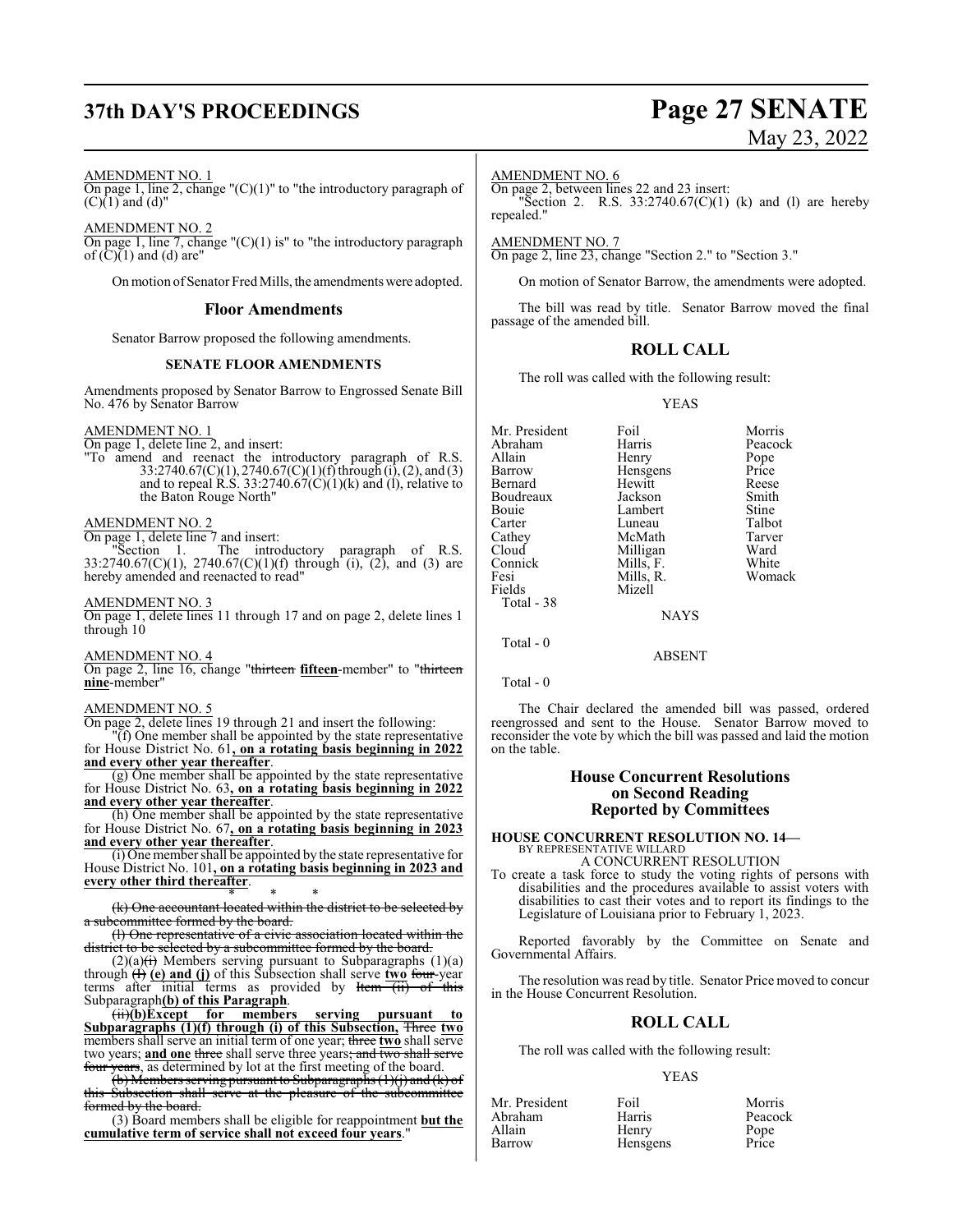AMENDMENT NO. 1

On page 1, line 2, change "(C)(1)" to "the introductory paragraph of (C)(1) and (d)"

AMENDMENT NO. 2

On page 1, line 7, change "(C)(1) is" to "the introductory paragraph of (C)(1) and (d) are"

On motion of Senator Fred Mills, the amendments were adopted.

## Floor Amendments

Senator Barrow proposed the following amendments.

### SENATE FLOOR AMENDMENTS

Amendments proposed by Senator Barrow to Engrossed Senate Bill No. 476 by Senator Barrow

AMENDMENT NO. 1

On page 1, delete line 2, and insert:

"To amend and reenact the introductory paragraph of R.S. 33:2740.67(C)(1), 2740.67(C)(1)(f) through (i), (2), and (3) and to repeal R.S. 33:2740.67(C)(1)(k) and (l), relative to the Baton Rouge North"

AMENDMENT NO. 2

On page 1, delete line 7 and insert:

"Section 1. The introductory paragraph of R.S. 33:2740.67(C)(1), 2740.67(C)(1)(f) through (i), (2), and (3) are hereby amended and reenacted to read"

AMENDMENT NO. 3

On page 1, delete lines 11 through 17 and on page 2, delete lines 1 through 10

AMENDMENT NO. 4

On page 2, line 16, change "~~thirteen~~ **fifteen**-member" to "~~thirteen~~ **nine**-member"

AMENDMENT NO. 5

On page 2, delete lines 19 through 21 and insert the following:

"(f) One member shall be appointed by the state representative for House District No. 61**, on a rotating basis beginning in 2022 and every other year thereafter**.

(g) One member shall be appointed by the state representative for House District No. 63**, on a rotating basis beginning in 2022 and every other year thereafter**.

(h) One member shall be appointed by the state representative for House District No. 67**, on a rotating basis beginning in 2023 and every other year thereafter**.

(i) One member shall be appointed by the state representative for House District No. 101**, on a rotating basis beginning in 2023 and every other third thereafter**.

\* \* \*

~~(k) One accountant located within the district to be selected by a subcommittee formed by the board.~~

~~(l) One representative of a civic association located within the district to be selected by a subcommittee formed by the board.~~

(2)(a)~~(i)~~ Members serving pursuant to Subparagraphs (1)(a) through ~~(l)~~ **(e) and (j)** of this Subsection shall serve **two** ~~four~~-year terms after initial terms as provided by ~~Item (ii) of this~~ Subparagraph**(b) of this Paragraph**.

~~(ii)~~**(b)Except for members serving pursuant to Subparagraphs (1)(f) through (i) of this Subsection,** ~~Three~~ **two** members shall serve an initial term of one year; ~~three~~ **two** shall serve two years; **and one** ~~three~~ shall serve three years~~; and two shall serve four years~~, as determined by lot at the first meeting of the board.

~~(b) Members serving pursuant to Subparagraphs (1)(j) and (k) of this Subsection shall serve at the pleasure of the subcommittee formed by the board.~~

(3) Board members shall be eligible for reappointment **but the cumulative term of service shall not exceed four years**."

AMENDMENT NO. 6

On page 2, between lines 22 and 23 insert:

"Section 2. R.S. 33:2740.67(C)(1) (k) and (l) are hereby repealed."

AMENDMENT NO. 7

On page 2, line 23, change "Section 2." to "Section 3."

On motion of Senator Barrow, the amendments were adopted.

The bill was read by title. Senator Barrow moved the final passage of the amended bill.

## ROLL CALL

The roll was called with the following result:

YEAS

| | | |
|---|---|---|
| Mr. President | Foil | Morris |
| Abraham | Harris | Peacock |
| Allain | Henry | Pope |
| Barrow | Hensgens | Price |
| Bernard | Hewitt | Reese |
| Boudreaux | Jackson | Smith |
| Bouie | Lambert | Stine |
| Carter | Luneau | Talbot |
| Cathey | McMath | Tarver |
| Cloud | Milligan | Ward |
| Connick | Mills, F. | White |
| Fesi | Mills, R. | Womack |
| Fields | Mizell | |

Total - 38

NAYS

Total - 0

ABSENT

Total - 0

The Chair declared the amended bill was passed, ordered reengrossed and sent to the House. Senator Barrow moved to reconsider the vote by which the bill was passed and laid the motion on the table.

## House Concurrent Resolutions on Second Reading Reported by Committees

**HOUSE CONCURRENT RESOLUTION NO. 14—**
BY REPRESENTATIVE WILLARD

A CONCURRENT RESOLUTION

To create a task force to study the voting rights of persons with disabilities and the procedures available to assist voters with disabilities to cast their votes and to report its findings to the Legislature of Louisiana prior to February 1, 2023.

Reported favorably by the Committee on Senate and Governmental Affairs.

The resolution was read by title. Senator Price moved to concur in the House Concurrent Resolution.

## ROLL CALL

The roll was called with the following result:

YEAS

| | | |
|---|---|---|
| Mr. President | Foil | Morris |
| Abraham | Harris | Peacock |
| Allain | Henry | Pope |
| Barrow | Hensgens | Price |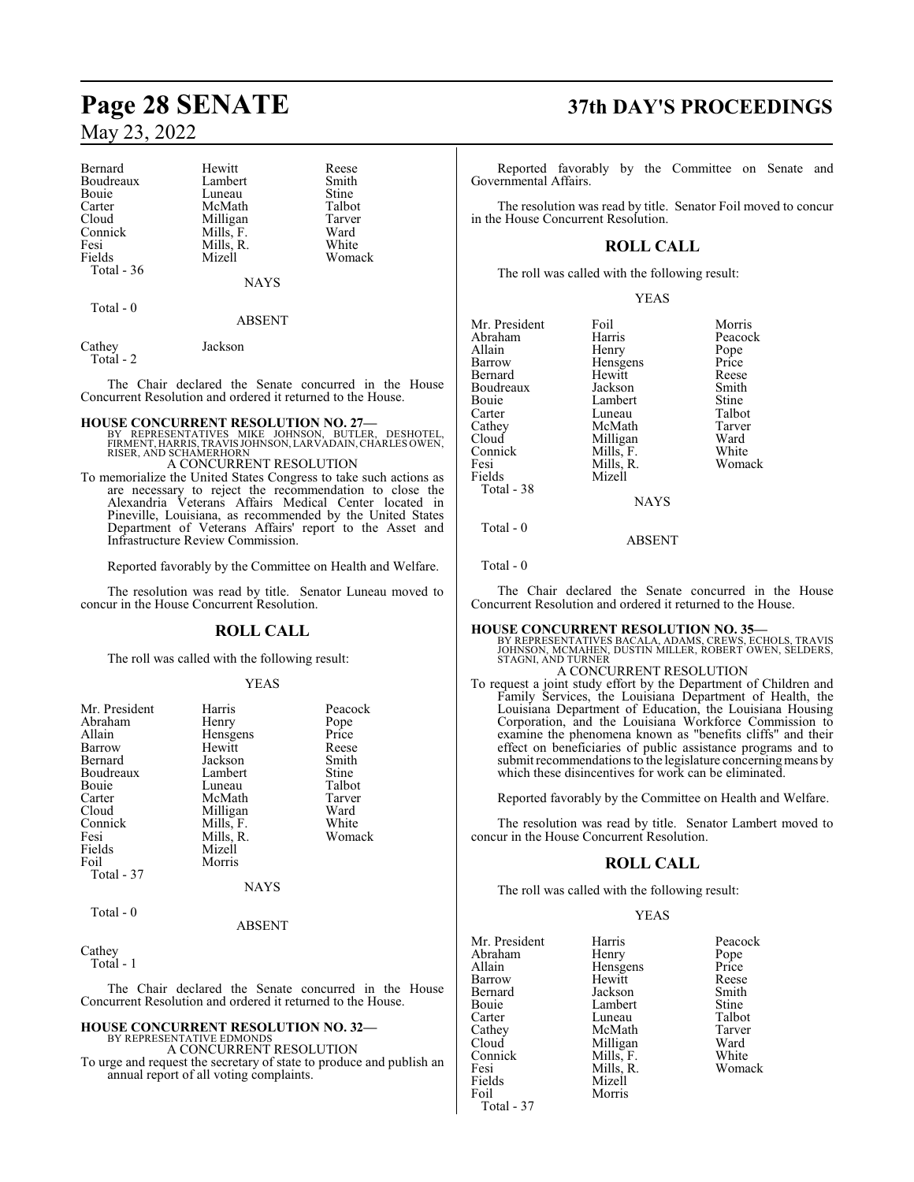| | | |
|---|---|---|
| Bernard | Hewitt | Reese |
| Boudreaux | Lambert | Smith |
| Bouie | Luneau | Stine |
| Carter | McMath | Talbot |
| Cloud | Milligan | Tarver |
| Connick | Mills, F. | Ward |
| Fesi | Mills, R. | White |
| Fields | Mizell | Womack |

Total - 36

NAYS

Total - 0

ABSENT

| | |
|---|---|
| Cathey | Jackson |

Total - 2

The Chair declared the Senate concurred in the House Concurrent Resolution and ordered it returned to the House.

**HOUSE CONCURRENT RESOLUTION NO. 27—**
BY REPRESENTATIVES MIKE JOHNSON, BUTLER, DESHOTEL, FIRMENT, HARRIS, TRAVIS JOHNSON, LARVADAIN, CHARLES OWEN, RISER, AND SCHAMERHORN

A CONCURRENT RESOLUTION

To memorialize the United States Congress to take such actions as are necessary to reject the recommendation to close the Alexandria Veterans Affairs Medical Center located in Pineville, Louisiana, as recommended by the United States Department of Veterans Affairs' report to the Asset and Infrastructure Review Commission.

Reported favorably by the Committee on Health and Welfare.

The resolution was read by title. Senator Luneau moved to concur in the House Concurrent Resolution.

## ROLL CALL

The roll was called with the following result:

YEAS

| | | |
|---|---|---|
| Mr. President | Harris | Peacock |
| Abraham | Henry | Pope |
| Allain | Hensgens | Price |
| Barrow | Hewitt | Reese |
| Bernard | Jackson | Smith |
| Boudreaux | Lambert | Stine |
| Bouie | Luneau | Talbot |
| Carter | McMath | Tarver |
| Cloud | Milligan | Ward |
| Connick | Mills, F. | White |
| Fesi | Mills, R. | Womack |
| Fields | Mizell | |
| Foil | Morris | |

Total - 37

NAYS

Total - 0

ABSENT

Cathey

Total - 1

The Chair declared the Senate concurred in the House Concurrent Resolution and ordered it returned to the House.

**HOUSE CONCURRENT RESOLUTION NO. 32—**
BY REPRESENTATIVE EDMONDS

A CONCURRENT RESOLUTION

To urge and request the secretary of state to produce and publish an annual report of all voting complaints.

Reported favorably by the Committee on Senate and Governmental Affairs.

The resolution was read by title. Senator Foil moved to concur in the House Concurrent Resolution.

## ROLL CALL

The roll was called with the following result:

YEAS

| | | |
|---|---|---|
| Mr. President | Foil | Morris |
| Abraham | Harris | Peacock |
| Allain | Henry | Pope |
| Barrow | Hensgens | Price |
| Bernard | Hewitt | Reese |
| Boudreaux | Jackson | Smith |
| Bouie | Lambert | Stine |
| Carter | Luneau | Talbot |
| Cathey | McMath | Tarver |
| Cloud | Milligan | Ward |
| Connick | Mills, F. | White |
| Fesi | Mills, R. | Womack |
| Fields | Mizell | |

Total - 38

NAYS

Total - 0

ABSENT

Total - 0

The Chair declared the Senate concurred in the House Concurrent Resolution and ordered it returned to the House.

**HOUSE CONCURRENT RESOLUTION NO. 35—**
BY REPRESENTATIVES BACALA, ADAMS, CREWS, ECHOLS, TRAVIS JOHNSON, MCMAHEN, DUSTIN MILLER, ROBERT OWEN, SELDERS, STAGNI, AND TURNER

A CONCURRENT RESOLUTION

To request a joint study effort by the Department of Children and Family Services, the Louisiana Department of Health, the Louisiana Department of Education, the Louisiana Housing Corporation, and the Louisiana Workforce Commission to examine the phenomena known as "benefits cliffs" and their effect on beneficiaries of public assistance programs and to submit recommendations to the legislature concerning means by which these disincentives for work can be eliminated.

Reported favorably by the Committee on Health and Welfare.

The resolution was read by title. Senator Lambert moved to concur in the House Concurrent Resolution.

## ROLL CALL

The roll was called with the following result:

YEAS

| | | |
|---|---|---|
| Mr. President | Harris | Peacock |
| Abraham | Henry | Pope |
| Allain | Hensgens | Price |
| Barrow | Hewitt | Reese |
| Bernard | Jackson | Smith |
| Bouie | Lambert | Stine |
| Carter | Luneau | Talbot |
| Cathey | McMath | Tarver |
| Cloud | Milligan | Ward |
| Connick | Mills, F. | White |
| Fesi | Mills, R. | Womack |
| Fields | Mizell | |
| Foil | Morris | |

Total - 37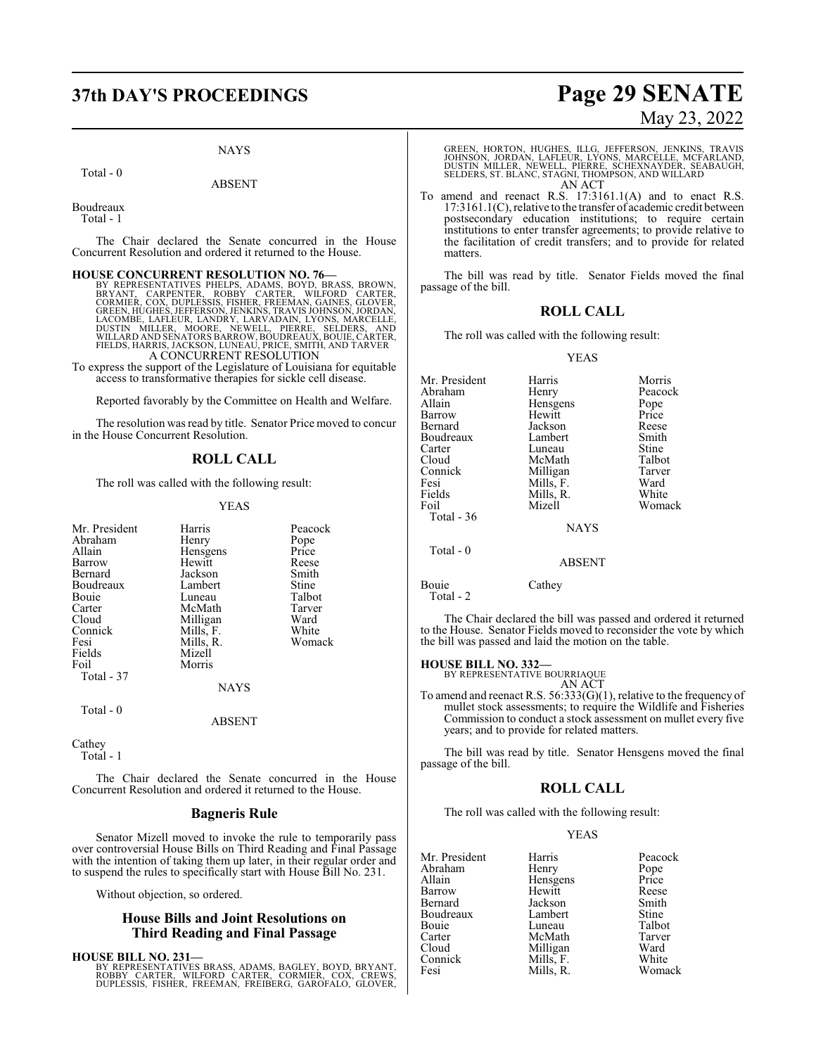NAYS

Total - 0

ABSENT

Boudreaux
Total - 1

The Chair declared the Senate concurred in the House Concurrent Resolution and ordered it returned to the House.

**HOUSE CONCURRENT RESOLUTION NO. 76—**
BY REPRESENTATIVES PHELPS, ADAMS, BOYD, BRASS, BROWN, BRYANT, CARPENTER, ROBBY CARTER, WILFORD CARTER, CORMIER, COX, DUPLESSIS, FISHER, FREEMAN, GAINES, GLOVER, GREEN, HUGHES, JEFFERSON, JENKINS, TRAVIS JOHNSON, JORDAN, LACOMBE, LAFLEUR, LANDRY, LARVADAIN, LYONS, MARCELLE, DUSTIN MILLER, MOORE, NEWELL, PIERRE, SELDERS, AND WILLARD AND SENATORS BARROW, BOUDREAUX, BOUIE, CARTER, FIELDS, HARRIS, JACKSON, LUNEAU, PRICE, SMITH, AND TARVER
A CONCURRENT RESOLUTION

To express the support of the Legislature of Louisiana for equitable access to transformative therapies for sickle cell disease.

Reported favorably by the Committee on Health and Welfare.

The resolution was read by title. Senator Price moved to concur in the House Concurrent Resolution.

## ROLL CALL

The roll was called with the following result:

YEAS

| | | |
|---|---|---|
| Mr. President | Harris | Peacock |
| Abraham | Henry | Pope |
| Allain | Hensgens | Price |
| Barrow | Hewitt | Reese |
| Bernard | Jackson | Smith |
| Boudreaux | Lambert | Stine |
| Bouie | Luneau | Talbot |
| Carter | McMath | Tarver |
| Cloud | Milligan | Ward |
| Connick | Mills, F. | White |
| Fesi | Mills, R. | Womack |
| Fields | Mizell | |
| Foil | Morris | |

Total - 37

NAYS

Total - 0

ABSENT

Cathey
Total - 1

The Chair declared the Senate concurred in the House Concurrent Resolution and ordered it returned to the House.

## Bagneris Rule

Senator Mizell moved to invoke the rule to temporarily pass over controversial House Bills on Third Reading and Final Passage with the intention of taking them up later, in their regular order and to suspend the rules to specifically start with House Bill No. 231.

Without objection, so ordered.

## House Bills and Joint Resolutions on Third Reading and Final Passage

**HOUSE BILL NO. 231—**
BY REPRESENTATIVES BRASS, ADAMS, BAGLEY, BOYD, BRYANT, ROBBY CARTER, WILFORD CARTER, CORMIER, COX, CREWS, DUPLESSIS, FISHER, FREEMAN, FREIBERG, GAROFALO, GLOVER, GREEN, HORTON, HUGHES, ILLG, JEFFERSON, JENKINS, TRAVIS JOHNSON, JORDAN, LAFLEUR, LYONS, MARCELLE, MCFARLAND, DUSTIN MILLER, NEWELL, PIERRE, SCHEXNAYDER, SEABAUGH, SELDERS, ST. BLANC, STAGNI, THOMPSON, AND WILLARD
AN ACT

To amend and reenact R.S. 17:3161.1(A) and to enact R.S. 17:3161.1(C), relative to the transfer of academic credit between postsecondary education institutions; to require certain institutions to enter transfer agreements; to provide relative to the facilitation of credit transfers; and to provide for related matters.

The bill was read by title. Senator Fields moved the final passage of the bill.

## ROLL CALL

The roll was called with the following result:

YEAS

| | | |
|---|---|---|
| Mr. President | Harris | Morris |
| Abraham | Henry | Peacock |
| Allain | Hensgens | Pope |
| Barrow | Hewitt | Price |
| Bernard | Jackson | Reese |
| Boudreaux | Lambert | Smith |
| Carter | Luneau | Stine |
| Cloud | McMath | Talbot |
| Connick | Milligan | Tarver |
| Fesi | Mills, F. | Ward |
| Fields | Mills, R. | White |
| Foil | Mizell | Womack |

Total - 36

NAYS

Total - 0

ABSENT

Bouie Cathey
Total - 2

The Chair declared the bill was passed and ordered it returned to the House. Senator Fields moved to reconsider the vote by which the bill was passed and laid the motion on the table.

**HOUSE BILL NO. 332—**
BY REPRESENTATIVE BOURRIAQUE
AN ACT

To amend and reenact R.S. 56:333(G)(1), relative to the frequency of mullet stock assessments; to require the Wildlife and Fisheries Commission to conduct a stock assessment on mullet every five years; and to provide for related matters.

The bill was read by title. Senator Hensgens moved the final passage of the bill.

## ROLL CALL

The roll was called with the following result:

YEAS

| | | |
|---|---|---|
| Mr. President | Harris | Peacock |
| Abraham | Henry | Pope |
| Allain | Hensgens | Price |
| Barrow | Hewitt | Reese |
| Bernard | Jackson | Smith |
| Boudreaux | Lambert | Stine |
| Bouie | Luneau | Talbot |
| Carter | McMath | Tarver |
| Cloud | Milligan | Ward |
| Connick | Mills, F. | White |
| Fesi | Mills, R. | Womack |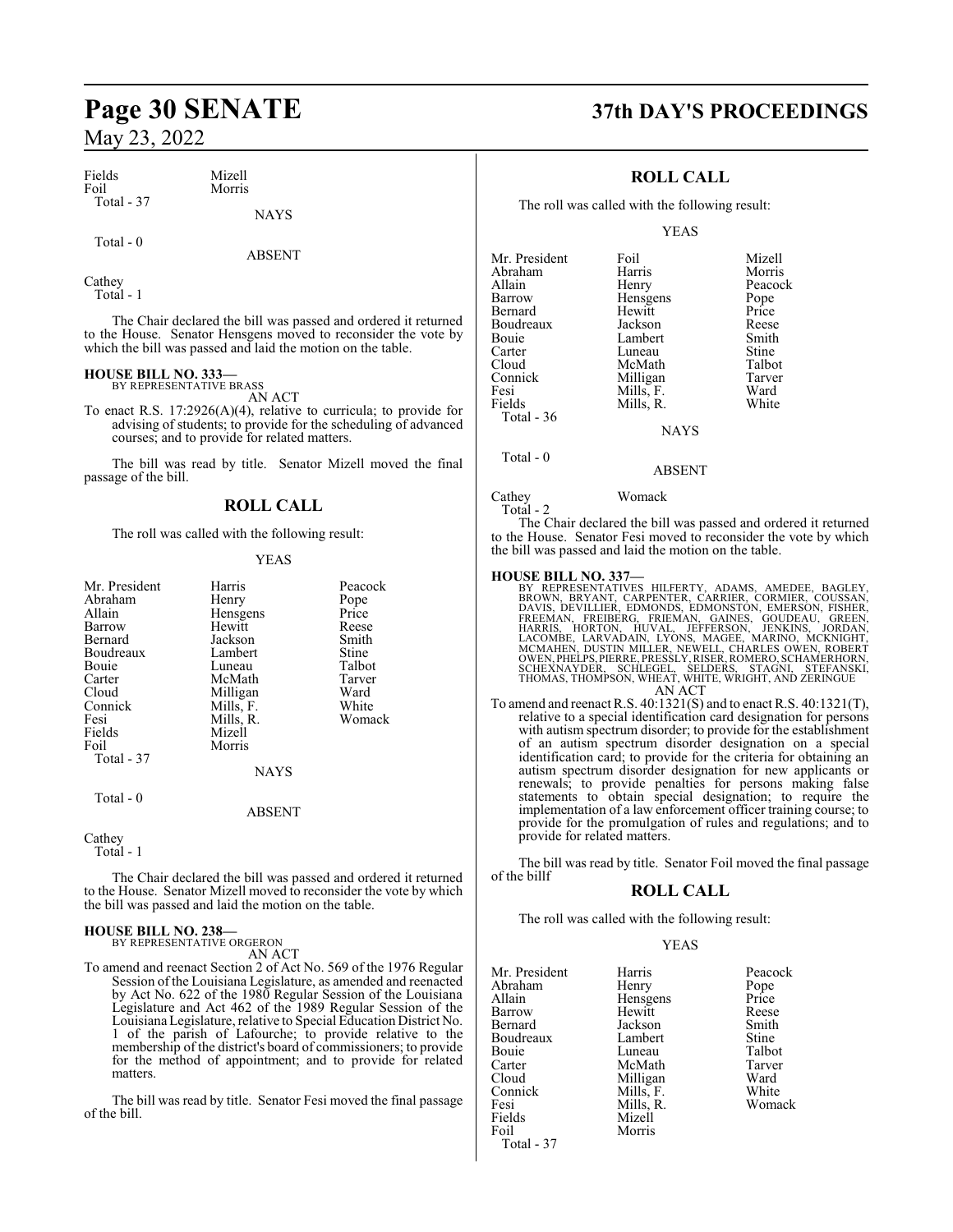| Fields | Mizell |
|---|---|
| Foil | Morris |
| Total - 37 | |

NAYS

Total - 0

ABSENT

Cathey
Total - 1

The Chair declared the bill was passed and ordered it returned to the House. Senator Hensgens moved to reconsider the vote by which the bill was passed and laid the motion on the table.

**HOUSE BILL NO. 333—**
BY REPRESENTATIVE BRASS
AN ACT

To enact R.S. 17:2926(A)(4), relative to curricula; to provide for advising of students; to provide for the scheduling of advanced courses; and to provide for related matters.

The bill was read by title. Senator Mizell moved the final passage of the bill.

## ROLL CALL

The roll was called with the following result:

YEAS

| Mr. President | Harris | Peacock |
|---|---|---|
| Abraham | Henry | Pope |
| Allain | Hensgens | Price |
| Barrow | Hewitt | Reese |
| Bernard | Jackson | Smith |
| Boudreaux | Lambert | Stine |
| Bouie | Luneau | Talbot |
| Carter | McMath | Tarver |
| Cloud | Milligan | Ward |
| Connick | Mills, F. | White |
| Fesi | Mills, R. | Womack |
| Fields | Mizell | |
| Foil | Morris | |
| Total - 37 | | |

NAYS

Total - 0

ABSENT

Cathey
Total - 1

The Chair declared the bill was passed and ordered it returned to the House. Senator Mizell moved to reconsider the vote by which the bill was passed and laid the motion on the table.

**HOUSE BILL NO. 238—**
BY REPRESENTATIVE ORGERON
AN ACT

To amend and reenact Section 2 of Act No. 569 of the 1976 Regular Session of the Louisiana Legislature, as amended and reenacted by Act No. 622 of the 1980 Regular Session of the Louisiana Legislature and Act 462 of the 1989 Regular Session of the Louisiana Legislature, relative to Special Education District No. 1 of the parish of Lafourche; to provide relative to the membership of the district's board of commissioners; to provide for the method of appointment; and to provide for related matters.

The bill was read by title. Senator Fesi moved the final passage of the bill.

## ROLL CALL

The roll was called with the following result:

YEAS

| Mr. President | Foil | Mizell |
|---|---|---|
| Abraham | Harris | Morris |
| Allain | Henry | Peacock |
| Barrow | Hensgens | Pope |
| Bernard | Hewitt | Price |
| Boudreaux | Jackson | Reese |
| Bouie | Lambert | Smith |
| Carter | Luneau | Stine |
| Cloud | McMath | Talbot |
| Connick | Milligan | Tarver |
| Fesi | Mills, F. | Ward |
| Fields | Mills, R. | White |
| Total - 36 | | |

NAYS

Total - 0

ABSENT

Cathey Womack
Total - 2

The Chair declared the bill was passed and ordered it returned to the House. Senator Fesi moved to reconsider the vote by which the bill was passed and laid the motion on the table.

**HOUSE BILL NO. 337—**
BY REPRESENTATIVES HILFERTY, ADAMS, AMEDEE, BAGLEY, BROWN, BRYANT, CARPENTER, CARRIER, CORMIER, COUSSAN, DAVIS, DEVILLIER, EDMONDS, EDMONSTON, EMERSON, FISHER, FREEMAN, FREIBERG, FRIEMAN, GAINES, GOUDEAU, GREEN, HARRIS, HORTON, HUVAL, JEFFERSON, JENKINS, JORDAN, LACOMBE, LARVADAIN, LYONS, MAGEE, MARINO, MCKNIGHT, MCMAHEN, DUSTIN MILLER, NEWELL, CHARLES OWEN, ROBERT OWEN, PHELPS, PIERRE, PRESSLY, RISER, ROMERO, SCHAMERHORN, SCHEXNAYDER, SCHLEGEL, SELDERS, STAGNI, STEFANSKI, THOMAS, THOMPSON, WHEAT, WHITE, WRIGHT, AND ZERINGUE
AN ACT

To amend and reenact R.S. 40:1321(S) and to enact R.S. 40:1321(T), relative to a special identification card designation for persons with autism spectrum disorder; to provide for the establishment of an autism spectrum disorder designation on a special identification card; to provide for the criteria for obtaining an autism spectrum disorder designation for new applicants or renewals; to provide penalties for persons making false statements to obtain special designation; to require the implementation of a law enforcement officer training course; to provide for the promulgation of rules and regulations; and to provide for related matters.

The bill was read by title. Senator Foil moved the final passage of the billf

## ROLL CALL

The roll was called with the following result:

YEAS

| Mr. President | Harris | Peacock |
|---|---|---|
| Abraham | Henry | Pope |
| Allain | Hensgens | Price |
| Barrow | Hewitt | Reese |
| Bernard | Jackson | Smith |
| Boudreaux | Lambert | Stine |
| Bouie | Luneau | Talbot |
| Carter | McMath | Tarver |
| Cloud | Milligan | Ward |
| Connick | Mills, F. | White |
| Fesi | Mills, R. | Womack |
| Fields | Mizell | |
| Foil | Morris | |
| Total - 37 | | |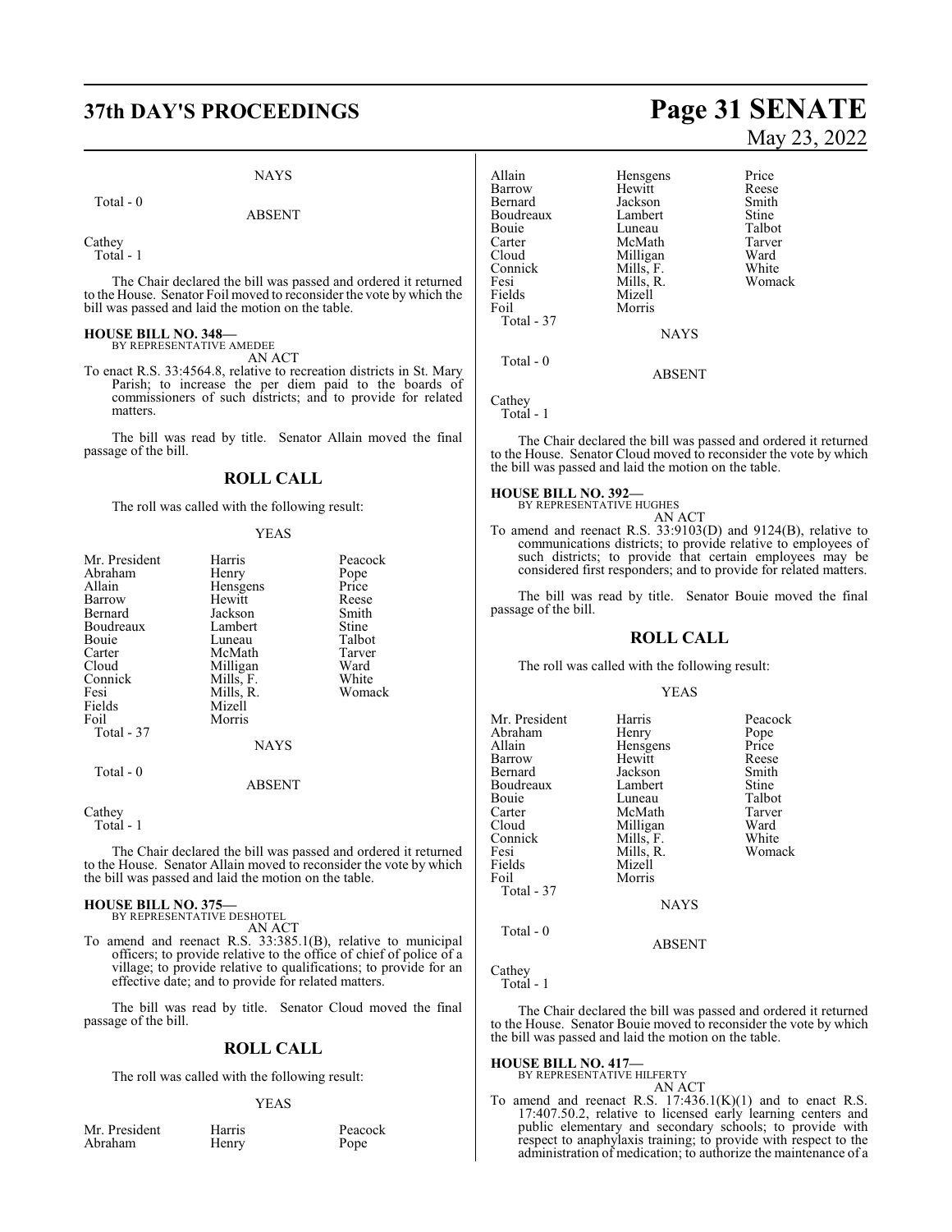NAYS

Total - 0

ABSENT

Cathey
Total - 1

The Chair declared the bill was passed and ordered it returned to the House. Senator Foil moved to reconsider the vote by which the bill was passed and laid the motion on the table.

**HOUSE BILL NO. 348—**
BY REPRESENTATIVE AMEDEE
AN ACT
To enact R.S. 33:4564.8, relative to recreation districts in St. Mary Parish; to increase the per diem paid to the boards of commissioners of such districts; and to provide for related matters.

The bill was read by title. Senator Allain moved the final passage of the bill.

## ROLL CALL

The roll was called with the following result:

YEAS

| | | |
|---|---|---|
| Mr. President | Harris | Peacock |
| Abraham | Henry | Pope |
| Allain | Hensgens | Price |
| Barrow | Hewitt | Reese |
| Bernard | Jackson | Smith |
| Boudreaux | Lambert | Stine |
| Bouie | Luneau | Talbot |
| Carter | McMath | Tarver |
| Cloud | Milligan | Ward |
| Connick | Mills, F. | White |
| Fesi | Mills, R. | Womack |
| Fields | Mizell | |
| Foil | Morris | |

Total - 37

NAYS

Total - 0

ABSENT

Cathey
Total - 1

The Chair declared the bill was passed and ordered it returned to the House. Senator Allain moved to reconsider the vote by which the bill was passed and laid the motion on the table.

**HOUSE BILL NO. 375—**
BY REPRESENTATIVE DESHOTEL
AN ACT
To amend and reenact R.S. 33:385.1(B), relative to municipal officers; to provide relative to the office of chief of police of a village; to provide relative to qualifications; to provide for an effective date; and to provide for related matters.

The bill was read by title. Senator Cloud moved the final passage of the bill.

## ROLL CALL

The roll was called with the following result:

YEAS

| | | |
|---|---|---|
| Mr. President | Harris | Peacock |
| Abraham | Henry | Pope |
| Allain | Hensgens | Price |
| Barrow | Hewitt | Reese |
| Bernard | Jackson | Smith |
| Boudreaux | Lambert | Stine |
| Bouie | Luneau | Talbot |
| Carter | McMath | Tarver |
| Cloud | Milligan | Ward |
| Connick | Mills, F. | White |
| Fesi | Mills, R. | Womack |
| Fields | Mizell | |
| Foil | Morris | |

Total - 37

NAYS

Total - 0

ABSENT

Cathey
Total - 1

The Chair declared the bill was passed and ordered it returned to the House. Senator Cloud moved to reconsider the vote by which the bill was passed and laid the motion on the table.

**HOUSE BILL NO. 392—**
BY REPRESENTATIVE HUGHES
AN ACT
To amend and reenact R.S. 33:9103(D) and 9124(B), relative to communications districts; to provide relative to employees of such districts; to provide that certain employees may be considered first responders; and to provide for related matters.

The bill was read by title. Senator Bouie moved the final passage of the bill.

## ROLL CALL

The roll was called with the following result:

YEAS

| | | |
|---|---|---|
| Mr. President | Harris | Peacock |
| Abraham | Henry | Pope |
| Allain | Hensgens | Price |
| Barrow | Hewitt | Reese |
| Bernard | Jackson | Smith |
| Boudreaux | Lambert | Stine |
| Bouie | Luneau | Talbot |
| Carter | McMath | Tarver |
| Cloud | Milligan | Ward |
| Connick | Mills, F. | White |
| Fesi | Mills, R. | Womack |
| Fields | Mizell | |
| Foil | Morris | |

Total - 37

NAYS

Total - 0

ABSENT

Cathey
Total - 1

The Chair declared the bill was passed and ordered it returned to the House. Senator Bouie moved to reconsider the vote by which the bill was passed and laid the motion on the table.

**HOUSE BILL NO. 417—**
BY REPRESENTATIVE HILFERTY
AN ACT
To amend and reenact R.S. 17:436.1(K)(1) and to enact R.S. 17:407.50.2, relative to licensed early learning centers and public elementary and secondary schools; to provide with respect to anaphylaxis training; to provide with respect to the administration of medication; to authorize the maintenance of a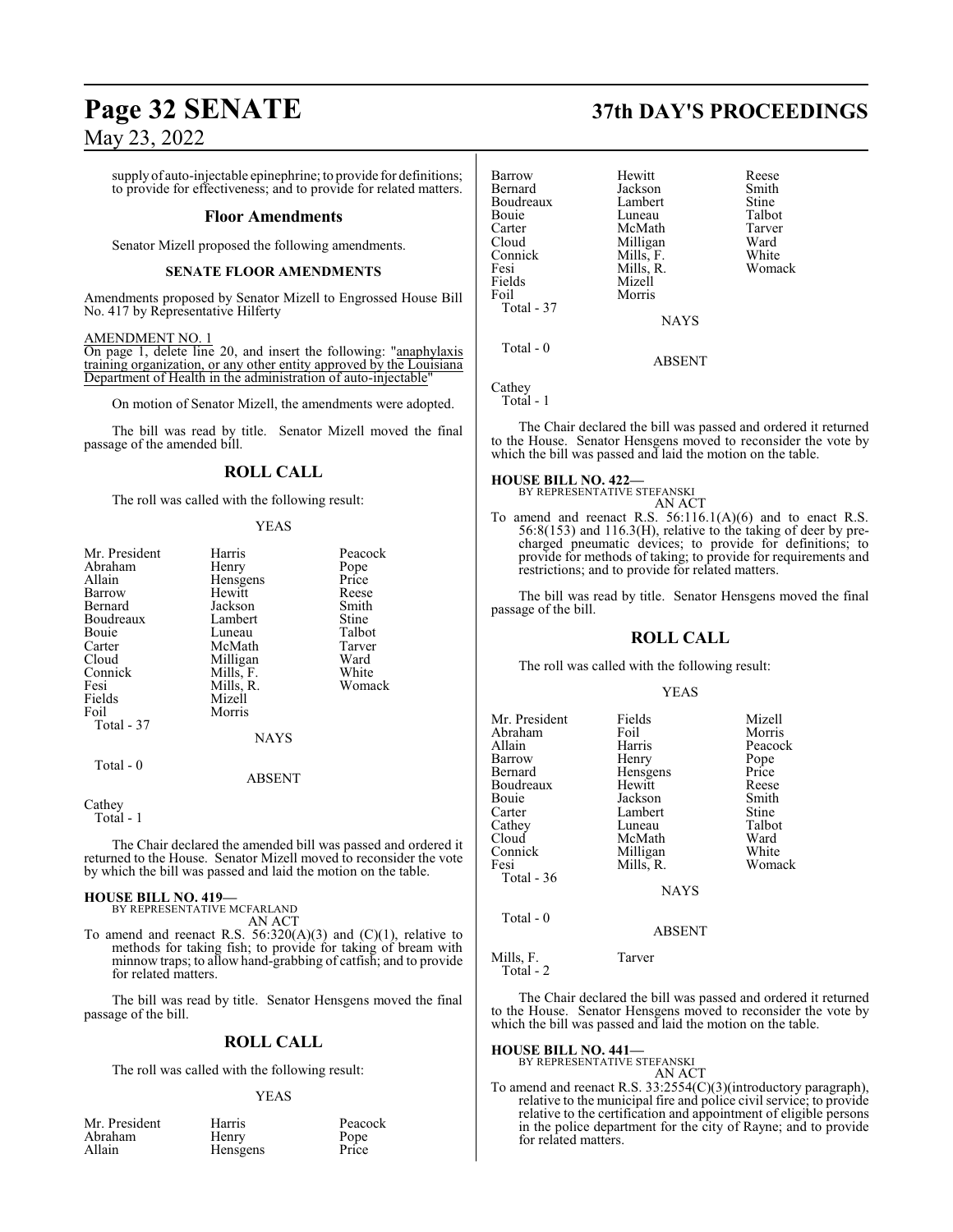supply of auto-injectable epinephrine; to provide for definitions; to provide for effectiveness; and to provide for related matters.

## Floor Amendments

Senator Mizell proposed the following amendments.

### SENATE FLOOR AMENDMENTS

Amendments proposed by Senator Mizell to Engrossed House Bill No. 417 by Representative Hilferty

AMENDMENT NO. 1

On page 1, delete line 20, and insert the following: "anaphylaxis training organization, or any other entity approved by the Louisiana Department of Health in the administration of auto-injectable"

On motion of Senator Mizell, the amendments were adopted.

The bill was read by title. Senator Mizell moved the final passage of the amended bill.

## ROLL CALL

The roll was called with the following result:

YEAS

| | | |
|---|---|---|
| Mr. President | Harris | Peacock |
| Abraham | Henry | Pope |
| Allain | Hensgens | Price |
| Barrow | Hewitt | Reese |
| Bernard | Jackson | Smith |
| Boudreaux | Lambert | Stine |
| Bouie | Luneau | Talbot |
| Carter | McMath | Tarver |
| Cloud | Milligan | Ward |
| Connick | Mills, F. | White |
| Fesi | Mills, R. | Womack |
| Fields | Mizell | |
| Foil | Morris | |

Total - 37

NAYS

Total - 0

ABSENT

Cathey

Total - 1

The Chair declared the amended bill was passed and ordered it returned to the House. Senator Mizell moved to reconsider the vote by which the bill was passed and laid the motion on the table.

**HOUSE BILL NO. 419—**
BY REPRESENTATIVE MCFARLAND
AN ACT

To amend and reenact R.S. 56:320(A)(3) and (C)(1), relative to methods for taking fish; to provide for taking of bream with minnow traps; to allow hand-grabbing of catfish; and to provide for related matters.

The bill was read by title. Senator Hensgens moved the final passage of the bill.

## ROLL CALL

The roll was called with the following result:

YEAS

| | | |
|---|---|---|
| Mr. President | Harris | Peacock |
| Abraham | Henry | Pope |
| Allain | Hensgens | Price |
| Barrow | Hewitt | Reese |
| Bernard | Jackson | Smith |
| Boudreaux | Lambert | Stine |
| Bouie | Luneau | Talbot |
| Carter | McMath | Tarver |
| Cloud | Milligan | Ward |
| Connick | Mills, F. | White |
| Fesi | Mills, R. | Womack |
| Fields | Mizell | |
| Foil | Morris | |

Total - 37

NAYS

Total - 0

ABSENT

Cathey

Total - 1

The Chair declared the bill was passed and ordered it returned to the House. Senator Hensgens moved to reconsider the vote by which the bill was passed and laid the motion on the table.

**HOUSE BILL NO. 422—**
BY REPRESENTATIVE STEFANSKI
AN ACT

To amend and reenact R.S. 56:116.1(A)(6) and to enact R.S. 56:8(153) and 116.3(H), relative to the taking of deer by pre-charged pneumatic devices; to provide for definitions; to provide for methods of taking; to provide for requirements and restrictions; and to provide for related matters.

The bill was read by title. Senator Hensgens moved the final passage of the bill.

## ROLL CALL

The roll was called with the following result:

YEAS

| | | |
|---|---|---|
| Mr. President | Fields | Mizell |
| Abraham | Foil | Morris |
| Allain | Harris | Peacock |
| Barrow | Henry | Pope |
| Bernard | Hensgens | Price |
| Boudreaux | Hewitt | Reese |
| Bouie | Jackson | Smith |
| Carter | Lambert | Stine |
| Cathey | Luneau | Talbot |
| Cloud | McMath | Ward |
| Connick | Milligan | White |
| Fesi | Mills, R. | Womack |

Total - 36

NAYS

Total - 0

ABSENT

Mills, F. Tarver

Total - 2

The Chair declared the bill was passed and ordered it returned to the House. Senator Hensgens moved to reconsider the vote by which the bill was passed and laid the motion on the table.

**HOUSE BILL NO. 441—**
BY REPRESENTATIVE STEFANSKI
AN ACT

To amend and reenact R.S. 33:2554(C)(3)(introductory paragraph), relative to the municipal fire and police civil service; to provide relative to the certification and appointment of eligible persons in the police department for the city of Rayne; and to provide for related matters.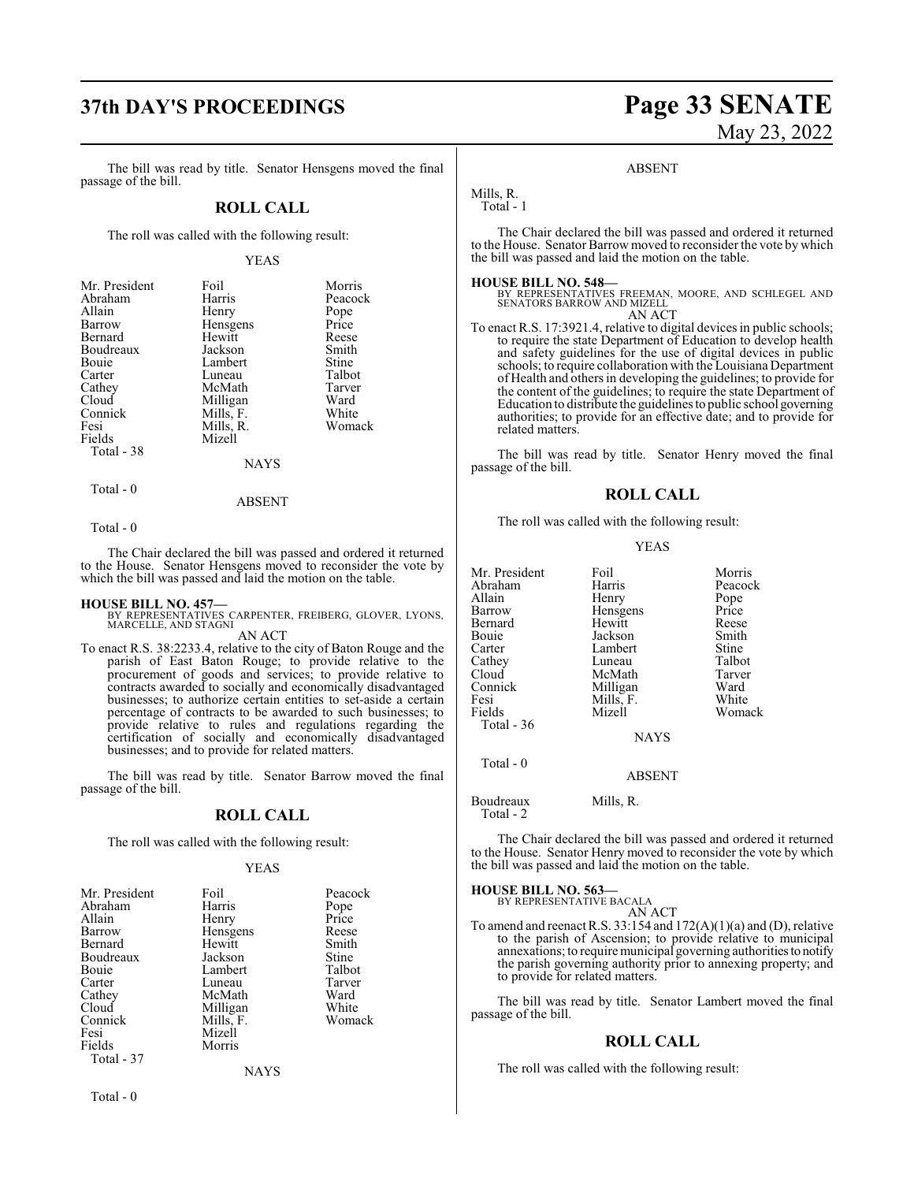The bill was read by title. Senator Hensgens moved the final passage of the bill.

## ROLL CALL

The roll was called with the following result:

YEAS

| | | |
|---|---|---|
| Mr. President | Foil | Morris |
| Abraham | Harris | Peacock |
| Allain | Henry | Pope |
| Barrow | Hensgens | Price |
| Bernard | Hewitt | Reese |
| Boudreaux | Jackson | Smith |
| Bouie | Lambert | Stine |
| Carter | Luneau | Talbot |
| Cathey | McMath | Tarver |
| Cloud | Milligan | Ward |
| Connick | Mills, F. | White |
| Fesi | Mills, R. | Womack |
| Fields | Mizell | |

Total - 38

NAYS

Total - 0

ABSENT

Total - 0

The Chair declared the bill was passed and ordered it returned to the House. Senator Hensgens moved to reconsider the vote by which the bill was passed and laid the motion on the table.

**HOUSE BILL NO. 457—**
BY REPRESENTATIVES CARPENTER, FREIBERG, GLOVER, LYONS, MARCELLE, AND STAGNI

AN ACT

To enact R.S. 38:2233.4, relative to the city of Baton Rouge and the parish of East Baton Rouge; to provide relative to the procurement of goods and services; to provide relative to contracts awarded to socially and economically disadvantaged businesses; to authorize certain entities to set-aside a certain percentage of contracts to be awarded to such businesses; to provide relative to rules and regulations regarding the certification of socially and economically disadvantaged businesses; and to provide for related matters.

The bill was read by title. Senator Barrow moved the final passage of the bill.

## ROLL CALL

The roll was called with the following result:

YEAS

| | | |
|---|---|---|
| Mr. President | Foil | Peacock |
| Abraham | Harris | Pope |
| Allain | Henry | Price |
| Barrow | Hensgens | Reese |
| Bernard | Hewitt | Smith |
| Boudreaux | Jackson | Stine |
| Bouie | Lambert | Talbot |
| Carter | Luneau | Tarver |
| Cathey | McMath | Ward |
| Cloud | Milligan | White |
| Connick | Mills, F. | Womack |
| Fesi | Mizell | |
| Fields | Morris | |

Total - 37

NAYS

Total - 0

ABSENT

Mills, R.

Total - 1

The Chair declared the bill was passed and ordered it returned to the House. Senator Barrow moved to reconsider the vote by which the bill was passed and laid the motion on the table.

**HOUSE BILL NO. 548—**
BY REPRESENTATIVES FREEMAN, MOORE, AND SCHLEGEL AND SENATORS BARROW AND MIZELL

AN ACT

To enact R.S. 17:3921.4, relative to digital devices in public schools; to require the state Department of Education to develop health and safety guidelines for the use of digital devices in public schools; to require collaboration with the Louisiana Department of Health and others in developing the guidelines; to provide for the content of the guidelines; to require the state Department of Education to distribute the guidelines to public school governing authorities; to provide for an effective date; and to provide for related matters.

The bill was read by title. Senator Henry moved the final passage of the bill.

## ROLL CALL

The roll was called with the following result:

YEAS

| | | |
|---|---|---|
| Mr. President | Foil | Morris |
| Abraham | Harris | Peacock |
| Allain | Henry | Pope |
| Barrow | Hensgens | Price |
| Bernard | Hewitt | Reese |
| Bouie | Jackson | Smith |
| Carter | Lambert | Stine |
| Cathey | Luneau | Talbot |
| Cloud | McMath | Tarver |
| Connick | Milligan | Ward |
| Fesi | Mills, F. | White |
| Fields | Mizell | Womack |

Total - 36

NAYS

Total - 0

ABSENT

Boudreaux Mills, R.

Total - 2

The Chair declared the bill was passed and ordered it returned to the House. Senator Henry moved to reconsider the vote by which the bill was passed and laid the motion on the table.

**HOUSE BILL NO. 563—**
BY REPRESENTATIVE BACALA

AN ACT

To amend and reenact R.S. 33:154 and 172(A)(1)(a) and (D), relative to the parish of Ascension; to provide relative to municipal annexations; to require municipal governing authorities to notify the parish governing authority prior to annexing property; and to provide for related matters.

The bill was read by title. Senator Lambert moved the final passage of the bill.

## ROLL CALL

The roll was called with the following result: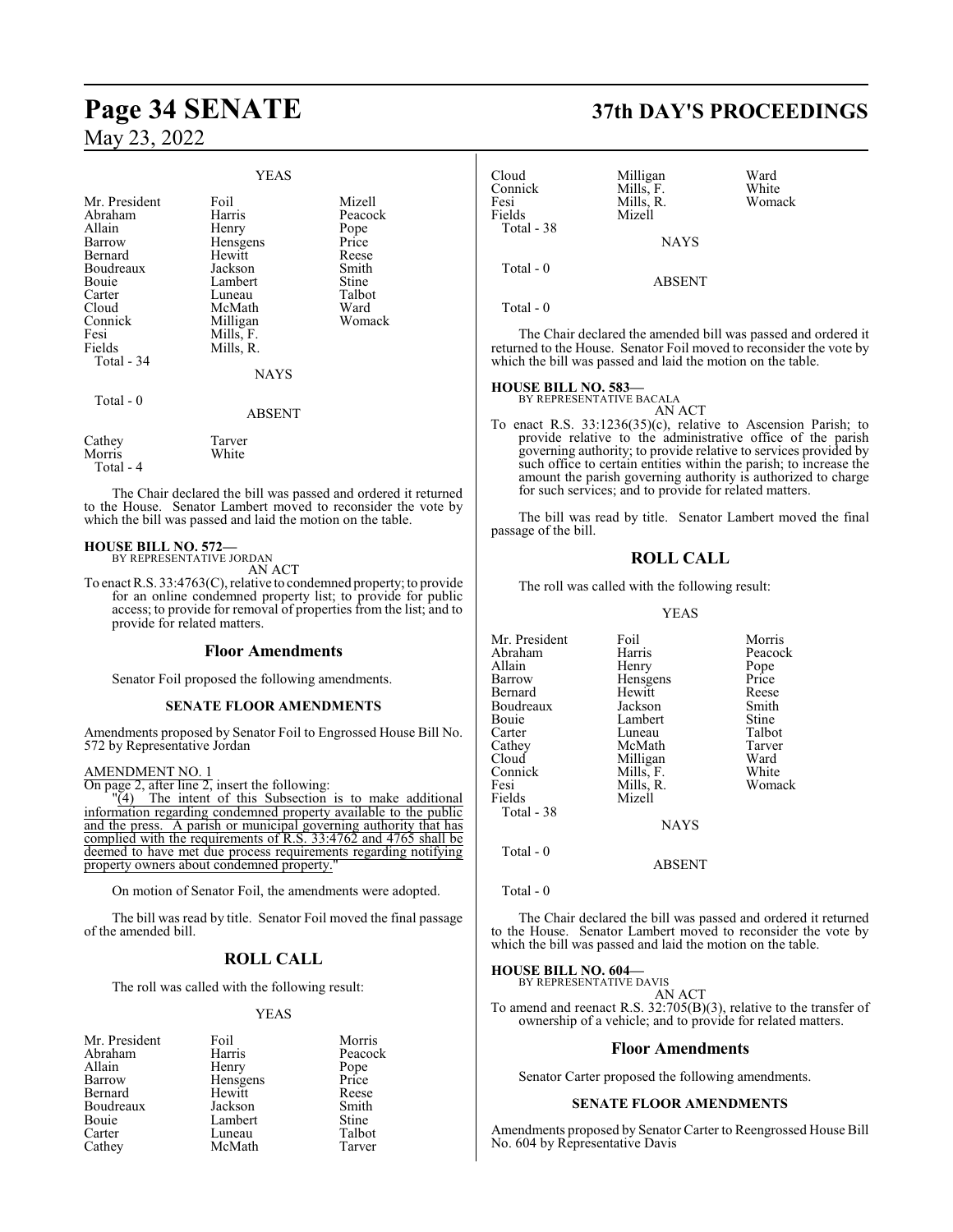YEAS

| | | |
|---|---|---|
| Mr. President | Foil | Mizell |
| Abraham | Harris | Peacock |
| Allain | Henry | Pope |
| Barrow | Hensgens | Price |
| Bernard | Hewitt | Reese |
| Boudreaux | Jackson | Smith |
| Bouie | Lambert | Stine |
| Carter | Luneau | Talbot |
| Cloud | McMath | Ward |
| Connick | Milligan | Womack |
| Fesi | Mills, F. | |
| Fields | Mills, R. | |
| Total - 34 | | |

NAYS

Total - 0

ABSENT

| | |
|---|---|
| Cathey | Tarver |
| Morris | White |
| Total - 4 | |

The Chair declared the bill was passed and ordered it returned to the House. Senator Lambert moved to reconsider the vote by which the bill was passed and laid the motion on the table.

**HOUSE BILL NO. 572—**
BY REPRESENTATIVE JORDAN

AN ACT

To enact R.S. 33:4763(C), relative to condemned property; to provide for an online condemned property list; to provide for public access; to provide for removal of properties from the list; and to provide for related matters.

## Floor Amendments

Senator Foil proposed the following amendments.

### SENATE FLOOR AMENDMENTS

Amendments proposed by Senator Foil to Engrossed House Bill No. 572 by Representative Jordan

AMENDMENT NO. 1

On page 2, after line 2, insert the following:

"(4) The intent of this Subsection is to make additional information regarding condemned property available to the public and the press. A parish or municipal governing authority that has complied with the requirements of R.S. 33:4762 and 4765 shall be deemed to have met due process requirements regarding notifying property owners about condemned property."

On motion of Senator Foil, the amendments were adopted.

The bill was read by title. Senator Foil moved the final passage of the amended bill.

## ROLL CALL

The roll was called with the following result:

YEAS

| | | |
|---|---|---|
| Mr. President | Foil | Morris |
| Abraham | Harris | Peacock |
| Allain | Henry | Pope |
| Barrow | Hensgens | Price |
| Bernard | Hewitt | Reese |
| Boudreaux | Jackson | Smith |
| Bouie | Lambert | Stine |
| Carter | Luneau | Talbot |
| Cathey | McMath | Tarver |
| Cloud | Milligan | Ward |
| Connick | Mills, F. | White |
| Fesi | Mills, R. | Womack |
| Fields | Mizell | |
| Total - 38 | | |

NAYS

Total - 0

ABSENT

Total - 0

The Chair declared the amended bill was passed and ordered it returned to the House. Senator Foil moved to reconsider the vote by which the bill was passed and laid the motion on the table.

**HOUSE BILL NO. 583—**
BY REPRESENTATIVE BACALA

AN ACT

To enact R.S. 33:1236(35)(c), relative to Ascension Parish; to provide relative to the administrative office of the parish governing authority; to provide relative to services provided by such office to certain entities within the parish; to increase the amount the parish governing authority is authorized to charge for such services; and to provide for related matters.

The bill was read by title. Senator Lambert moved the final passage of the bill.

## ROLL CALL

The roll was called with the following result:

YEAS

| | | |
|---|---|---|
| Mr. President | Foil | Morris |
| Abraham | Harris | Peacock |
| Allain | Henry | Pope |
| Barrow | Hensgens | Price |
| Bernard | Hewitt | Reese |
| Boudreaux | Jackson | Smith |
| Bouie | Lambert | Stine |
| Carter | Luneau | Talbot |
| Cathey | McMath | Tarver |
| Cloud | Milligan | Ward |
| Connick | Mills, F. | White |
| Fesi | Mills, R. | Womack |
| Fields | Mizell | |
| Total - 38 | | |

NAYS

Total - 0

ABSENT

Total - 0

The Chair declared the bill was passed and ordered it returned to the House. Senator Lambert moved to reconsider the vote by which the bill was passed and laid the motion on the table.

**HOUSE BILL NO. 604—**
BY REPRESENTATIVE DAVIS

AN ACT

To amend and reenact R.S. 32:705(B)(3), relative to the transfer of ownership of a vehicle; and to provide for related matters.

## Floor Amendments

Senator Carter proposed the following amendments.

### SENATE FLOOR AMENDMENTS

Amendments proposed by Senator Carter to Reengrossed House Bill No. 604 by Representative Davis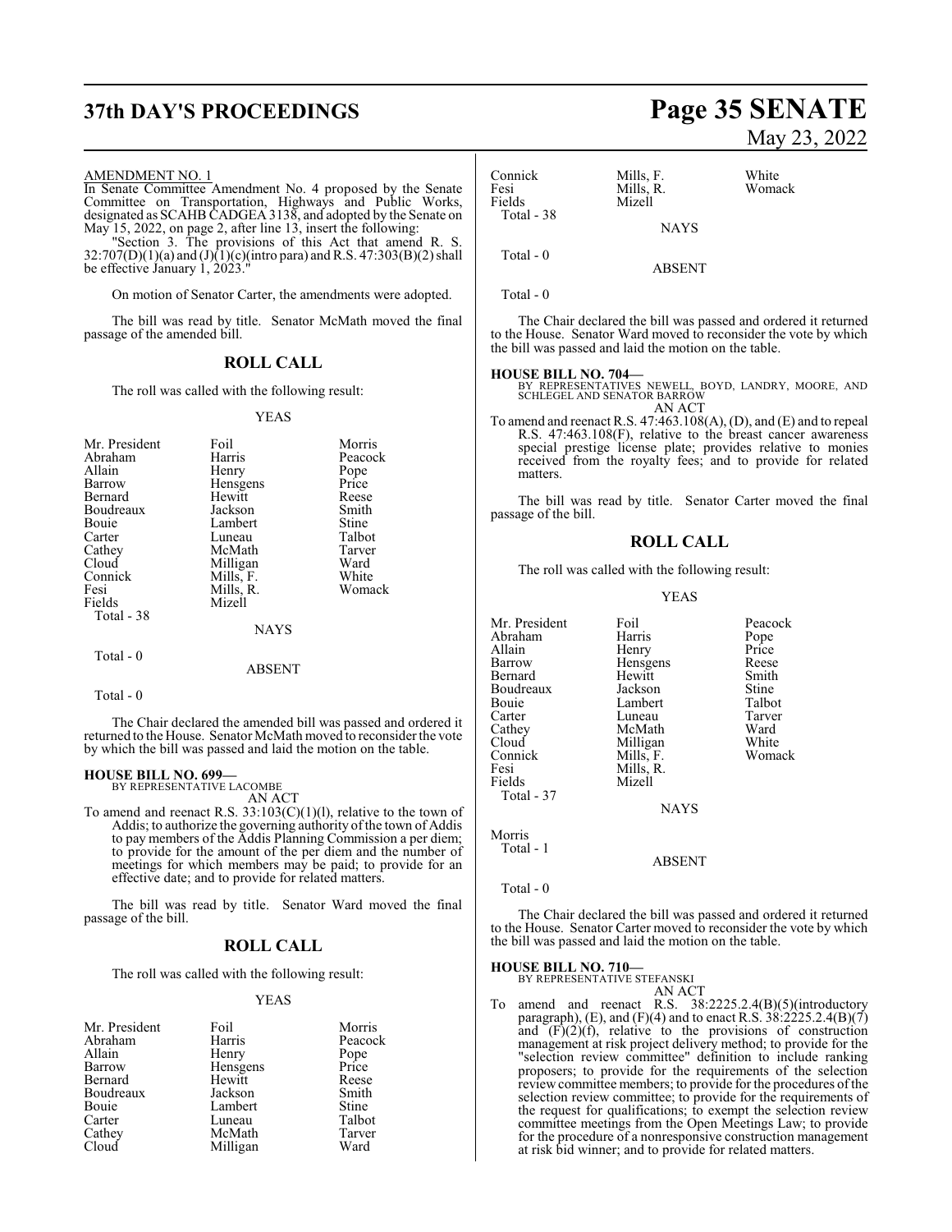AMENDMENT NO. 1

In Senate Committee Amendment No. 4 proposed by the Senate Committee on Transportation, Highways and Public Works, designated as SCAHB CADGEA 3138, and adopted by the Senate on May 15, 2022, on page 2, after line 13, insert the following:

"Section 3. The provisions of this Act that amend R. S. 32:707(D)(1)(a) and (J)(1)(c)(intro para) and R.S. 47:303(B)(2) shall be effective January 1, 2023."

On motion of Senator Carter, the amendments were adopted.

The bill was read by title. Senator McMath moved the final passage of the amended bill.

## ROLL CALL

The roll was called with the following result:

YEAS

| | | |
|---|---|---|
| Mr. President | Foil | Morris |
| Abraham | Harris | Peacock |
| Allain | Henry | Pope |
| Barrow | Hensgens | Price |
| Bernard | Hewitt | Reese |
| Boudreaux | Jackson | Smith |
| Bouie | Lambert | Stine |
| Carter | Luneau | Talbot |
| Cathey | McMath | Tarver |
| Cloud | Milligan | Ward |
| Connick | Mills, F. | White |
| Fesi | Mills, R. | Womack |
| Fields | Mizell | |

Total - 38

NAYS

Total - 0

ABSENT

Total - 0

The Chair declared the amended bill was passed and ordered it returned to the House. Senator McMath moved to reconsider the vote by which the bill was passed and laid the motion on the table.

**HOUSE BILL NO. 699—**
BY REPRESENTATIVE LACOMBE
AN ACT

To amend and reenact R.S. 33:103(C)(1)(l), relative to the town of Addis; to authorize the governing authority of the town of Addis to pay members of the Addis Planning Commission a per diem; to provide for the amount of the per diem and the number of meetings for which members may be paid; to provide for an effective date; and to provide for related matters.

The bill was read by title. Senator Ward moved the final passage of the bill.

## ROLL CALL

The roll was called with the following result:

YEAS

| | | |
|---|---|---|
| Mr. President | Foil | Morris |
| Abraham | Harris | Peacock |
| Allain | Henry | Pope |
| Barrow | Hensgens | Price |
| Bernard | Hewitt | Reese |
| Boudreaux | Jackson | Smith |
| Bouie | Lambert | Stine |
| Carter | Luneau | Talbot |
| Cathey | McMath | Tarver |
| Cloud | Milligan | Ward |
| Connick | Mills, F. | White |
| Fesi | Mills, R. | Womack |
| Fields | Mizell | |

Total - 38

NAYS

Total - 0

ABSENT

Total - 0

The Chair declared the bill was passed and ordered it returned to the House. Senator Ward moved to reconsider the vote by which the bill was passed and laid the motion on the table.

**HOUSE BILL NO. 704—**
BY REPRESENTATIVES NEWELL, BOYD, LANDRY, MOORE, AND SCHLEGEL AND SENATOR BARROW
AN ACT

To amend and reenact R.S. 47:463.108(A), (D), and (E) and to repeal R.S. 47:463.108(F), relative to the breast cancer awareness special prestige license plate; provides relative to monies received from the royalty fees; and to provide for related matters.

The bill was read by title. Senator Carter moved the final passage of the bill.

## ROLL CALL

The roll was called with the following result:

YEAS

| | | |
|---|---|---|
| Mr. President | Foil | Peacock |
| Abraham | Harris | Pope |
| Allain | Henry | Price |
| Barrow | Hensgens | Reese |
| Bernard | Hewitt | Smith |
| Boudreaux | Jackson | Stine |
| Bouie | Lambert | Talbot |
| Carter | Luneau | Tarver |
| Cathey | McMath | Ward |
| Cloud | Milligan | White |
| Connick | Mills, F. | Womack |
| Fesi | Mills, R. | |
| Fields | Mizell | |

Total - 37

NAYS

Morris

Total - 1

ABSENT

Total - 0

The Chair declared the bill was passed and ordered it returned to the House. Senator Carter moved to reconsider the vote by which the bill was passed and laid the motion on the table.

**HOUSE BILL NO. 710—**
BY REPRESENTATIVE STEFANSKI
AN ACT

To amend and reenact R.S. 38:2225.2.4(B)(5)(introductory paragraph), (E), and (F)(4) and to enact R.S. 38:2225.2.4(B)(7) and (F)(2)(f), relative to the provisions of construction management at risk project delivery method; to provide for the "selection review committee" definition to include ranking proposers; to provide for the requirements of the selection review committee members; to provide for the procedures of the selection review committee; to provide for the requirements of the request for qualifications; to exempt the selection review committee meetings from the Open Meetings Law; to provide for the procedure of a nonresponsive construction management at risk bid winner; and to provide for related matters.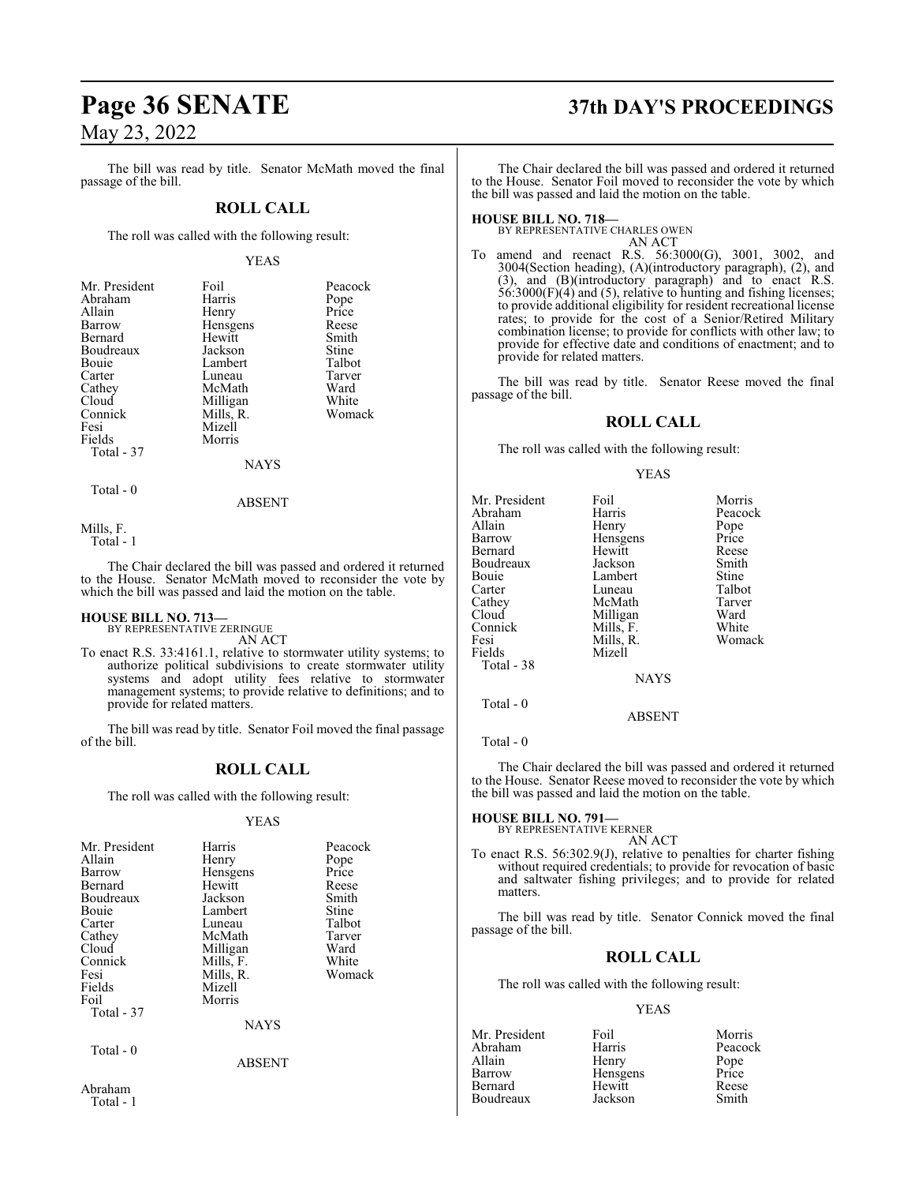The bill was read by title. Senator McMath moved the final passage of the bill.

## ROLL CALL

The roll was called with the following result:

YEAS

| | | |
|---|---|---|
| Mr. President | Foil | Peacock |
| Abraham | Harris | Pope |
| Allain | Henry | Price |
| Barrow | Hensgens | Reese |
| Bernard | Hewitt | Smith |
| Boudreaux | Jackson | Stine |
| Bouie | Lambert | Talbot |
| Carter | Luneau | Tarver |
| Cathey | McMath | Ward |
| Cloud | Milligan | White |
| Connick | Mills, R. | Womack |
| Fesi | Mizell | |
| Fields | Morris | |

Total - 37

NAYS

Total - 0

ABSENT

Mills, F.

Total - 1

The Chair declared the bill was passed and ordered it returned to the House. Senator McMath moved to reconsider the vote by which the bill was passed and laid the motion on the table.

**HOUSE BILL NO. 713—**
BY REPRESENTATIVE ZERINGUE
AN ACT

To enact R.S. 33:4161.1, relative to stormwater utility systems; to authorize political subdivisions to create stormwater utility systems and adopt utility fees relative to stormwater management systems; to provide relative to definitions; and to provide for related matters.

The bill was read by title. Senator Foil moved the final passage of the bill.

## ROLL CALL

The roll was called with the following result:

YEAS

| | | |
|---|---|---|
| Mr. President | Harris | Peacock |
| Allain | Henry | Pope |
| Barrow | Hensgens | Price |
| Bernard | Hewitt | Reese |
| Boudreaux | Jackson | Smith |
| Bouie | Lambert | Stine |
| Carter | Luneau | Talbot |
| Cathey | McMath | Tarver |
| Cloud | Milligan | Ward |
| Connick | Mills, F. | White |
| Fesi | Mills, R. | Womack |
| Fields | Mizell | |
| Foil | Morris | |

Total - 37

NAYS

Total - 0

ABSENT

Abraham

Total - 1

The Chair declared the bill was passed and ordered it returned to the House. Senator Foil moved to reconsider the vote by which the bill was passed and laid the motion on the table.

**HOUSE BILL NO. 718—**
BY REPRESENTATIVE CHARLES OWEN
AN ACT

To amend and reenact R.S. 56:3000(G), 3001, 3002, and 3004(Section heading), (A)(introductory paragraph), (2), and (3), and (B)(introductory paragraph) and to enact R.S. 56:3000(F)(4) and (5), relative to hunting and fishing licenses; to provide additional eligibility for resident recreational license rates; to provide for the cost of a Senior/Retired Military combination license; to provide for conflicts with other law; to provide for effective date and conditions of enactment; and to provide for related matters.

The bill was read by title. Senator Reese moved the final passage of the bill.

## ROLL CALL

The roll was called with the following result:

YEAS

| | | |
|---|---|---|
| Mr. President | Foil | Morris |
| Abraham | Harris | Peacock |
| Allain | Henry | Pope |
| Barrow | Hensgens | Price |
| Bernard | Hewitt | Reese |
| Boudreaux | Jackson | Smith |
| Bouie | Lambert | Stine |
| Carter | Luneau | Talbot |
| Cathey | McMath | Tarver |
| Cloud | Milligan | Ward |
| Connick | Mills, F. | White |
| Fesi | Mills, R. | Womack |
| Fields | Mizell | |

Total - 38

NAYS

Total - 0

ABSENT

Total - 0

The Chair declared the bill was passed and ordered it returned to the House. Senator Reese moved to reconsider the vote by which the bill was passed and laid the motion on the table.

**HOUSE BILL NO. 791—**
BY REPRESENTATIVE KERNER
AN ACT

To enact R.S. 56:302.9(J), relative to penalties for charter fishing without required credentials; to provide for revocation of basic and saltwater fishing privileges; and to provide for related matters.

The bill was read by title. Senator Connick moved the final passage of the bill.

## ROLL CALL

The roll was called with the following result:

YEAS

| | | |
|---|---|---|
| Mr. President | Foil | Morris |
| Abraham | Harris | Peacock |
| Allain | Henry | Pope |
| Barrow | Hensgens | Price |
| Bernard | Hewitt | Reese |
| Boudreaux | Jackson | Smith |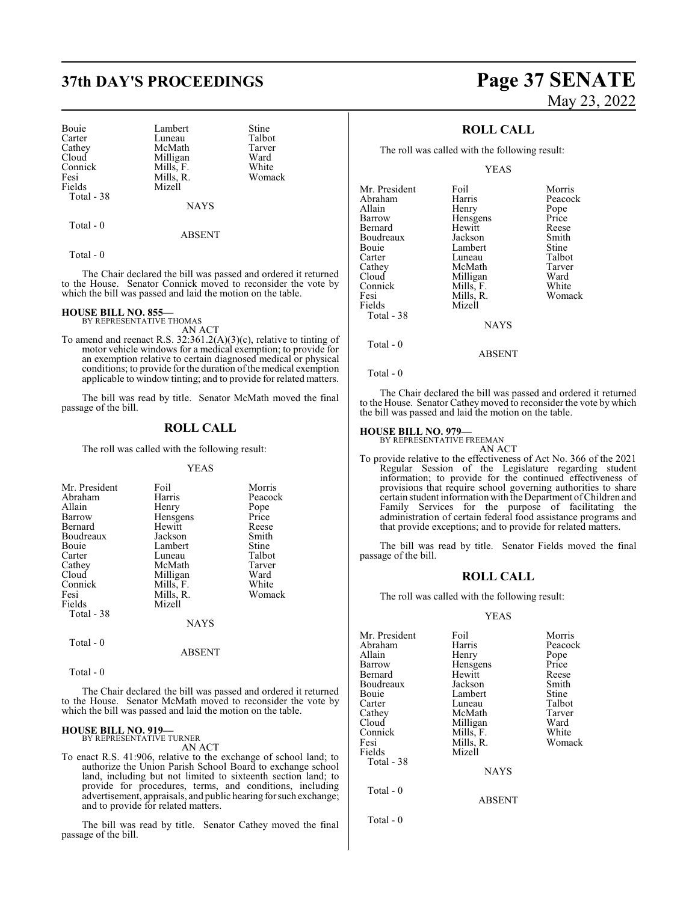| | | |
|---|---|---|
| Bouie | Lambert | Stine |
| Carter | Luneau | Talbot |
| Cathey | McMath | Tarver |
| Cloud | Milligan | Ward |
| Connick | Mills, F. | White |
| Fesi | Mills, R. | Womack |
| Fields | Mizell | |

Total - 38

NAYS

Total - 0

ABSENT

Total - 0

The Chair declared the bill was passed and ordered it returned to the House. Senator Connick moved to reconsider the vote by which the bill was passed and laid the motion on the table.

**HOUSE BILL NO. 855—**
BY REPRESENTATIVE THOMAS

AN ACT

To amend and reenact R.S. 32:361.2(A)(3)(c), relative to tinting of motor vehicle windows for a medical exemption; to provide for an exemption relative to certain diagnosed medical or physical conditions; to provide for the duration of the medical exemption applicable to window tinting; and to provide for related matters.

The bill was read by title. Senator McMath moved the final passage of the bill.

## ROLL CALL

The roll was called with the following result:

YEAS

| | | |
|---|---|---|
| Mr. President | Foil | Morris |
| Abraham | Harris | Peacock |
| Allain | Henry | Pope |
| Barrow | Hensgens | Price |
| Bernard | Hewitt | Reese |
| Boudreaux | Jackson | Smith |
| Bouie | Lambert | Stine |
| Carter | Luneau | Talbot |
| Cathey | McMath | Tarver |
| Cloud | Milligan | Ward |
| Connick | Mills, F. | White |
| Fesi | Mills, R. | Womack |
| Fields | Mizell | |

Total - 38

NAYS

Total - 0

ABSENT

Total - 0

The Chair declared the bill was passed and ordered it returned to the House. Senator McMath moved to reconsider the vote by which the bill was passed and laid the motion on the table.

**HOUSE BILL NO. 919—**
BY REPRESENTATIVE TURNER

AN ACT

To enact R.S. 41:906, relative to the exchange of school land; to authorize the Union Parish School Board to exchange school land, including but not limited to sixteenth section land; to provide for procedures, terms, and conditions, including advertisement, appraisals, and public hearing for such exchange; and to provide for related matters.

The bill was read by title. Senator Cathey moved the final passage of the bill.

## ROLL CALL

The roll was called with the following result:

YEAS

| | | |
|---|---|---|
| Mr. President | Foil | Morris |
| Abraham | Harris | Peacock |
| Allain | Henry | Pope |
| Barrow | Hensgens | Price |
| Bernard | Hewitt | Reese |
| Boudreaux | Jackson | Smith |
| Bouie | Lambert | Stine |
| Carter | Luneau | Talbot |
| Cathey | McMath | Tarver |
| Cloud | Milligan | Ward |
| Connick | Mills, F. | White |
| Fesi | Mills, R. | Womack |
| Fields | Mizell | |

Total - 38

NAYS

Total - 0

ABSENT

Total - 0

The Chair declared the bill was passed and ordered it returned to the House. Senator Cathey moved to reconsider the vote by which the bill was passed and laid the motion on the table.

**HOUSE BILL NO. 979—**
BY REPRESENTATIVE FREEMAN

AN ACT

To provide relative to the effectiveness of Act No. 366 of the 2021 Regular Session of the Legislature regarding student information; to provide for the continued effectiveness of provisions that require school governing authorities to share certain student information with the Department of Children and Family Services for the purpose of facilitating the administration of certain federal food assistance programs and that provide exceptions; and to provide for related matters.

The bill was read by title. Senator Fields moved the final passage of the bill.

## ROLL CALL

The roll was called with the following result:

YEAS

| | | |
|---|---|---|
| Mr. President | Foil | Morris |
| Abraham | Harris | Peacock |
| Allain | Henry | Pope |
| Barrow | Hensgens | Price |
| Bernard | Hewitt | Reese |
| Boudreaux | Jackson | Smith |
| Bouie | Lambert | Stine |
| Carter | Luneau | Talbot |
| Cathey | McMath | Tarver |
| Cloud | Milligan | Ward |
| Connick | Mills, F. | White |
| Fesi | Mills, R. | Womack |
| Fields | Mizell | |

Total - 38

NAYS

Total - 0

ABSENT

Total - 0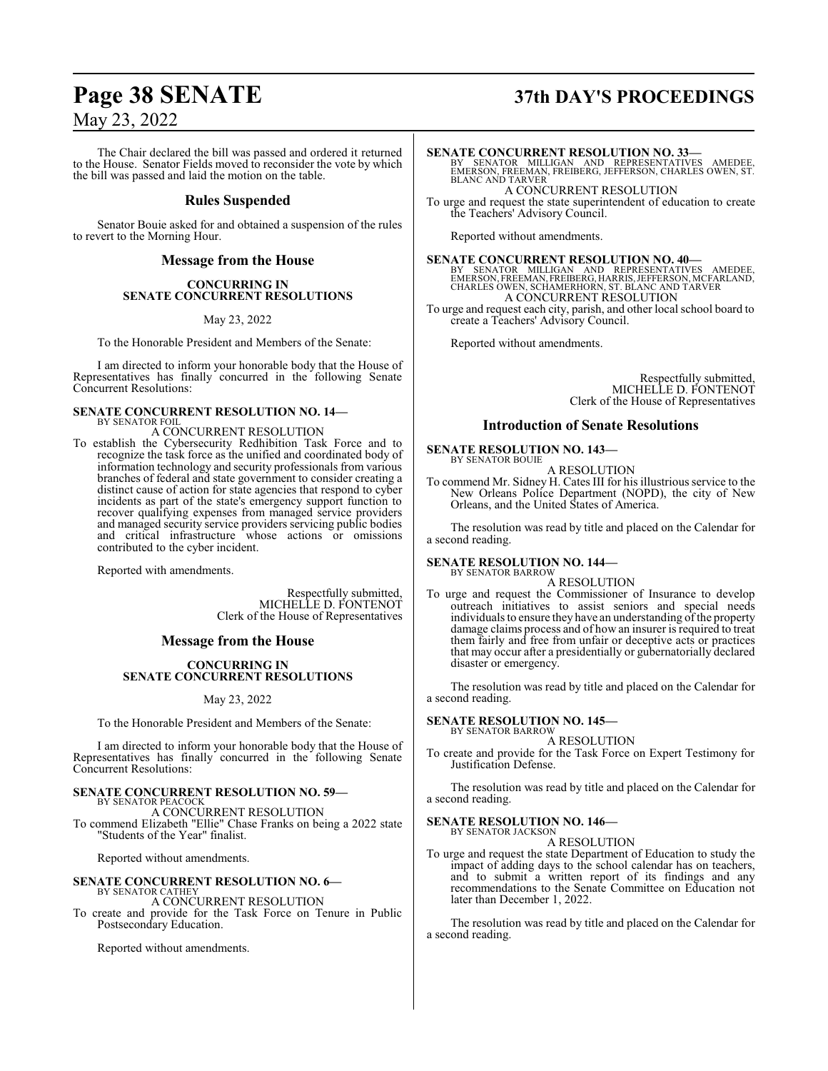The Chair declared the bill was passed and ordered it returned to the House. Senator Fields moved to reconsider the vote by which the bill was passed and laid the motion on the table.

## Rules Suspended

Senator Bouie asked for and obtained a suspension of the rules to revert to the Morning Hour.

## Message from the House

### CONCURRING IN SENATE CONCURRENT RESOLUTIONS

May 23, 2022

To the Honorable President and Members of the Senate:

I am directed to inform your honorable body that the House of Representatives has finally concurred in the following Senate Concurrent Resolutions:

**SENATE CONCURRENT RESOLUTION NO. 14—**
BY SENATOR FOIL

A CONCURRENT RESOLUTION

To establish the Cybersecurity Redhibition Task Force and to recognize the task force as the unified and coordinated body of information technology and security professionals from various branches of federal and state government to consider creating a distinct cause of action for state agencies that respond to cyber incidents as part of the state's emergency support function to recover qualifying expenses from managed service providers and managed security service providers servicing public bodies and critical infrastructure whose actions or omissions contributed to the cyber incident.

Reported with amendments.

Respectfully submitted,
MICHELLE D. FONTENOT
Clerk of the House of Representatives

## Message from the House

### CONCURRING IN SENATE CONCURRENT RESOLUTIONS

May 23, 2022

To the Honorable President and Members of the Senate:

I am directed to inform your honorable body that the House of Representatives has finally concurred in the following Senate Concurrent Resolutions:

**SENATE CONCURRENT RESOLUTION NO. 59—**
BY SENATOR PEACOCK

A CONCURRENT RESOLUTION

To commend Elizabeth "Ellie" Chase Franks on being a 2022 state "Students of the Year" finalist.

Reported without amendments.

**SENATE CONCURRENT RESOLUTION NO. 6—**
BY SENATOR CATHEY

A CONCURRENT RESOLUTION

To create and provide for the Task Force on Tenure in Public Postsecondary Education.

Reported without amendments.

**SENATE CONCURRENT RESOLUTION NO. 33—**
BY SENATOR MILLIGAN AND REPRESENTATIVES AMEDEE, EMERSON, FREEMAN, FREIBERG, JEFFERSON, CHARLES OWEN, ST. BLANC AND TARVER

A CONCURRENT RESOLUTION

To urge and request the state superintendent of education to create the Teachers' Advisory Council.

Reported without amendments.

**SENATE CONCURRENT RESOLUTION NO. 40—**
BY SENATOR MILLIGAN AND REPRESENTATIVES AMEDEE, EMERSON, FREEMAN, FREIBERG, HARRIS, JEFFERSON, MCFARLAND, CHARLES OWEN, SCHAMERHORN, ST. BLANC AND TARVER

A CONCURRENT RESOLUTION

To urge and request each city, parish, and other local school board to create a Teachers' Advisory Council.

Reported without amendments.

Respectfully submitted,
MICHELLE D. FONTENOT
Clerk of the House of Representatives

## Introduction of Senate Resolutions

**SENATE RESOLUTION NO. 143—**
BY SENATOR BOUIE

A RESOLUTION

To commend Mr. Sidney H. Cates III for his illustrious service to the New Orleans Police Department (NOPD), the city of New Orleans, and the United States of America.

The resolution was read by title and placed on the Calendar for a second reading.

**SENATE RESOLUTION NO. 144—**
BY SENATOR BARROW

A RESOLUTION

To urge and request the Commissioner of Insurance to develop outreach initiatives to assist seniors and special needs individuals to ensure they have an understanding of the property damage claims process and of how an insurer is required to treat them fairly and free from unfair or deceptive acts or practices that may occur after a presidentially or gubernatorially declared disaster or emergency.

The resolution was read by title and placed on the Calendar for a second reading.

**SENATE RESOLUTION NO. 145—**
BY SENATOR BARROW

A RESOLUTION

To create and provide for the Task Force on Expert Testimony for Justification Defense.

The resolution was read by title and placed on the Calendar for a second reading.

**SENATE RESOLUTION NO. 146—**
BY SENATOR JACKSON

A RESOLUTION

To urge and request the state Department of Education to study the impact of adding days to the school calendar has on teachers, and to submit a written report of its findings and any recommendations to the Senate Committee on Education not later than December 1, 2022.

The resolution was read by title and placed on the Calendar for a second reading.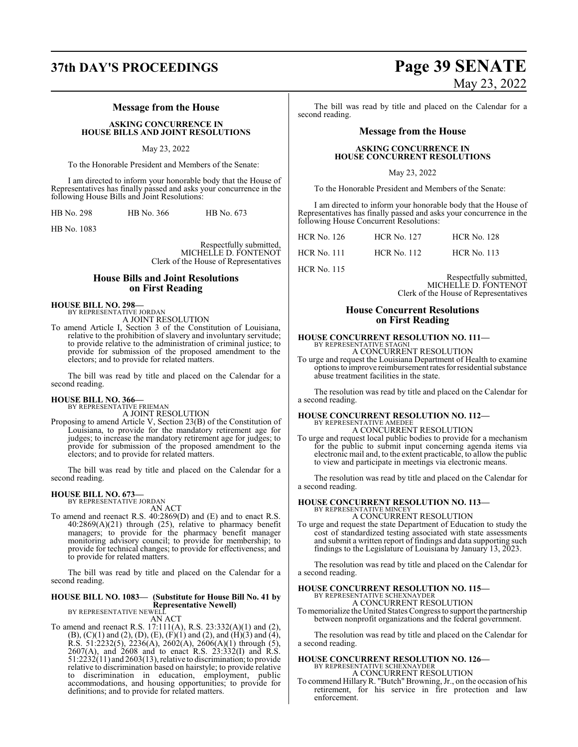## Message from the House

**ASKING CONCURRENCE IN HOUSE BILLS AND JOINT RESOLUTIONS**

May 23, 2022

To the Honorable President and Members of the Senate:

I am directed to inform your honorable body that the House of Representatives has finally passed and asks your concurrence in the following House Bills and Joint Resolutions:

| | | |
|---|---|---|
| HB No. 298 | HB No. 366 | HB No. 673 |
| HB No. 1083 | | |

Respectfully submitted,
MICHELLE D. FONTENOT
Clerk of the House of Representatives

## House Bills and Joint Resolutions on First Reading

**HOUSE BILL NO. 298—**
BY REPRESENTATIVE JORDAN
A JOINT RESOLUTION

To amend Article I, Section 3 of the Constitution of Louisiana, relative to the prohibition of slavery and involuntary servitude; to provide relative to the administration of criminal justice; to provide for submission of the proposed amendment to the electors; and to provide for related matters.

The bill was read by title and placed on the Calendar for a second reading.

**HOUSE BILL NO. 366—**
BY REPRESENTATIVE FRIEMAN
A JOINT RESOLUTION

Proposing to amend Article V, Section 23(B) of the Constitution of Louisiana, to provide for the mandatory retirement age for judges; to increase the mandatory retirement age for judges; to provide for submission of the proposed amendment to the electors; and to provide for related matters.

The bill was read by title and placed on the Calendar for a second reading.

**HOUSE BILL NO. 673—**
BY REPRESENTATIVE JORDAN
AN ACT

To amend and reenact R.S. 40:2869(D) and (E) and to enact R.S. 40:2869(A)(21) through (25), relative to pharmacy benefit managers; to provide for the pharmacy benefit manager monitoring advisory council; to provide for membership; to provide for technical changes; to provide for effectiveness; and to provide for related matters.

The bill was read by title and placed on the Calendar for a second reading.

**HOUSE BILL NO. 1083— (Substitute for House Bill No. 41 by Representative Newell)**
BY REPRESENTATIVE NEWELL
AN ACT

To amend and reenact R.S. 17:111(A), R.S. 23:332(A)(1) and (2), (B), (C)(1) and (2), (D), (E), (F)(1) and (2), and (H)(3) and (4), R.S. 51:2232(5), 2236(A), 2602(A), 2606(A)(1) through (5), 2607(A), and 2608 and to enact R.S. 23:332(I) and R.S. 51:2232(11) and 2603(13), relative to discrimination; to provide relative to discrimination based on hairstyle; to provide relative to discrimination in education, employment, public accommodations, and housing opportunities; to provide for definitions; and to provide for related matters.

The bill was read by title and placed on the Calendar for a second reading.

## Message from the House

**ASKING CONCURRENCE IN HOUSE CONCURRENT RESOLUTIONS**

May 23, 2022

To the Honorable President and Members of the Senate:

I am directed to inform your honorable body that the House of Representatives has finally passed and asks your concurrence in the following House Concurrent Resolutions:

| | | |
|---|---|---|
| HCR No. 126 | HCR No. 127 | HCR No. 128 |
| HCR No. 111 | HCR No. 112 | HCR No. 113 |
| HCR No. 115 | | |

Respectfully submitted,
MICHELLE D. FONTENOT
Clerk of the House of Representatives

## House Concurrent Resolutions on First Reading

**HOUSE CONCURRENT RESOLUTION NO. 111—**
BY REPRESENTATIVE STAGNI
A CONCURRENT RESOLUTION

To urge and request the Louisiana Department of Health to examine options to improve reimbursement rates for residential substance abuse treatment facilities in the state.

The resolution was read by title and placed on the Calendar for a second reading.

**HOUSE CONCURRENT RESOLUTION NO. 112—**
BY REPRESENTATIVE AMEDEE
A CONCURRENT RESOLUTION

To urge and request local public bodies to provide for a mechanism for the public to submit input concerning agenda items via electronic mail and, to the extent practicable, to allow the public to view and participate in meetings via electronic means.

The resolution was read by title and placed on the Calendar for a second reading.

**HOUSE CONCURRENT RESOLUTION NO. 113—**
BY REPRESENTATIVE MINCEY
A CONCURRENT RESOLUTION

To urge and request the state Department of Education to study the cost of standardized testing associated with state assessments and submit a written report of findings and data supporting such findings to the Legislature of Louisiana by January 13, 2023.

The resolution was read by title and placed on the Calendar for a second reading.

**HOUSE CONCURRENT RESOLUTION NO. 115—**
BY REPRESENTATIVE SCHEXNAYDER
A CONCURRENT RESOLUTION

To memorialize the United States Congress to support the partnership between nonprofit organizations and the federal government.

The resolution was read by title and placed on the Calendar for a second reading.

**HOUSE CONCURRENT RESOLUTION NO. 126—**
BY REPRESENTATIVE SCHEXNAYDER
A CONCURRENT RESOLUTION

To commend Hillary R. "Butch" Browning, Jr., on the occasion of his retirement, for his service in fire protection and law enforcement.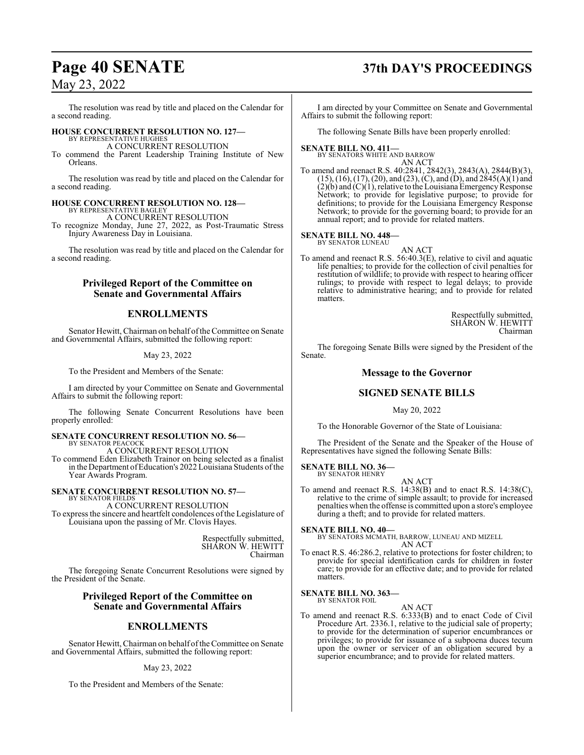The resolution was read by title and placed on the Calendar for a second reading.

**HOUSE CONCURRENT RESOLUTION NO. 127—**
BY REPRESENTATIVE HUGHES
A CONCURRENT RESOLUTION
To commend the Parent Leadership Training Institute of New Orleans.

The resolution was read by title and placed on the Calendar for a second reading.

**HOUSE CONCURRENT RESOLUTION NO. 128—**
BY REPRESENTATIVE BAGLEY
A CONCURRENT RESOLUTION
To recognize Monday, June 27, 2022, as Post-Traumatic Stress Injury Awareness Day in Louisiana.

The resolution was read by title and placed on the Calendar for a second reading.

## Privileged Report of the Committee on Senate and Governmental Affairs

## ENROLLMENTS

Senator Hewitt, Chairman on behalf of the Committee on Senate and Governmental Affairs, submitted the following report:

May 23, 2022

To the President and Members of the Senate:

I am directed by your Committee on Senate and Governmental Affairs to submit the following report:

The following Senate Concurrent Resolutions have been properly enrolled:

**SENATE CONCURRENT RESOLUTION NO. 56—**
BY SENATOR PEACOCK
A CONCURRENT RESOLUTION
To commend Eden Elizabeth Trainor on being selected as a finalist in the Department of Education's 2022 Louisiana Students of the Year Awards Program.

**SENATE CONCURRENT RESOLUTION NO. 57—**
BY SENATOR FIELDS
A CONCURRENT RESOLUTION
To express the sincere and heartfelt condolences of the Legislature of Louisiana upon the passing of Mr. Clovis Hayes.

Respectfully submitted,
SHARON W. HEWITT
Chairman

The foregoing Senate Concurrent Resolutions were signed by the President of the Senate.

## Privileged Report of the Committee on Senate and Governmental Affairs

## ENROLLMENTS

Senator Hewitt, Chairman on behalf of the Committee on Senate and Governmental Affairs, submitted the following report:

May 23, 2022

To the President and Members of the Senate:

I am directed by your Committee on Senate and Governmental Affairs to submit the following report:

The following Senate Bills have been properly enrolled:

**SENATE BILL NO. 411—**
BY SENATORS WHITE AND BARROW
AN ACT
To amend and reenact R.S. 40:2841, 2842(3), 2843(A), 2844(B)(3), (15), (16), (17), (20), and (23), (C), and (D), and 2845(A)(1) and (2)(b) and (C)(1), relative to the Louisiana Emergency Response Network; to provide for legislative purpose; to provide for definitions; to provide for the Louisiana Emergency Response Network; to provide for the governing board; to provide for an annual report; and to provide for related matters.

**SENATE BILL NO. 448—**
BY SENATOR LUNEAU
AN ACT
To amend and reenact R.S. 56:40.3(E), relative to civil and aquatic life penalties; to provide for the collection of civil penalties for restitution of wildlife; to provide with respect to hearing officer rulings; to provide with respect to legal delays; to provide relative to administrative hearing; and to provide for related matters.

Respectfully submitted,
SHARON W. HEWITT
Chairman

The foregoing Senate Bills were signed by the President of the Senate.

## Message to the Governor

## SIGNED SENATE BILLS

May 20, 2022

To the Honorable Governor of the State of Louisiana:

The President of the Senate and the Speaker of the House of Representatives have signed the following Senate Bills:

**SENATE BILL NO. 36—**
BY SENATOR HENRY
AN ACT
To amend and reenact R.S. 14:38(B) and to enact R.S. 14:38(C), relative to the crime of simple assault; to provide for increased penalties when the offense is committed upon a store's employee during a theft; and to provide for related matters.

**SENATE BILL NO. 40—**
BY SENATORS MCMATH, BARROW, LUNEAU AND MIZELL
AN ACT
To enact R.S. 46:286.2, relative to protections for foster children; to provide for special identification cards for children in foster care; to provide for an effective date; and to provide for related matters.

**SENATE BILL NO. 363—**
BY SENATOR FOIL
AN ACT
To amend and reenact R.S. 6:333(B) and to enact Code of Civil Procedure Art. 2336.1, relative to the judicial sale of property; to provide for the determination of superior encumbrances or privileges; to provide for issuance of a subpoena duces tecum upon the owner or servicer of an obligation secured by a superior encumbrance; and to provide for related matters.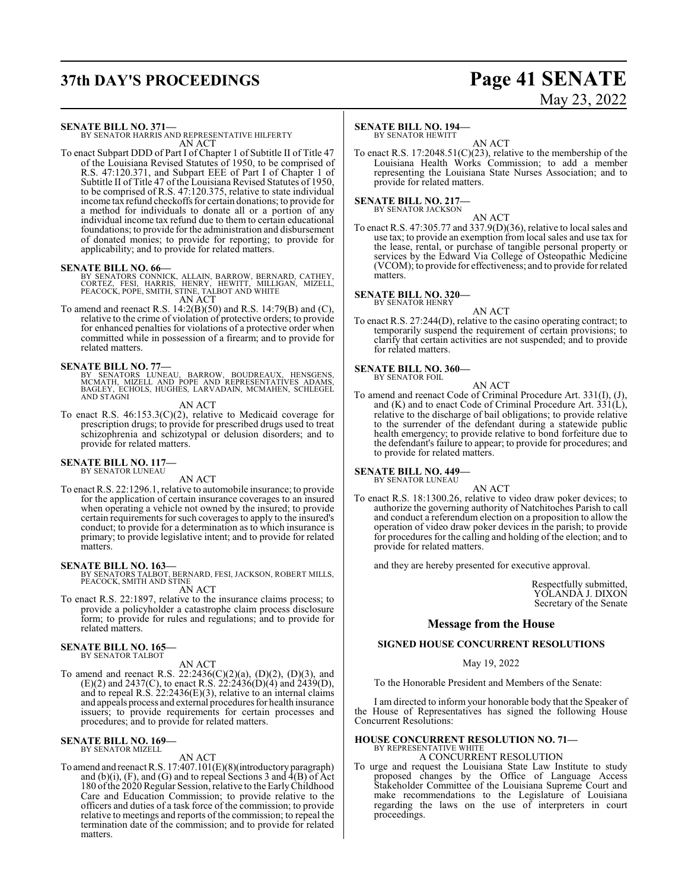**SENATE BILL NO. 371—**
BY SENATOR HARRIS AND REPRESENTATIVE HILFERTY
AN ACT

To enact Subpart DDD of Part I of Chapter 1 of Subtitle II of Title 47 of the Louisiana Revised Statutes of 1950, to be comprised of R.S. 47:120.371, and Subpart EEE of Part I of Chapter 1 of Subtitle II of Title 47 of the Louisiana Revised Statutes of 1950, to be comprised of R.S. 47:120.375, relative to state individual income tax refund checkoffs for certain donations; to provide for a method for individuals to donate all or a portion of any individual income tax refund due to them to certain educational foundations; to provide for the administration and disbursement of donated monies; to provide for reporting; to provide for applicability; and to provide for related matters.

**SENATE BILL NO. 66—**
BY SENATORS CONNICK, ALLAIN, BARROW, BERNARD, CATHEY, CORTEZ, FESI, HARRIS, HENRY, HEWITT, MILLIGAN, MIZELL, PEACOCK, POPE, SMITH, STINE, TALBOT AND WHITE
AN ACT

To amend and reenact R.S. 14:2(B)(50) and R.S. 14:79(B) and (C), relative to the crime of violation of protective orders; to provide for enhanced penalties for violations of a protective order when committed while in possession of a firearm; and to provide for related matters.

**SENATE BILL NO. 77—**
BY SENATORS LUNEAU, BARROW, BOUDREAUX, HENSGENS, MCMATH, MIZELL AND POPE AND REPRESENTATIVES ADAMS, BAGLEY, ECHOLS, HUGHES, LARVADAIN, MCMAHEN, SCHLEGEL AND STAGNI
AN ACT

To enact R.S. 46:153.3(C)(2), relative to Medicaid coverage for prescription drugs; to provide for prescribed drugs used to treat schizophrenia and schizotypal or delusion disorders; and to provide for related matters.

**SENATE BILL NO. 117—**
BY SENATOR LUNEAU
AN ACT

To enact R.S. 22:1296.1, relative to automobile insurance; to provide for the application of certain insurance coverages to an insured when operating a vehicle not owned by the insured; to provide certain requirements for such coverages to apply to the insured's conduct; to provide for a determination as to which insurance is primary; to provide legislative intent; and to provide for related matters.

**SENATE BILL NO. 163—**
BY SENATORS TALBOT, BERNARD, FESI, JACKSON, ROBERT MILLS, PEACOCK, SMITH AND STINE
AN ACT

To enact R.S. 22:1897, relative to the insurance claims process; to provide a policyholder a catastrophe claim process disclosure form; to provide for rules and regulations; and to provide for related matters.

**SENATE BILL NO. 165—**
BY SENATOR TALBOT
AN ACT

To amend and reenact R.S. 22:2436(C)(2)(a), (D)(2), (D)(3), and (E)(2) and 2437(C), to enact R.S. 22:2436(D)(4) and 2439(D), and to repeal R.S. 22:2436(E)(3), relative to an internal claims and appeals process and external procedures for health insurance issuers; to provide requirements for certain processes and procedures; and to provide for related matters.

**SENATE BILL NO. 169—**
BY SENATOR MIZELL
AN ACT

To amend and reenact R.S. 17:407.101(E)(8)(introductory paragraph) and (b)(i), (F), and (G) and to repeal Sections 3 and 4(B) of Act 180 of the 2020 Regular Session, relative to the Early Childhood Care and Education Commission; to provide relative to the officers and duties of a task force of the commission; to provide relative to meetings and reports of the commission; to repeal the termination date of the commission; and to provide for related matters.

**SENATE BILL NO. 194—**
BY SENATOR HEWITT
AN ACT

To enact R.S. 17:2048.51(C)(23), relative to the membership of the Louisiana Health Works Commission; to add a member representing the Louisiana State Nurses Association; and to provide for related matters.

**SENATE BILL NO. 217—**
BY SENATOR JACKSON
AN ACT

To enact R.S. 47:305.77 and 337.9(D)(36), relative to local sales and use tax; to provide an exemption from local sales and use tax for the lease, rental, or purchase of tangible personal property or services by the Edward Via College of Osteopathic Medicine (VCOM); to provide for effectiveness; and to provide for related matters.

**SENATE BILL NO. 320—**
BY SENATOR HENRY
AN ACT

To enact R.S. 27:244(D), relative to the casino operating contract; to temporarily suspend the requirement of certain provisions; to clarify that certain activities are not suspended; and to provide for related matters.

**SENATE BILL NO. 360—**
BY SENATOR FOIL
AN ACT

To amend and reenact Code of Criminal Procedure Art. 331(I), (J), and (K) and to enact Code of Criminal Procedure Art. 331(L), relative to the discharge of bail obligations; to provide relative to the surrender of the defendant during a statewide public health emergency; to provide relative to bond forfeiture due to the defendant's failure to appear; to provide for procedures; and to provide for related matters.

**SENATE BILL NO. 449—**
BY SENATOR LUNEAU
AN ACT

To enact R.S. 18:1300.26, relative to video draw poker devices; to authorize the governing authority of Natchitoches Parish to call and conduct a referendum election on a proposition to allow the operation of video draw poker devices in the parish; to provide for procedures for the calling and holding of the election; and to provide for related matters.

and they are hereby presented for executive approval.

Respectfully submitted,
YOLANDA J. DIXON
Secretary of the Senate

## Message from the House

### SIGNED HOUSE CONCURRENT RESOLUTIONS

May 19, 2022

To the Honorable President and Members of the Senate:

I am directed to inform your honorable body that the Speaker of the House of Representatives has signed the following House Concurrent Resolutions:

**HOUSE CONCURRENT RESOLUTION NO. 71—**
BY REPRESENTATIVE WHITE
A CONCURRENT RESOLUTION

To urge and request the Louisiana State Law Institute to study proposed changes by the Office of Language Access Stakeholder Committee of the Louisiana Supreme Court and make recommendations to the Legislature of Louisiana regarding the laws on the use of interpreters in court proceedings.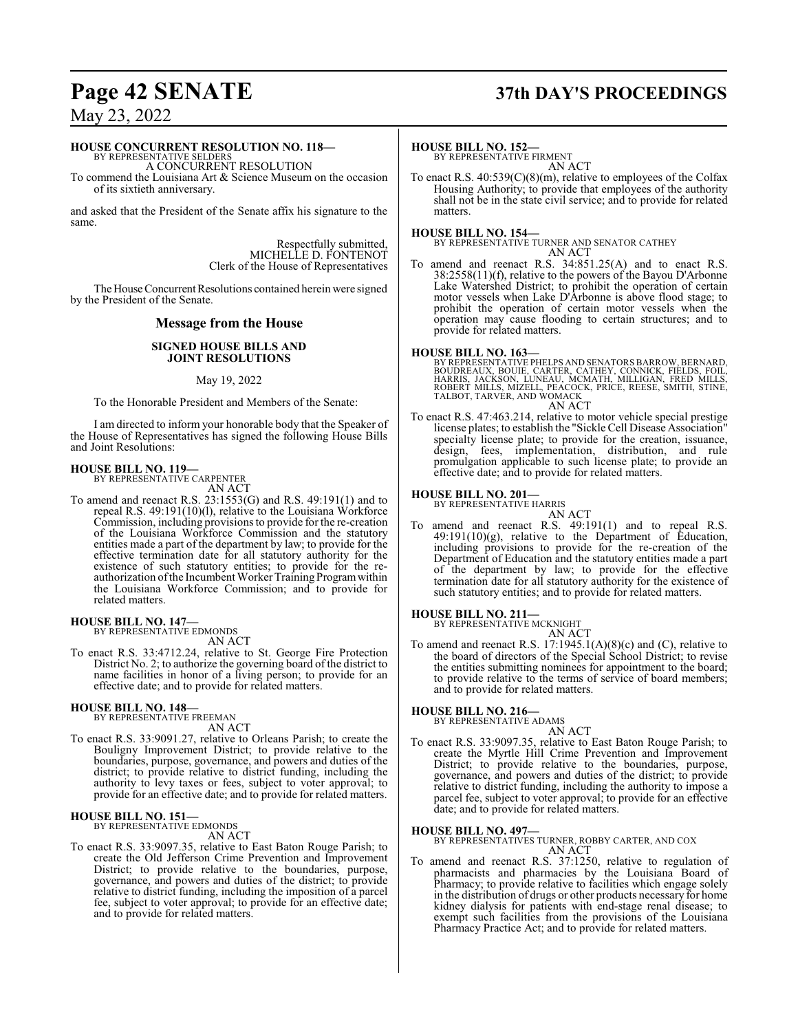**HOUSE CONCURRENT RESOLUTION NO. 118—**
BY REPRESENTATIVE SELDERS
A CONCURRENT RESOLUTION

To commend the Louisiana Art & Science Museum on the occasion of its sixtieth anniversary.

and asked that the President of the Senate affix his signature to the same.

Respectfully submitted,
MICHELLE D. FONTENOT
Clerk of the House of Representatives

The House Concurrent Resolutions contained herein were signed by the President of the Senate.

## Message from the House

### SIGNED HOUSE BILLS AND JOINT RESOLUTIONS

May 19, 2022

To the Honorable President and Members of the Senate:

I am directed to inform your honorable body that the Speaker of the House of Representatives has signed the following House Bills and Joint Resolutions:

**HOUSE BILL NO. 119—**
BY REPRESENTATIVE CARPENTER
AN ACT

To amend and reenact R.S. 23:1553(G) and R.S. 49:191(1) and to repeal R.S. 49:191(10)(l), relative to the Louisiana Workforce Commission, including provisions to provide for the re-creation of the Louisiana Workforce Commission and the statutory entities made a part of the department by law; to provide for the effective termination date for all statutory authority for the existence of such statutory entities; to provide for the re-authorization of the Incumbent Worker Training Program within the Louisiana Workforce Commission; and to provide for related matters.

**HOUSE BILL NO. 147—**
BY REPRESENTATIVE EDMONDS
AN ACT

To enact R.S. 33:4712.24, relative to St. George Fire Protection District No. 2; to authorize the governing board of the district to name facilities in honor of a living person; to provide for an effective date; and to provide for related matters.

**HOUSE BILL NO. 148—**
BY REPRESENTATIVE FREEMAN
AN ACT

To enact R.S. 33:9091.27, relative to Orleans Parish; to create the Bouligny Improvement District; to provide relative to the boundaries, purpose, governance, and powers and duties of the district; to provide relative to district funding, including the authority to levy taxes or fees, subject to voter approval; to provide for an effective date; and to provide for related matters.

**HOUSE BILL NO. 151—**
BY REPRESENTATIVE EDMONDS
AN ACT

To enact R.S. 33:9097.35, relative to East Baton Rouge Parish; to create the Old Jefferson Crime Prevention and Improvement District; to provide relative to the boundaries, purpose, governance, and powers and duties of the district; to provide relative to district funding, including the imposition of a parcel fee, subject to voter approval; to provide for an effective date; and to provide for related matters.

**HOUSE BILL NO. 152—**
BY REPRESENTATIVE FIRMENT
AN ACT

To enact R.S. 40:539(C)(8)(m), relative to employees of the Colfax Housing Authority; to provide that employees of the authority shall not be in the state civil service; and to provide for related matters.

**HOUSE BILL NO. 154—**
BY REPRESENTATIVE TURNER AND SENATOR CATHEY
AN ACT

To amend and reenact R.S. 34:851.25(A) and to enact R.S. 38:2558(11)(f), relative to the powers of the Bayou D'Arbonne Lake Watershed District; to prohibit the operation of certain motor vessels when Lake D'Arbonne is above flood stage; to prohibit the operation of certain motor vessels when the operation may cause flooding to certain structures; and to provide for related matters.

**HOUSE BILL NO. 163—**
BY REPRESENTATIVE PHELPS AND SENATORS BARROW, BERNARD, BOUDREAUX, BOUIE, CARTER, CATHEY, CONNICK, FIELDS, FOIL, HARRIS, JACKSON, LUNEAU, MCMATH, MILLIGAN, FRED MILLS, ROBERT MILLS, MIZELL, PEACOCK, PRICE, REESE, SMITH, STINE, TALBOT, TARVER, AND WOMACK
AN ACT

To enact R.S. 47:463.214, relative to motor vehicle special prestige license plates; to establish the "Sickle Cell Disease Association" specialty license plate; to provide for the creation, issuance, design, fees, implementation, distribution, and rule promulgation applicable to such license plate; to provide an effective date; and to provide for related matters.

**HOUSE BILL NO. 201—**
BY REPRESENTATIVE HARRIS
AN ACT

To amend and reenact R.S. 49:191(1) and to repeal R.S. 49:191(10)(g), relative to the Department of Education, including provisions to provide for the re-creation of the Department of Education and the statutory entities made a part of the department by law; to provide for the effective termination date for all statutory authority for the existence of such statutory entities; and to provide for related matters.

**HOUSE BILL NO. 211—**
BY REPRESENTATIVE MCKNIGHT
AN ACT

To amend and reenact R.S. 17:1945.1(A)(8)(c) and (C), relative to the board of directors of the Special School District; to revise the entities submitting nominees for appointment to the board; to provide relative to the terms of service of board members; and to provide for related matters.

**HOUSE BILL NO. 216—**
BY REPRESENTATIVE ADAMS
AN ACT

To enact R.S. 33:9097.35, relative to East Baton Rouge Parish; to create the Myrtle Hill Crime Prevention and Improvement District; to provide relative to the boundaries, purpose, governance, and powers and duties of the district; to provide relative to district funding, including the authority to impose a parcel fee, subject to voter approval; to provide for an effective date; and to provide for related matters.

**HOUSE BILL NO. 497—**
BY REPRESENTATIVES TURNER, ROBBY CARTER, AND COX
AN ACT

To amend and reenact R.S. 37:1250, relative to regulation of pharmacists and pharmacies by the Louisiana Board of Pharmacy; to provide relative to facilities which engage solely in the distribution of drugs or other products necessary for home kidney dialysis for patients with end-stage renal disease; to exempt such facilities from the provisions of the Louisiana Pharmacy Practice Act; and to provide for related matters.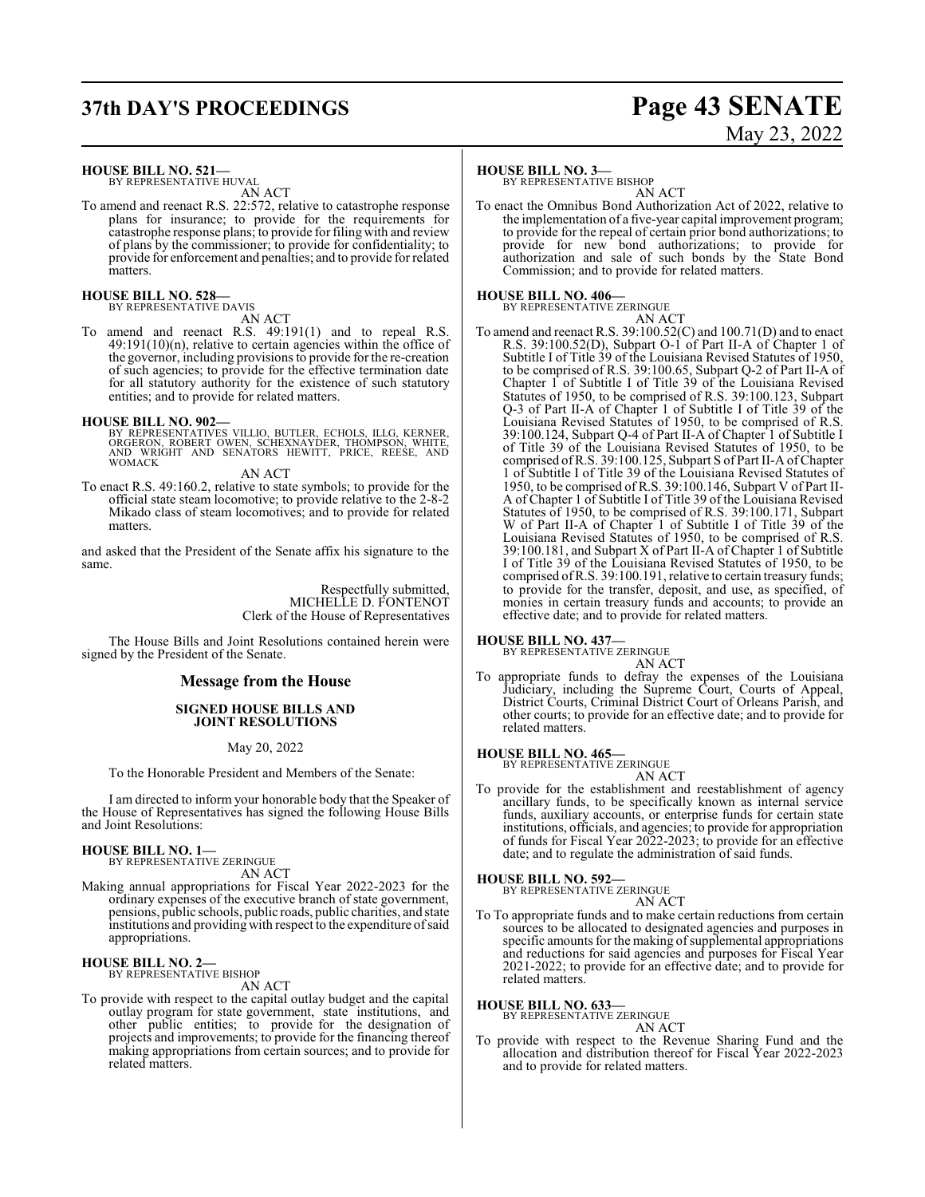**HOUSE BILL NO. 521—**
BY REPRESENTATIVE HUVAL
AN ACT

To amend and reenact R.S. 22:572, relative to catastrophe response plans for insurance; to provide for the requirements for catastrophe response plans; to provide for filing with and review of plans by the commissioner; to provide for confidentiality; to provide for enforcement and penalties; and to provide for related matters.

**HOUSE BILL NO. 528—**
BY REPRESENTATIVE DAVIS
AN ACT

To amend and reenact R.S. 49:191(1) and to repeal R.S. 49:191(10)(n), relative to certain agencies within the office of the governor, including provisions to provide for the re-creation of such agencies; to provide for the effective termination date for all statutory authority for the existence of such statutory entities; and to provide for related matters.

**HOUSE BILL NO. 902—**
BY REPRESENTATIVES VILLIO, BUTLER, ECHOLS, ILLG, KERNER, ORGERON, ROBERT OWEN, SCHEXNAYDER, THOMPSON, WHITE, AND WRIGHT AND SENATORS HEWITT, PRICE, REESE, AND WOMACK
AN ACT

To enact R.S. 49:160.2, relative to state symbols; to provide for the official state steam locomotive; to provide relative to the 2-8-2 Mikado class of steam locomotives; and to provide for related matters.

and asked that the President of the Senate affix his signature to the same.

Respectfully submitted,
MICHELLE D. FONTENOT
Clerk of the House of Representatives

The House Bills and Joint Resolutions contained herein were signed by the President of the Senate.

## Message from the House

### SIGNED HOUSE BILLS AND JOINT RESOLUTIONS

May 20, 2022

To the Honorable President and Members of the Senate:

I am directed to inform your honorable body that the Speaker of the House of Representatives has signed the following House Bills and Joint Resolutions:

**HOUSE BILL NO. 1—**
BY REPRESENTATIVE ZERINGUE
AN ACT

Making annual appropriations for Fiscal Year 2022-2023 for the ordinary expenses of the executive branch of state government, pensions, public schools, public roads, public charities, and state institutions and providing with respect to the expenditure of said appropriations.

**HOUSE BILL NO. 2—**
BY REPRESENTATIVE BISHOP
AN ACT

To provide with respect to the capital outlay budget and the capital outlay program for state government, state institutions, and other public entities; to provide for the designation of projects and improvements; to provide for the financing thereof making appropriations from certain sources; and to provide for related matters.

**HOUSE BILL NO. 3—**
BY REPRESENTATIVE BISHOP
AN ACT

To enact the Omnibus Bond Authorization Act of 2022, relative to the implementation of a five-year capital improvement program; to provide for the repeal of certain prior bond authorizations; to provide for new bond authorizations; to provide for authorization and sale of such bonds by the State Bond Commission; and to provide for related matters.

**HOUSE BILL NO. 406—**
BY REPRESENTATIVE ZERINGUE
AN ACT

To amend and reenact R.S. 39:100.52(C) and 100.71(D) and to enact R.S. 39:100.52(D), Subpart O-1 of Part II-A of Chapter 1 of Subtitle I of Title 39 of the Louisiana Revised Statutes of 1950, to be comprised of R.S. 39:100.65, Subpart Q-2 of Part II-A of Chapter 1 of Subtitle I of Title 39 of the Louisiana Revised Statutes of 1950, to be comprised of R.S. 39:100.123, Subpart Q-3 of Part II-A of Chapter 1 of Subtitle I of Title 39 of the Louisiana Revised Statutes of 1950, to be comprised of R.S. 39:100.124, Subpart Q-4 of Part II-A of Chapter 1 of Subtitle I of Title 39 of the Louisiana Revised Statutes of 1950, to be comprised of R.S. 39:100.125, Subpart S of Part II-A of Chapter 1 of Subtitle I of Title 39 of the Louisiana Revised Statutes of 1950, to be comprised of R.S. 39:100.146, Subpart V of Part II-A of Chapter 1 of Subtitle I of Title 39 of the Louisiana Revised Statutes of 1950, to be comprised of R.S. 39:100.171, Subpart W of Part II-A of Chapter 1 of Subtitle I of Title 39 of the Louisiana Revised Statutes of 1950, to be comprised of R.S. 39:100.181, and Subpart X of Part II-A of Chapter 1 of Subtitle I of Title 39 of the Louisiana Revised Statutes of 1950, to be comprised of R.S. 39:100.191, relative to certain treasury funds; to provide for the transfer, deposit, and use, as specified, of monies in certain treasury funds and accounts; to provide an effective date; and to provide for related matters.

**HOUSE BILL NO. 437—**
BY REPRESENTATIVE ZERINGUE
AN ACT

To appropriate funds to defray the expenses of the Louisiana Judiciary, including the Supreme Court, Courts of Appeal, District Courts, Criminal District Court of Orleans Parish, and other courts; to provide for an effective date; and to provide for related matters.

**HOUSE BILL NO. 465—**
BY REPRESENTATIVE ZERINGUE
AN ACT

To provide for the establishment and reestablishment of agency ancillary funds, to be specifically known as internal service funds, auxiliary accounts, or enterprise funds for certain state institutions, officials, and agencies; to provide for appropriation of funds for Fiscal Year 2022-2023; to provide for an effective date; and to regulate the administration of said funds.

**HOUSE BILL NO. 592—**
BY REPRESENTATIVE ZERINGUE
AN ACT

To To appropriate funds and to make certain reductions from certain sources to be allocated to designated agencies and purposes in specific amounts for the making of supplemental appropriations and reductions for said agencies and purposes for Fiscal Year 2021-2022; to provide for an effective date; and to provide for related matters.

**HOUSE BILL NO. 633—**
BY REPRESENTATIVE ZERINGUE
AN ACT

To provide with respect to the Revenue Sharing Fund and the allocation and distribution thereof for Fiscal Year 2022-2023 and to provide for related matters.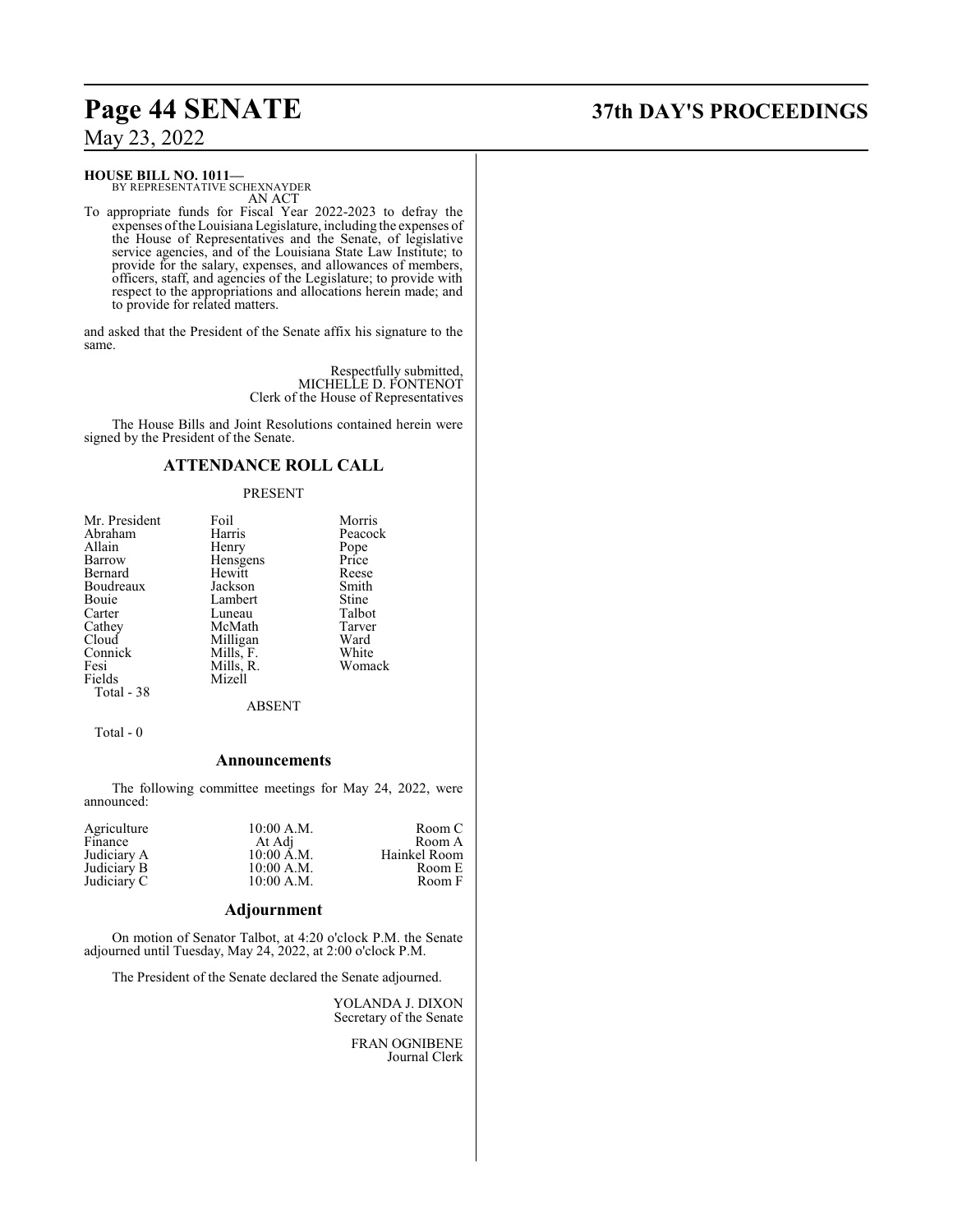**HOUSE BILL NO. 1011—**
BY REPRESENTATIVE SCHEXNAYDER
AN ACT

To appropriate funds for Fiscal Year 2022-2023 to defray the expenses of the Louisiana Legislature, including the expenses of the House of Representatives and the Senate, of legislative service agencies, and of the Louisiana State Law Institute; to provide for the salary, expenses, and allowances of members, officers, staff, and agencies of the Legislature; to provide with respect to the appropriations and allocations herein made; and to provide for related matters.

and asked that the President of the Senate affix his signature to the same.

Respectfully submitted,
MICHELLE D. FONTENOT
Clerk of the House of Representatives

The House Bills and Joint Resolutions contained herein were signed by the President of the Senate.

## ATTENDANCE ROLL CALL

PRESENT

| | | |
|---|---|---|
| Mr. President | Foil | Morris |
| Abraham | Harris | Peacock |
| Allain | Henry | Pope |
| Barrow | Hensgens | Price |
| Bernard | Hewitt | Reese |
| Boudreaux | Jackson | Smith |
| Bouie | Lambert | Stine |
| Carter | Luneau | Talbot |
| Cathey | McMath | Tarver |
| Cloud | Milligan | Ward |
| Connick | Mills, F. | White |
| Fesi | Mills, R. | Womack |
| Fields | Mizell | |

Total - 38

ABSENT

Total - 0

## Announcements

The following committee meetings for May 24, 2022, were announced:

| | | |
|---|---|---|
| Agriculture | 10:00 A.M. | Room C |
| Finance | At Adj | Room A |
| Judiciary A | 10:00 A.M. | Hainkel Room |
| Judiciary B | 10:00 A.M. | Room E |
| Judiciary C | 10:00 A.M. | Room F |

## Adjournment

On motion of Senator Talbot, at 4:20 o'clock P.M. the Senate adjourned until Tuesday, May 24, 2022, at 2:00 o'clock P.M.

The President of the Senate declared the Senate adjourned.

YOLANDA J. DIXON
Secretary of the Senate

FRAN OGNIBENE
Journal Clerk